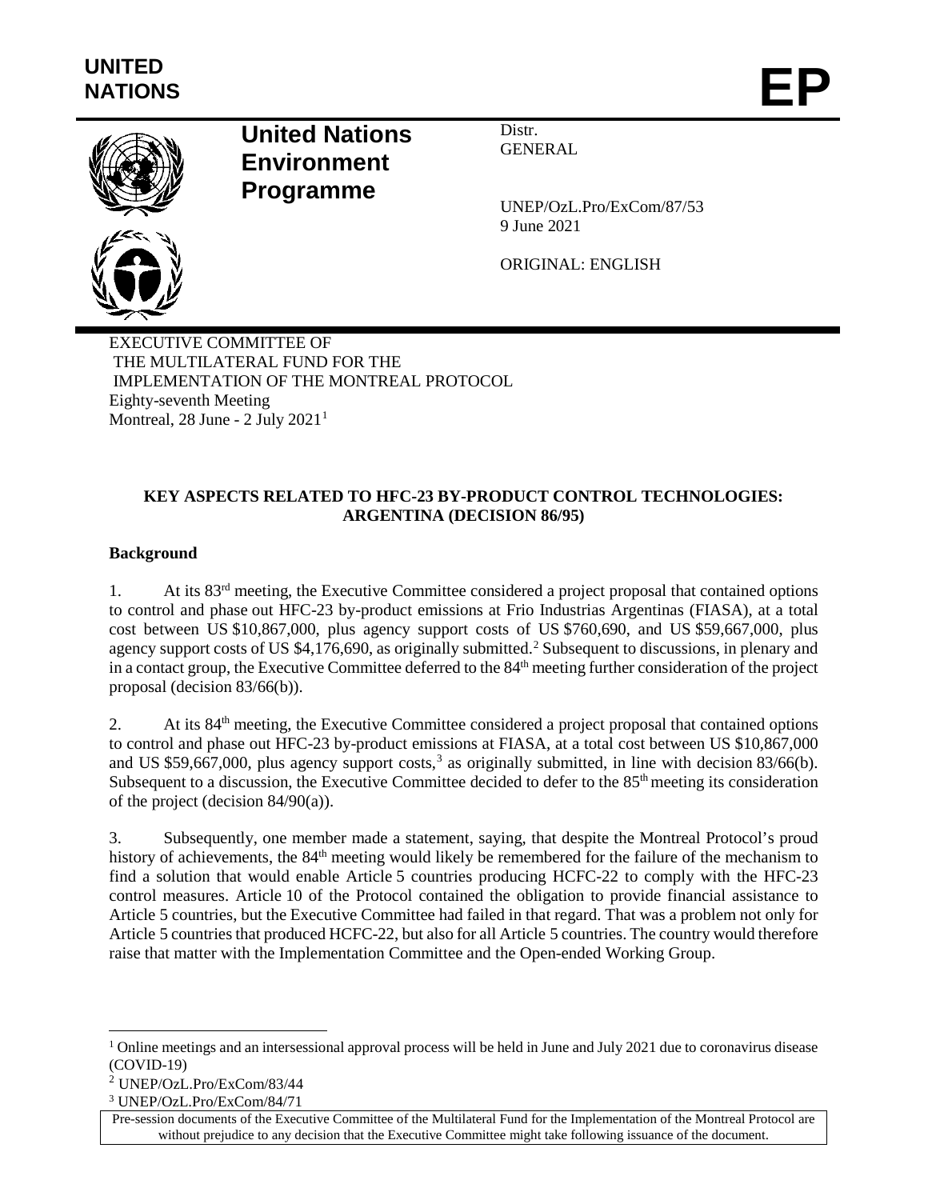# UNITED NATIONS

# EP

**United Nations Environment Programme**

Distr.
GENERAL

UNEP/OzL.Pro/ExCom/87/53
9 June 2021

ORIGINAL: ENGLISH

EXECUTIVE COMMITTEE OF
THE MULTILATERAL FUND FOR THE
IMPLEMENTATION OF THE MONTREAL PROTOCOL
Eighty-seventh Meeting
Montreal, 28 June - 2 July 2021[1]

## KEY ASPECTS RELATED TO HFC-23 BY-PRODUCT CONTROL TECHNOLOGIES: ARGENTINA (DECISION 86/95)

### Background

1. At its 83rd meeting, the Executive Committee considered a project proposal that contained options to control and phase out HFC-23 by-product emissions at Frio Industrias Argentinas (FIASA), at a total cost between US $10,867,000, plus agency support costs of US $760,690, and US $59,667,000, plus agency support costs of US $4,176,690, as originally submitted.[2] Subsequent to discussions, in plenary and in a contact group, the Executive Committee deferred to the 84th meeting further consideration of the project proposal (decision 83/66(b)).

2. At its 84th meeting, the Executive Committee considered a project proposal that contained options to control and phase out HFC-23 by-product emissions at FIASA, at a total cost between US $10,867,000 and US $59,667,000, plus agency support costs,[3] as originally submitted, in line with decision 83/66(b). Subsequent to a discussion, the Executive Committee decided to defer to the 85th meeting its consideration of the project (decision 84/90(a)).

3. Subsequently, one member made a statement, saying, that despite the Montreal Protocol's proud history of achievements, the 84th meeting would likely be remembered for the failure of the mechanism to find a solution that would enable Article 5 countries producing HCFC-22 to comply with the HFC-23 control measures. Article 10 of the Protocol contained the obligation to provide financial assistance to Article 5 countries, but the Executive Committee had failed in that regard. That was a problem not only for Article 5 countries that produced HCFC-22, but also for all Article 5 countries. The country would therefore raise that matter with the Implementation Committee and the Open-ended Working Group.

---

[1] Online meetings and an intersessional approval process will be held in June and July 2021 due to coronavirus disease (COVID-19)

[2] UNEP/OzL.Pro/ExCom/83/44

[3] UNEP/OzL.Pro/ExCom/84/71

Pre-session documents of the Executive Committee of the Multilateral Fund for the Implementation of the Montreal Protocol are without prejudice to any decision that the Executive Committee might take following issuance of the document.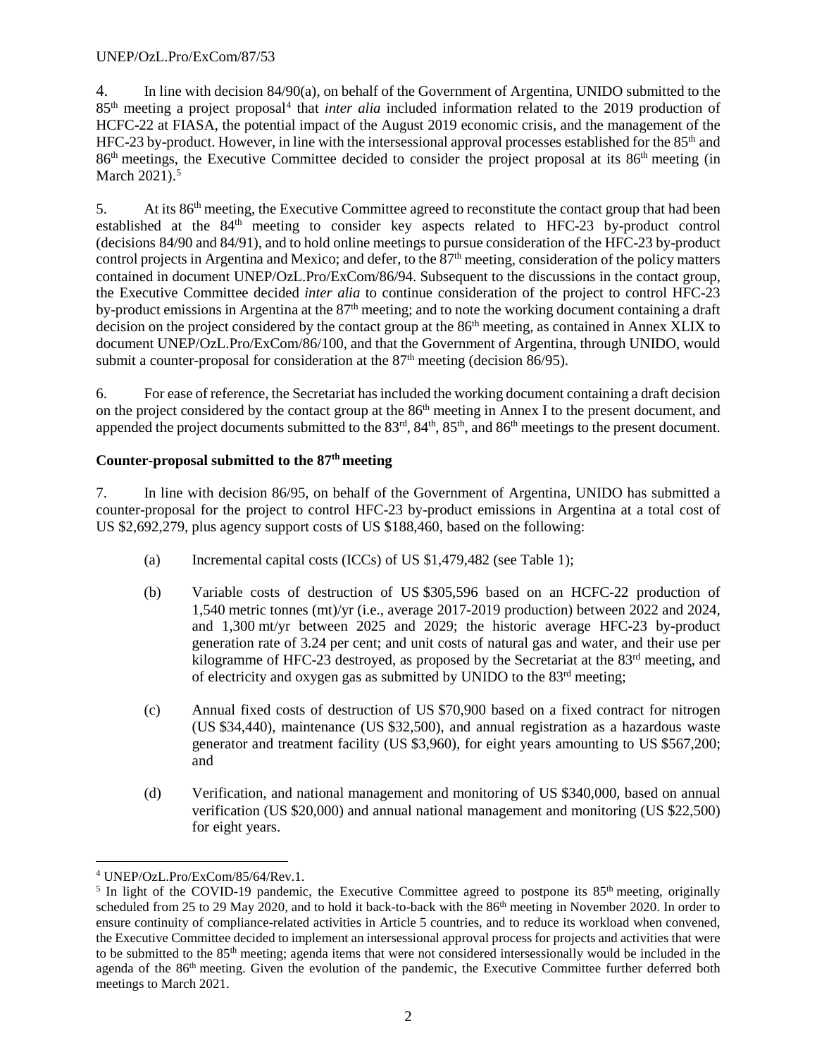4. In line with decision 84/90(a), on behalf of the Government of Argentina, UNIDO submitted to the 85th meeting a project proposal[4] that *inter alia* included information related to the 2019 production of HCFC-22 at FIASA, the potential impact of the August 2019 economic crisis, and the management of the HFC-23 by-product. However, in line with the intersessional approval processes established for the 85th and 86th meetings, the Executive Committee decided to consider the project proposal at its 86th meeting (in March 2021).[5]

5. At its 86th meeting, the Executive Committee agreed to reconstitute the contact group that had been established at the 84th meeting to consider key aspects related to HFC-23 by-product control (decisions 84/90 and 84/91), and to hold online meetings to pursue consideration of the HFC-23 by-product control projects in Argentina and Mexico; and defer, to the 87th meeting, consideration of the policy matters contained in document UNEP/OzL.Pro/ExCom/86/94. Subsequent to the discussions in the contact group, the Executive Committee decided *inter alia* to continue consideration of the project to control HFC-23 by-product emissions in Argentina at the 87th meeting; and to note the working document containing a draft decision on the project considered by the contact group at the 86th meeting, as contained in Annex XLIX to document UNEP/OzL.Pro/ExCom/86/100, and that the Government of Argentina, through UNIDO, would submit a counter-proposal for consideration at the 87th meeting (decision 86/95).

6. For ease of reference, the Secretariat has included the working document containing a draft decision on the project considered by the contact group at the 86th meeting in Annex I to the present document, and appended the project documents submitted to the 83rd, 84th, 85th, and 86th meetings to the present document.

**Counter-proposal submitted to the 87th meeting**

7. In line with decision 86/95, on behalf of the Government of Argentina, UNIDO has submitted a counter-proposal for the project to control HFC-23 by-product emissions in Argentina at a total cost of US $2,692,279, plus agency support costs of US $188,460, based on the following:

(a) Incremental capital costs (ICCs) of US $1,479,482 (see Table 1);

(b) Variable costs of destruction of US $305,596 based on an HCFC-22 production of 1,540 metric tonnes (mt)/yr (i.e., average 2017-2019 production) between 2022 and 2024, and 1,300 mt/yr between 2025 and 2029; the historic average HFC-23 by-product generation rate of 3.24 per cent; and unit costs of natural gas and water, and their use per kilogramme of HFC-23 destroyed, as proposed by the Secretariat at the 83rd meeting, and of electricity and oxygen gas as submitted by UNIDO to the 83rd meeting;

(c) Annual fixed costs of destruction of US $70,900 based on a fixed contract for nitrogen (US $34,440), maintenance (US $32,500), and annual registration as a hazardous waste generator and treatment facility (US $3,960), for eight years amounting to US $567,200; and

(d) Verification, and national management and monitoring of US $340,000, based on annual verification (US $20,000) and annual national management and monitoring (US $22,500) for eight years.

---

[4] UNEP/OzL.Pro/ExCom/85/64/Rev.1.

[5] In light of the COVID-19 pandemic, the Executive Committee agreed to postpone its 85th meeting, originally scheduled from 25 to 29 May 2020, and to hold it back-to-back with the 86th meeting in November 2020. In order to ensure continuity of compliance-related activities in Article 5 countries, and to reduce its workload when convened, the Executive Committee decided to implement an intersessional approval process for projects and activities that were to be submitted to the 85th meeting; agenda items that were not considered intersessionally would be included in the agenda of the 86th meeting. Given the evolution of the pandemic, the Executive Committee further deferred both meetings to March 2021.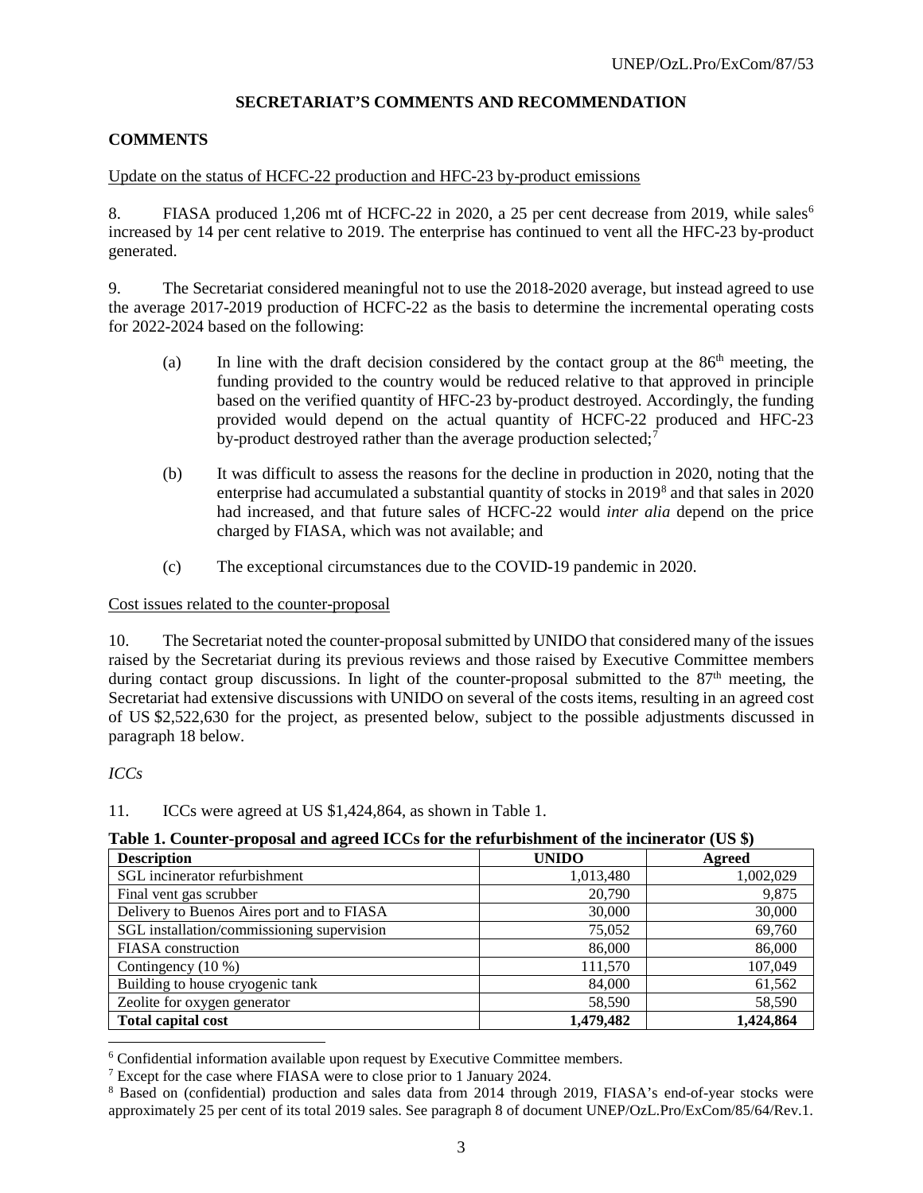## SECRETARIAT'S COMMENTS AND RECOMMENDATION

### COMMENTS

Update on the status of HCFC-22 production and HFC-23 by-product emissions

8. FIASA produced 1,206 mt of HCFC-22 in 2020, a 25 per cent decrease from 2019, while sales[6] increased by 14 per cent relative to 2019. The enterprise has continued to vent all the HFC-23 by-product generated.

9. The Secretariat considered meaningful not to use the 2018-2020 average, but instead agreed to use the average 2017-2019 production of HCFC-22 as the basis to determine the incremental operating costs for 2022-2024 based on the following:

(a) In line with the draft decision considered by the contact group at the 86th meeting, the funding provided to the country would be reduced relative to that approved in principle based on the verified quantity of HFC-23 by-product destroyed. Accordingly, the funding provided would depend on the actual quantity of HCFC-22 produced and HFC-23 by-product destroyed rather than the average production selected;[7]

(b) It was difficult to assess the reasons for the decline in production in 2020, noting that the enterprise had accumulated a substantial quantity of stocks in 2019[8] and that sales in 2020 had increased, and that future sales of HCFC-22 would *inter alia* depend on the price charged by FIASA, which was not available; and

(c) The exceptional circumstances due to the COVID-19 pandemic in 2020.

Cost issues related to the counter-proposal

10. The Secretariat noted the counter-proposal submitted by UNIDO that considered many of the issues raised by the Secretariat during its previous reviews and those raised by Executive Committee members during contact group discussions. In light of the counter-proposal submitted to the 87th meeting, the Secretariat had extensive discussions with UNIDO on several of the costs items, resulting in an agreed cost of US $2,522,630 for the project, as presented below, subject to the possible adjustments discussed in paragraph 18 below.

*ICCs*

11. ICCs were agreed at US $1,424,864, as shown in Table 1.

**Table 1. Counter-proposal and agreed ICCs for the refurbishment of the incinerator (US $)**

| Description | UNIDO | Agreed |
|---|---|---|
| SGL incinerator refurbishment | 1,013,480 | 1,002,029 |
| Final vent gas scrubber | 20,790 | 9,875 |
| Delivery to Buenos Aires port and to FIASA | 30,000 | 30,000 |
| SGL installation/commissioning supervision | 75,052 | 69,760 |
| FIASA construction | 86,000 | 86,000 |
| Contingency (10 %) | 111,570 | 107,049 |
| Building to house cryogenic tank | 84,000 | 61,562 |
| Zeolite for oxygen generator | 58,590 | 58,590 |
| **Total capital cost** | **1,479,482** | **1,424,864** |

[6] Confidential information available upon request by Executive Committee members.

[7] Except for the case where FIASA were to close prior to 1 January 2024.

[8] Based on (confidential) production and sales data from 2014 through 2019, FIASA's end-of-year stocks were approximately 25 per cent of its total 2019 sales. See paragraph 8 of document UNEP/OzL.Pro/ExCom/85/64/Rev.1.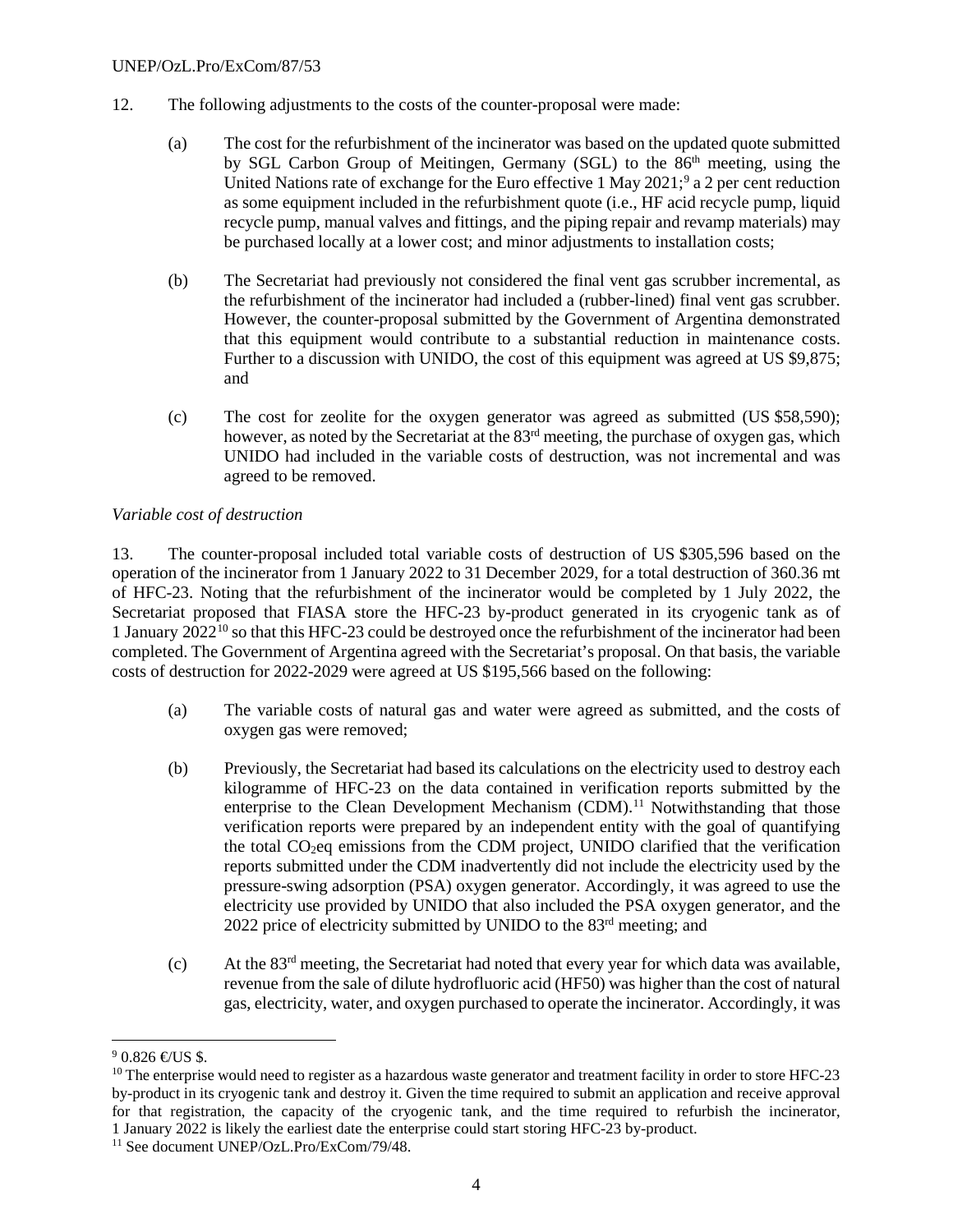12. The following adjustments to the costs of the counter-proposal were made:

(a) The cost for the refurbishment of the incinerator was based on the updated quote submitted by SGL Carbon Group of Meitingen, Germany (SGL) to the 86th meeting, using the United Nations rate of exchange for the Euro effective 1 May 2021;[9] a 2 per cent reduction as some equipment included in the refurbishment quote (i.e., HF acid recycle pump, liquid recycle pump, manual valves and fittings, and the piping repair and revamp materials) may be purchased locally at a lower cost; and minor adjustments to installation costs;

(b) The Secretariat had previously not considered the final vent gas scrubber incremental, as the refurbishment of the incinerator had included a (rubber-lined) final vent gas scrubber. However, the counter-proposal submitted by the Government of Argentina demonstrated that this equipment would contribute to a substantial reduction in maintenance costs. Further to a discussion with UNIDO, the cost of this equipment was agreed at US $9,875; and

(c) The cost for zeolite for the oxygen generator was agreed as submitted (US $58,590); however, as noted by the Secretariat at the 83rd meeting, the purchase of oxygen gas, which UNIDO had included in the variable costs of destruction, was not incremental and was agreed to be removed.

*Variable cost of destruction*

13. The counter-proposal included total variable costs of destruction of US $305,596 based on the operation of the incinerator from 1 January 2022 to 31 December 2029, for a total destruction of 360.36 mt of HFC-23. Noting that the refurbishment of the incinerator would be completed by 1 July 2022, the Secretariat proposed that FIASA store the HFC-23 by-product generated in its cryogenic tank as of 1 January 2022[10] so that this HFC-23 could be destroyed once the refurbishment of the incinerator had been completed. The Government of Argentina agreed with the Secretariat's proposal. On that basis, the variable costs of destruction for 2022-2029 were agreed at US $195,566 based on the following:

(a) The variable costs of natural gas and water were agreed as submitted, and the costs of oxygen gas were removed;

(b) Previously, the Secretariat had based its calculations on the electricity used to destroy each kilogramme of HFC-23 on the data contained in verification reports submitted by the enterprise to the Clean Development Mechanism (CDM).[11] Notwithstanding that those verification reports were prepared by an independent entity with the goal of quantifying the total $CO_2$eq emissions from the CDM project, UNIDO clarified that the verification reports submitted under the CDM inadvertently did not include the electricity used by the pressure-swing adsorption (PSA) oxygen generator. Accordingly, it was agreed to use the electricity use provided by UNIDO that also included the PSA oxygen generator, and the 2022 price of electricity submitted by UNIDO to the 83rd meeting; and

(c) At the 83rd meeting, the Secretariat had noted that every year for which data was available, revenue from the sale of dilute hydrofluoric acid (HF50) was higher than the cost of natural gas, electricity, water, and oxygen purchased to operate the incinerator. Accordingly, it was

---

[9] 0.826 €/US $.

[10] The enterprise would need to register as a hazardous waste generator and treatment facility in order to store HFC-23 by-product in its cryogenic tank and destroy it. Given the time required to submit an application and receive approval for that registration, the capacity of the cryogenic tank, and the time required to refurbish the incinerator, 1 January 2022 is likely the earliest date the enterprise could start storing HFC-23 by-product.

[11] See document UNEP/OzL.Pro/ExCom/79/48.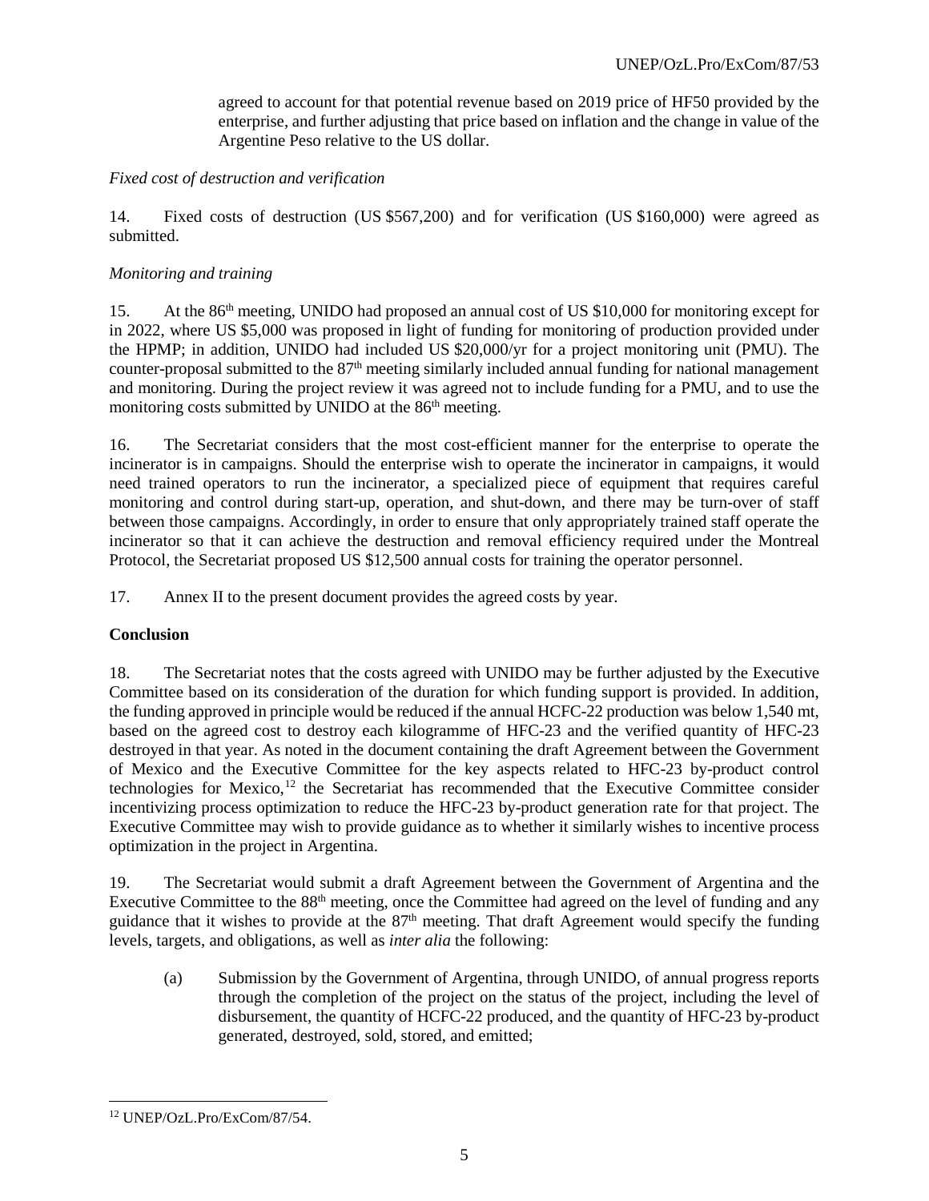agreed to account for that potential revenue based on 2019 price of HF50 provided by the enterprise, and further adjusting that price based on inflation and the change in value of the Argentine Peso relative to the US dollar.

*Fixed cost of destruction and verification*

14. Fixed costs of destruction (US $567,200) and for verification (US $160,000) were agreed as submitted.

*Monitoring and training*

15. At the 86th meeting, UNIDO had proposed an annual cost of US $10,000 for monitoring except for in 2022, where US $5,000 was proposed in light of funding for monitoring of production provided under the HPMP; in addition, UNIDO had included US $20,000/yr for a project monitoring unit (PMU). The counter-proposal submitted to the 87th meeting similarly included annual funding for national management and monitoring. During the project review it was agreed not to include funding for a PMU, and to use the monitoring costs submitted by UNIDO at the 86th meeting.

16. The Secretariat considers that the most cost-efficient manner for the enterprise to operate the incinerator is in campaigns. Should the enterprise wish to operate the incinerator in campaigns, it would need trained operators to run the incinerator, a specialized piece of equipment that requires careful monitoring and control during start-up, operation, and shut-down, and there may be turn-over of staff between those campaigns. Accordingly, in order to ensure that only appropriately trained staff operate the incinerator so that it can achieve the destruction and removal efficiency required under the Montreal Protocol, the Secretariat proposed US $12,500 annual costs for training the operator personnel.

17. Annex II to the present document provides the agreed costs by year.

**Conclusion**

18. The Secretariat notes that the costs agreed with UNIDO may be further adjusted by the Executive Committee based on its consideration of the duration for which funding support is provided. In addition, the funding approved in principle would be reduced if the annual HCFC-22 production was below 1,540 mt, based on the agreed cost to destroy each kilogramme of HFC-23 and the verified quantity of HFC-23 destroyed in that year. As noted in the document containing the draft Agreement between the Government of Mexico and the Executive Committee for the key aspects related to HFC-23 by-product control technologies for Mexico,[12] the Secretariat has recommended that the Executive Committee consider incentivizing process optimization to reduce the HFC-23 by-product generation rate for that project. The Executive Committee may wish to provide guidance as to whether it similarly wishes to incentive process optimization in the project in Argentina.

19. The Secretariat would submit a draft Agreement between the Government of Argentina and the Executive Committee to the 88th meeting, once the Committee had agreed on the level of funding and any guidance that it wishes to provide at the 87th meeting. That draft Agreement would specify the funding levels, targets, and obligations, as well as *inter alia* the following:

(a) Submission by the Government of Argentina, through UNIDO, of annual progress reports through the completion of the project on the status of the project, including the level of disbursement, the quantity of HCFC-22 produced, and the quantity of HFC-23 by-product generated, destroyed, sold, stored, and emitted;

[12] UNEP/OzL.Pro/ExCom/87/54.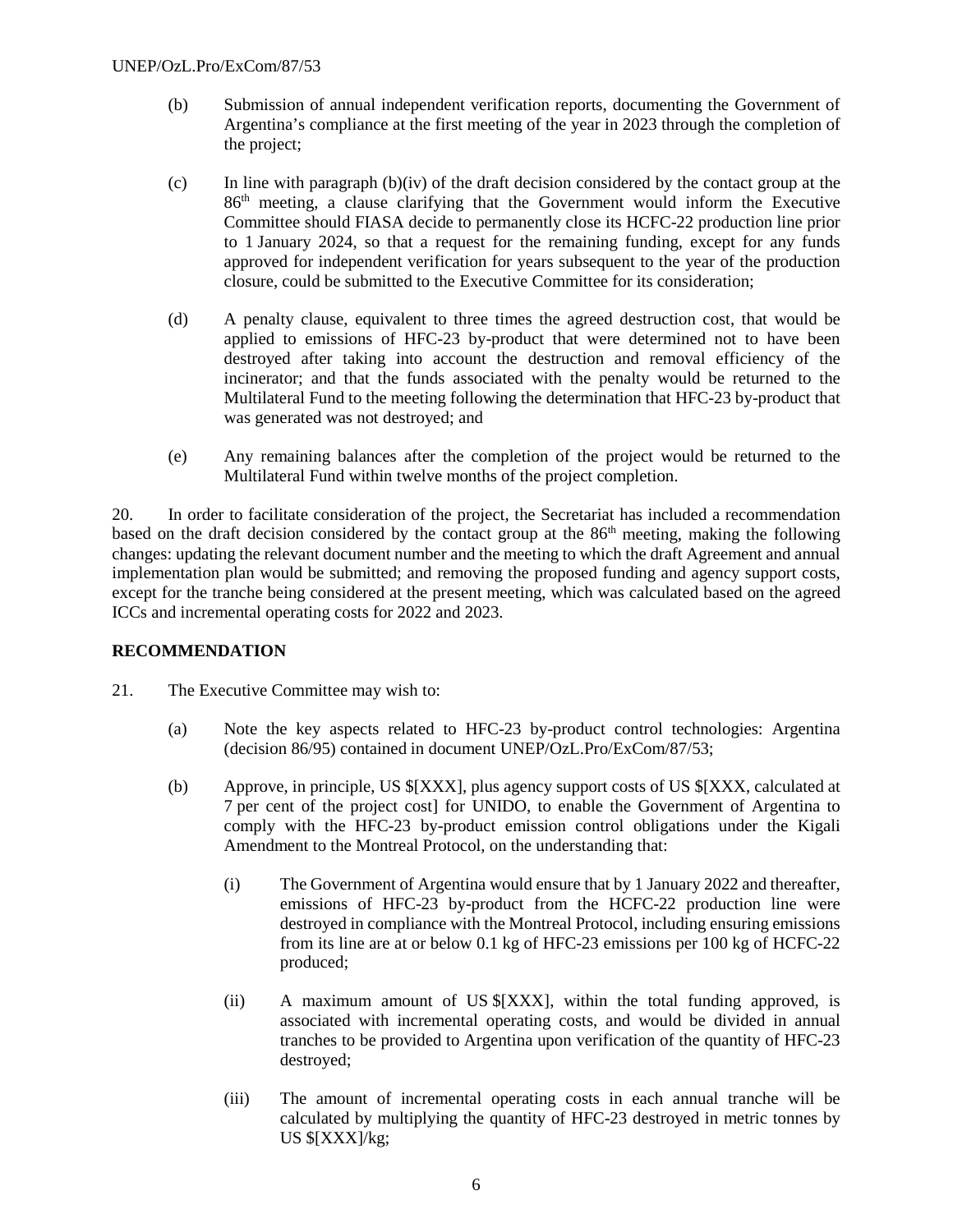(b) Submission of annual independent verification reports, documenting the Government of Argentina's compliance at the first meeting of the year in 2023 through the completion of the project;

(c) In line with paragraph (b)(iv) of the draft decision considered by the contact group at the 86th meeting, a clause clarifying that the Government would inform the Executive Committee should FIASA decide to permanently close its HCFC-22 production line prior to 1 January 2024, so that a request for the remaining funding, except for any funds approved for independent verification for years subsequent to the year of the production closure, could be submitted to the Executive Committee for its consideration;

(d) A penalty clause, equivalent to three times the agreed destruction cost, that would be applied to emissions of HFC-23 by-product that were determined not to have been destroyed after taking into account the destruction and removal efficiency of the incinerator; and that the funds associated with the penalty would be returned to the Multilateral Fund to the meeting following the determination that HFC-23 by-product that was generated was not destroyed; and

(e) Any remaining balances after the completion of the project would be returned to the Multilateral Fund within twelve months of the project completion.

20. In order to facilitate consideration of the project, the Secretariat has included a recommendation based on the draft decision considered by the contact group at the 86th meeting, making the following changes: updating the relevant document number and the meeting to which the draft Agreement and annual implementation plan would be submitted; and removing the proposed funding and agency support costs, except for the tranche being considered at the present meeting, which was calculated based on the agreed ICCs and incremental operating costs for 2022 and 2023.

**RECOMMENDATION**

21. The Executive Committee may wish to:

(a) Note the key aspects related to HFC-23 by-product control technologies: Argentina (decision 86/95) contained in document UNEP/OzL.Pro/ExCom/87/53;

(b) Approve, in principle, US $[XXX], plus agency support costs of US $[XXX, calculated at 7 per cent of the project cost] for UNIDO, to enable the Government of Argentina to comply with the HFC-23 by-product emission control obligations under the Kigali Amendment to the Montreal Protocol, on the understanding that:

(i) The Government of Argentina would ensure that by 1 January 2022 and thereafter, emissions of HFC-23 by-product from the HCFC-22 production line were destroyed in compliance with the Montreal Protocol, including ensuring emissions from its line are at or below 0.1 kg of HFC-23 emissions per 100 kg of HCFC-22 produced;

(ii) A maximum amount of US $[XXX], within the total funding approved, is associated with incremental operating costs, and would be divided in annual tranches to be provided to Argentina upon verification of the quantity of HFC-23 destroyed;

(iii) The amount of incremental operating costs in each annual tranche will be calculated by multiplying the quantity of HFC-23 destroyed in metric tonnes by US $[XXX]/kg;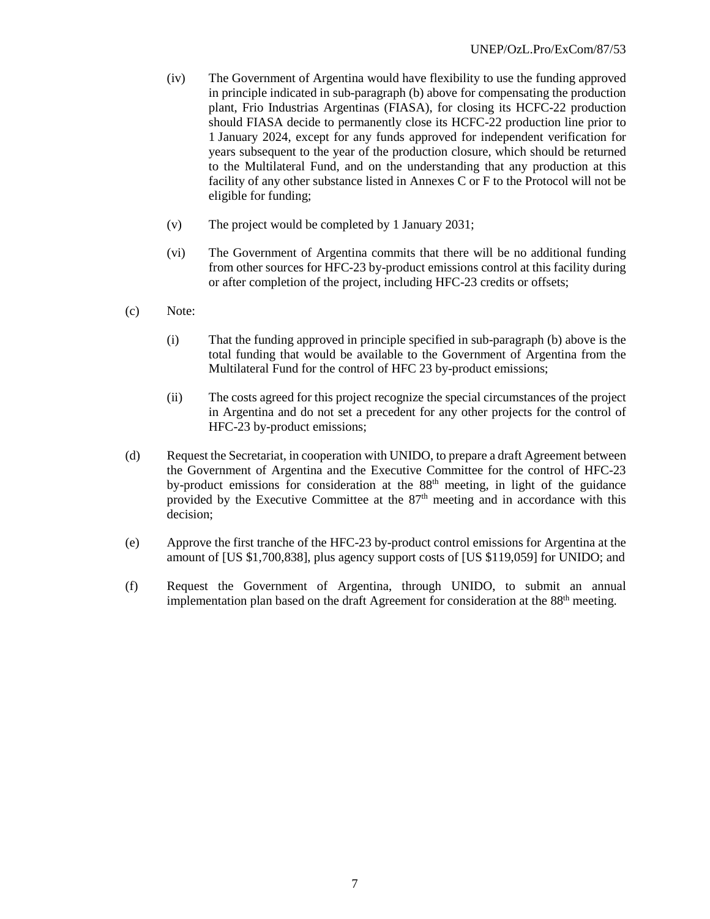(iv) The Government of Argentina would have flexibility to use the funding approved in principle indicated in sub-paragraph (b) above for compensating the production plant, Frio Industrias Argentinas (FIASA), for closing its HCFC-22 production should FIASA decide to permanently close its HCFC-22 production line prior to 1 January 2024, except for any funds approved for independent verification for years subsequent to the year of the production closure, which should be returned to the Multilateral Fund, and on the understanding that any production at this facility of any other substance listed in Annexes C or F to the Protocol will not be eligible for funding;

(v) The project would be completed by 1 January 2031;

(vi) The Government of Argentina commits that there will be no additional funding from other sources for HFC-23 by-product emissions control at this facility during or after completion of the project, including HFC-23 credits or offsets;

(c) Note:

(i) That the funding approved in principle specified in sub-paragraph (b) above is the total funding that would be available to the Government of Argentina from the Multilateral Fund for the control of HFC 23 by-product emissions;

(ii) The costs agreed for this project recognize the special circumstances of the project in Argentina and do not set a precedent for any other projects for the control of HFC-23 by-product emissions;

(d) Request the Secretariat, in cooperation with UNIDO, to prepare a draft Agreement between the Government of Argentina and the Executive Committee for the control of HFC-23 by-product emissions for consideration at the 88th meeting, in light of the guidance provided by the Executive Committee at the 87th meeting and in accordance with this decision;

(e) Approve the first tranche of the HFC-23 by-product control emissions for Argentina at the amount of [US $1,700,838], plus agency support costs of [US $119,059] for UNIDO; and

(f) Request the Government of Argentina, through UNIDO, to submit an annual implementation plan based on the draft Agreement for consideration at the 88th meeting.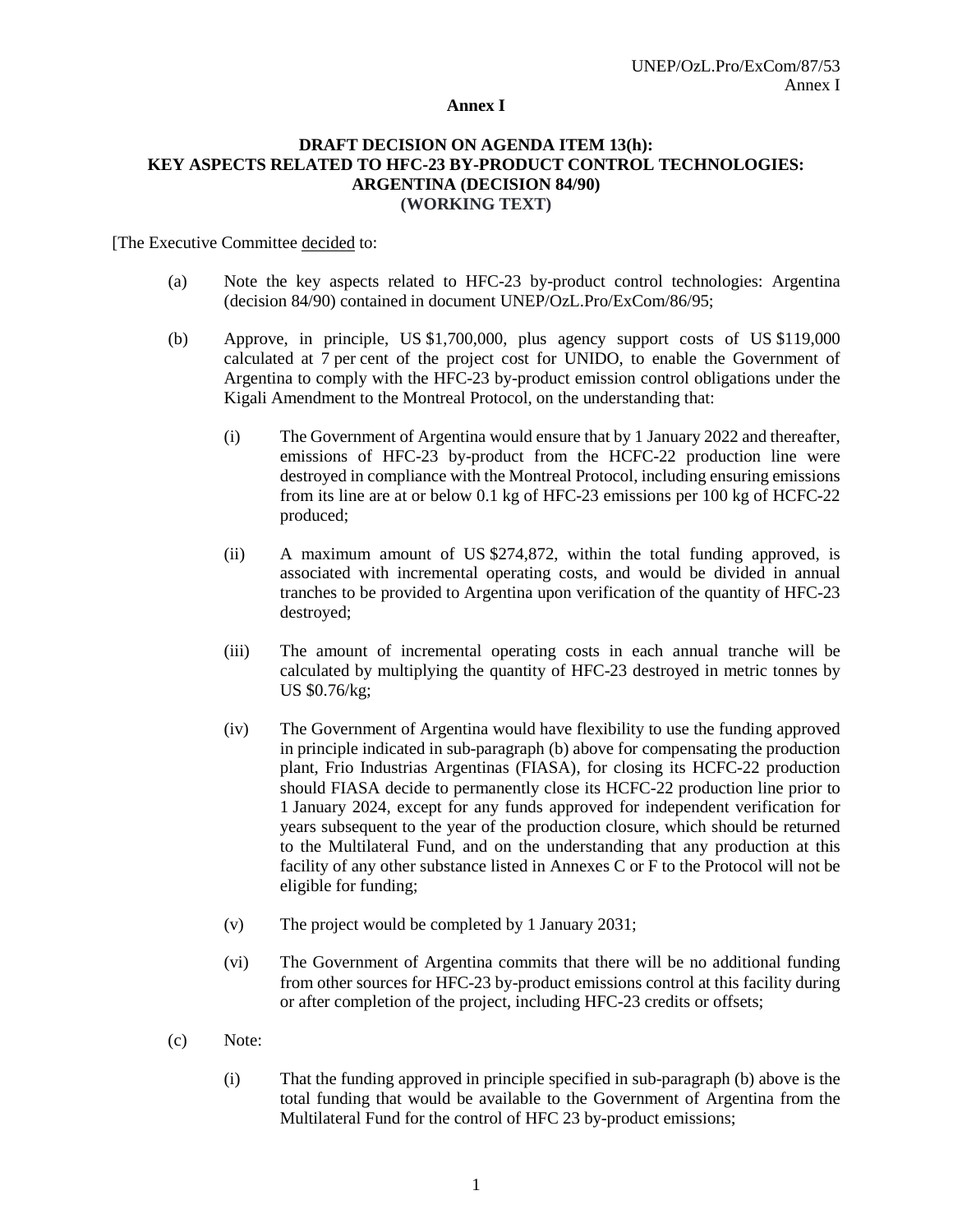## Annex I

### DRAFT DECISION ON AGENDA ITEM 13(h): KEY ASPECTS RELATED TO HFC-23 BY-PRODUCT CONTROL TECHNOLOGIES: ARGENTINA (DECISION 84/90) (WORKING TEXT)

[The Executive Committee decided to:

(a) Note the key aspects related to HFC-23 by-product control technologies: Argentina (decision 84/90) contained in document UNEP/OzL.Pro/ExCom/86/95;

(b) Approve, in principle, US $1,700,000, plus agency support costs of US $119,000 calculated at 7 per cent of the project cost for UNIDO, to enable the Government of Argentina to comply with the HFC-23 by-product emission control obligations under the Kigali Amendment to the Montreal Protocol, on the understanding that:

   (i) The Government of Argentina would ensure that by 1 January 2022 and thereafter, emissions of HFC-23 by-product from the HCFC-22 production line were destroyed in compliance with the Montreal Protocol, including ensuring emissions from its line are at or below 0.1 kg of HFC-23 emissions per 100 kg of HCFC-22 produced;

   (ii) A maximum amount of US $274,872, within the total funding approved, is associated with incremental operating costs, and would be divided in annual tranches to be provided to Argentina upon verification of the quantity of HFC-23 destroyed;

   (iii) The amount of incremental operating costs in each annual tranche will be calculated by multiplying the quantity of HFC-23 destroyed in metric tonnes by US $0.76/kg;

   (iv) The Government of Argentina would have flexibility to use the funding approved in principle indicated in sub-paragraph (b) above for compensating the production plant, Frio Industrias Argentinas (FIASA), for closing its HCFC-22 production should FIASA decide to permanently close its HCFC-22 production line prior to 1 January 2024, except for any funds approved for independent verification for years subsequent to the year of the production closure, which should be returned to the Multilateral Fund, and on the understanding that any production at this facility of any other substance listed in Annexes C or F to the Protocol will not be eligible for funding;

   (v) The project would be completed by 1 January 2031;

   (vi) The Government of Argentina commits that there will be no additional funding from other sources for HFC-23 by-product emissions control at this facility during or after completion of the project, including HFC-23 credits or offsets;

(c) Note:

   (i) That the funding approved in principle specified in sub-paragraph (b) above is the total funding that would be available to the Government of Argentina from the Multilateral Fund for the control of HFC 23 by-product emissions;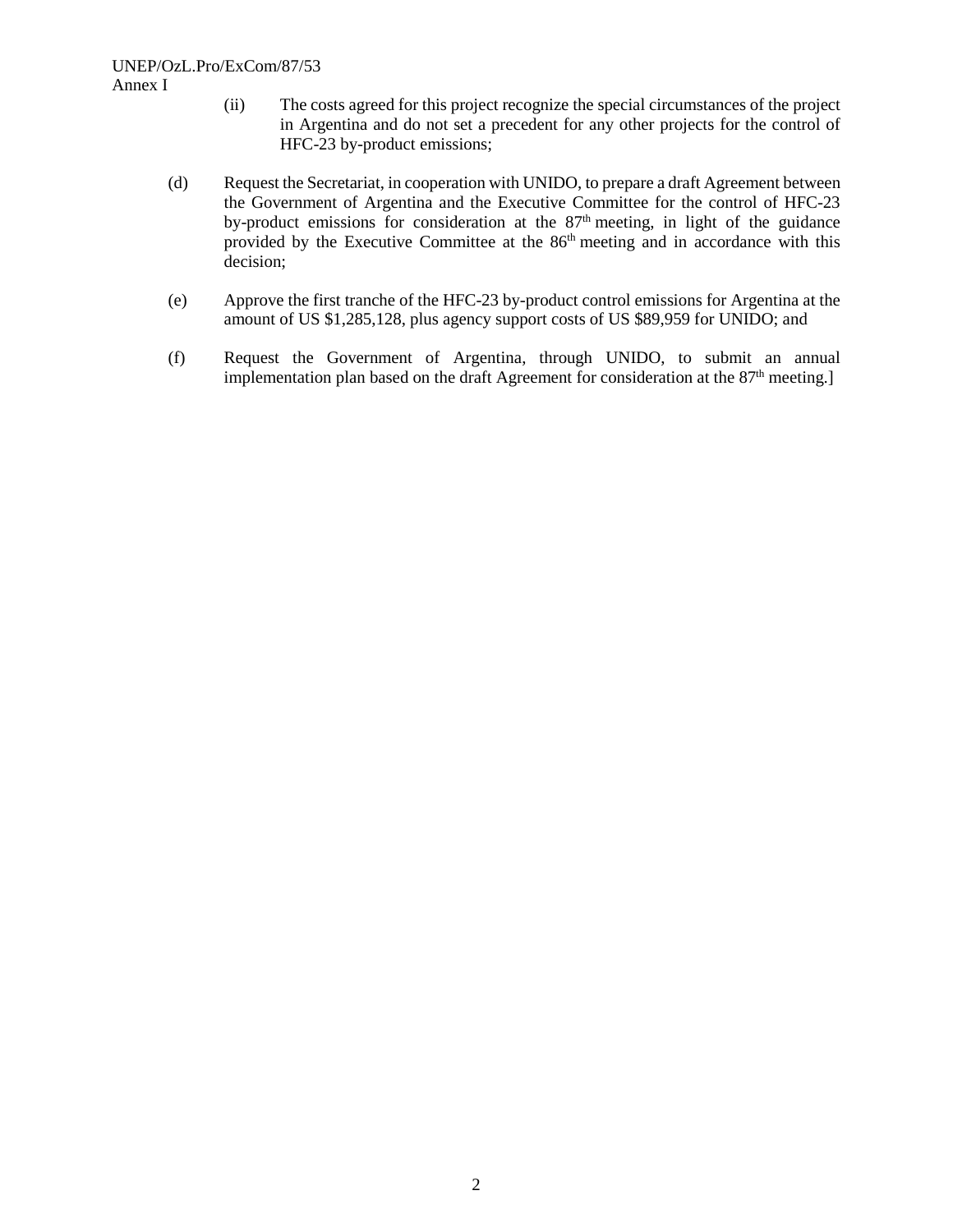(ii) The costs agreed for this project recognize the special circumstances of the project in Argentina and do not set a precedent for any other projects for the control of HFC-23 by-product emissions;

(d) Request the Secretariat, in cooperation with UNIDO, to prepare a draft Agreement between the Government of Argentina and the Executive Committee for the control of HFC-23 by-product emissions for consideration at the 87th meeting, in light of the guidance provided by the Executive Committee at the 86th meeting and in accordance with this decision;

(e) Approve the first tranche of the HFC-23 by-product control emissions for Argentina at the amount of US $1,285,128, plus agency support costs of US $89,959 for UNIDO; and

(f) Request the Government of Argentina, through UNIDO, to submit an annual implementation plan based on the draft Agreement for consideration at the 87th meeting.]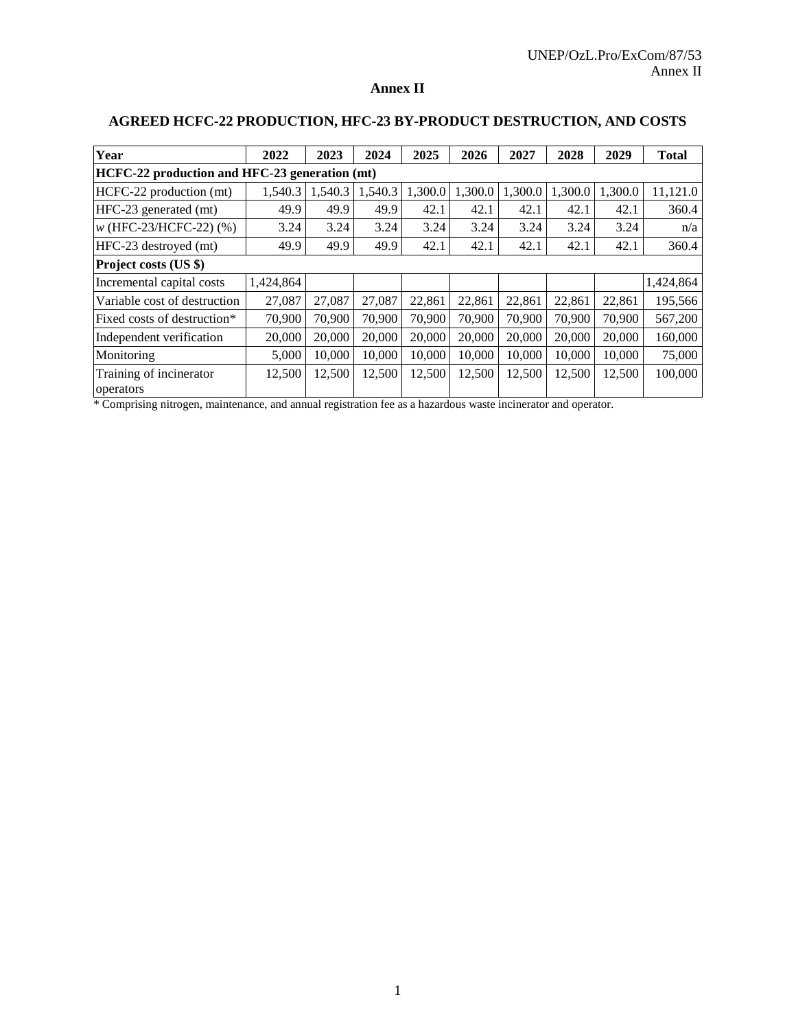# Annex II

## AGREED HCFC-22 PRODUCTION, HFC-23 BY-PRODUCT DESTRUCTION, AND COSTS

| Year | 2022 | 2023 | 2024 | 2025 | 2026 | 2027 | 2028 | 2029 | Total |
|---|---|---|---|---|---|---|---|---|---|
| **HCFC-22 production and HFC-23 generation (mt)** | | | | | | | | | |
| HCFC-22 production (mt) | 1,540.3 | 1,540.3 | 1,540.3 | 1,300.0 | 1,300.0 | 1,300.0 | 1,300.0 | 1,300.0 | 11,121.0 |
| HFC-23 generated (mt) | 49.9 | 49.9 | 49.9 | 42.1 | 42.1 | 42.1 | 42.1 | 42.1 | 360.4 |
| *w* (HFC-23/HCFC-22) (%) | 3.24 | 3.24 | 3.24 | 3.24 | 3.24 | 3.24 | 3.24 | 3.24 | n/a |
| HFC-23 destroyed (mt) | 49.9 | 49.9 | 49.9 | 42.1 | 42.1 | 42.1 | 42.1 | 42.1 | 360.4 |
| **Project costs (US $)** | | | | | | | | | |
| Incremental capital costs | 1,424,864 | | | | | | | | 1,424,864 |
| Variable cost of destruction | 27,087 | 27,087 | 27,087 | 22,861 | 22,861 | 22,861 | 22,861 | 22,861 | 195,566 |
| Fixed costs of destruction* | 70,900 | 70,900 | 70,900 | 70,900 | 70,900 | 70,900 | 70,900 | 70,900 | 567,200 |
| Independent verification | 20,000 | 20,000 | 20,000 | 20,000 | 20,000 | 20,000 | 20,000 | 20,000 | 160,000 |
| Monitoring | 5,000 | 10,000 | 10,000 | 10,000 | 10,000 | 10,000 | 10,000 | 10,000 | 75,000 |
| Training of incinerator operators | 12,500 | 12,500 | 12,500 | 12,500 | 12,500 | 12,500 | 12,500 | 12,500 | 100,000 |

\* Comprising nitrogen, maintenance, and annual registration fee as a hazardous waste incinerator and operator.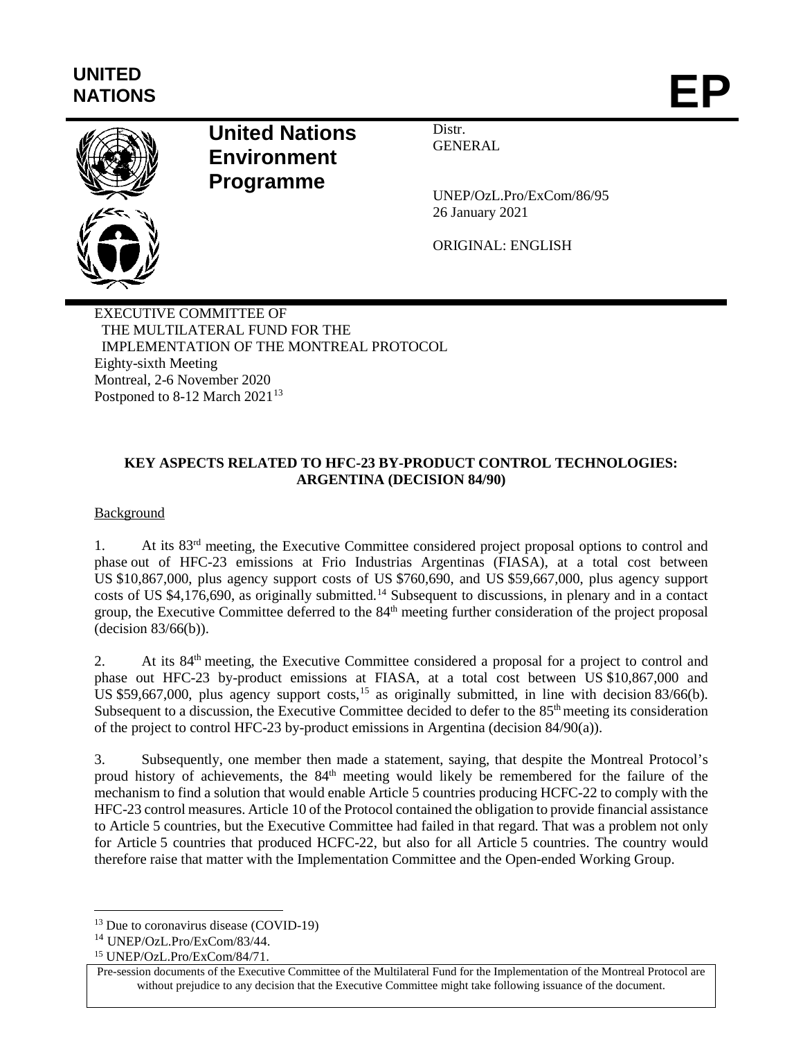UNITED NATIONS

# EP

**United Nations Environment Programme**

Distr.
GENERAL

UNEP/OzL.Pro/ExCom/86/95
26 January 2021

ORIGINAL: ENGLISH

EXECUTIVE COMMITTEE OF
THE MULTILATERAL FUND FOR THE
IMPLEMENTATION OF THE MONTREAL PROTOCOL
Eighty-sixth Meeting
Montreal, 2-6 November 2020
Postponed to 8-12 March 2021[13]

## KEY ASPECTS RELATED TO HFC-23 BY-PRODUCT CONTROL TECHNOLOGIES: ARGENTINA (DECISION 84/90)

Background

1. At its 83rd meeting, the Executive Committee considered project proposal options to control and phase out of HFC-23 emissions at Frio Industrias Argentinas (FIASA), at a total cost between US $10,867,000, plus agency support costs of US $760,690, and US $59,667,000, plus agency support costs of US $4,176,690, as originally submitted.[14] Subsequent to discussions, in plenary and in a contact group, the Executive Committee deferred to the 84th meeting further consideration of the project proposal (decision 83/66(b)).

2. At its 84th meeting, the Executive Committee considered a proposal for a project to control and phase out HFC-23 by-product emissions at FIASA, at a total cost between US $10,867,000 and US $59,667,000, plus agency support costs,[15] as originally submitted, in line with decision 83/66(b). Subsequent to a discussion, the Executive Committee decided to defer to the 85th meeting its consideration of the project to control HFC-23 by-product emissions in Argentina (decision 84/90(a)).

3. Subsequently, one member then made a statement, saying, that despite the Montreal Protocol's proud history of achievements, the 84th meeting would likely be remembered for the failure of the mechanism to find a solution that would enable Article 5 countries producing HCFC-22 to comply with the HFC-23 control measures. Article 10 of the Protocol contained the obligation to provide financial assistance to Article 5 countries, but the Executive Committee had failed in that regard. That was a problem not only for Article 5 countries that produced HCFC-22, but also for all Article 5 countries. The country would therefore raise that matter with the Implementation Committee and the Open-ended Working Group.

[13] Due to coronavirus disease (COVID-19)
[14] UNEP/OzL.Pro/ExCom/83/44.
[15] UNEP/OzL.Pro/ExCom/84/71.

Pre-session documents of the Executive Committee of the Multilateral Fund for the Implementation of the Montreal Protocol are without prejudice to any decision that the Executive Committee might take following issuance of the document.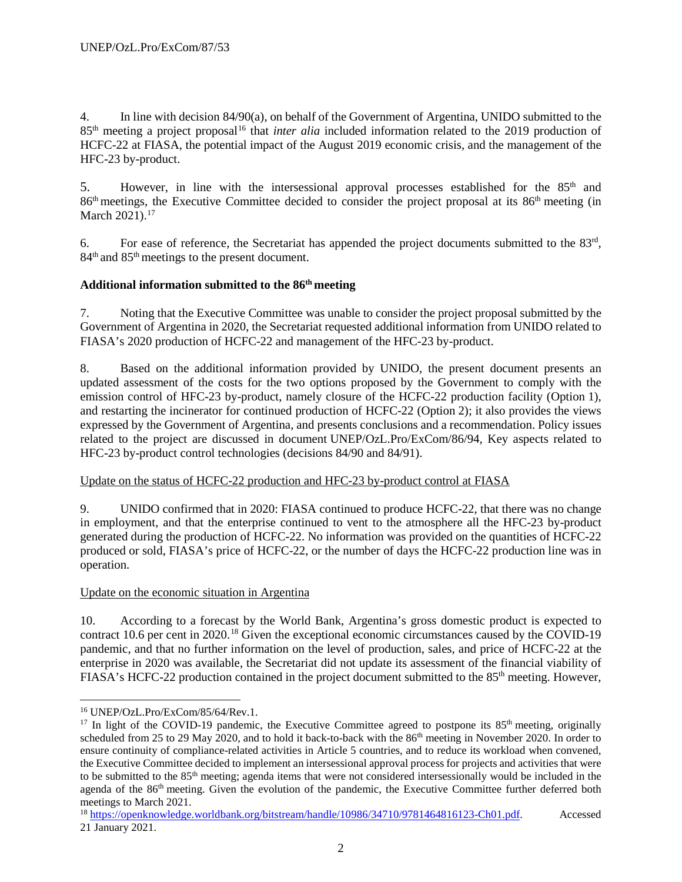4. In line with decision 84/90(a), on behalf of the Government of Argentina, UNIDO submitted to the 85th meeting a project proposal[16] that *inter alia* included information related to the 2019 production of HCFC-22 at FIASA, the potential impact of the August 2019 economic crisis, and the management of the HFC-23 by-product.

5. However, in line with the intersessional approval processes established for the 85th and 86th meetings, the Executive Committee decided to consider the project proposal at its 86th meeting (in March 2021).[17]

6. For ease of reference, the Secretariat has appended the project documents submitted to the 83rd, 84th and 85th meetings to the present document.

**Additional information submitted to the 86th meeting**

7. Noting that the Executive Committee was unable to consider the project proposal submitted by the Government of Argentina in 2020, the Secretariat requested additional information from UNIDO related to FIASA's 2020 production of HCFC-22 and management of the HFC-23 by-product.

8. Based on the additional information provided by UNIDO, the present document presents an updated assessment of the costs for the two options proposed by the Government to comply with the emission control of HFC-23 by-product, namely closure of the HCFC-22 production facility (Option 1), and restarting the incinerator for continued production of HCFC-22 (Option 2); it also provides the views expressed by the Government of Argentina, and presents conclusions and a recommendation. Policy issues related to the project are discussed in document UNEP/OzL.Pro/ExCom/86/94, Key aspects related to HFC-23 by-product control technologies (decisions 84/90 and 84/91).

Update on the status of HCFC-22 production and HFC-23 by-product control at FIASA

9. UNIDO confirmed that in 2020: FIASA continued to produce HCFC-22, that there was no change in employment, and that the enterprise continued to vent to the atmosphere all the HFC-23 by-product generated during the production of HCFC-22. No information was provided on the quantities of HCFC-22 produced or sold, FIASA's price of HCFC-22, or the number of days the HCFC-22 production line was in operation.

Update on the economic situation in Argentina

10. According to a forecast by the World Bank, Argentina's gross domestic product is expected to contract 10.6 per cent in 2020.[18] Given the exceptional economic circumstances caused by the COVID-19 pandemic, and that no further information on the level of production, sales, and price of HCFC-22 at the enterprise in 2020 was available, the Secretariat did not update its assessment of the financial viability of FIASA's HCFC-22 production contained in the project document submitted to the 85th meeting. However,

---

[16] UNEP/OzL.Pro/ExCom/85/64/Rev.1.

[17] In light of the COVID-19 pandemic, the Executive Committee agreed to postpone its 85th meeting, originally scheduled from 25 to 29 May 2020, and to hold it back-to-back with the 86th meeting in November 2020. In order to ensure continuity of compliance-related activities in Article 5 countries, and to reduce its workload when convened, the Executive Committee decided to implement an intersessional approval process for projects and activities that were to be submitted to the 85th meeting; agenda items that were not considered intersessionally would be included in the agenda of the 86th meeting. Given the evolution of the pandemic, the Executive Committee further deferred both meetings to March 2021.

[18] https://openknowledge.worldbank.org/bitstream/handle/10986/34710/9781464816123-Ch01.pdf. Accessed 21 January 2021.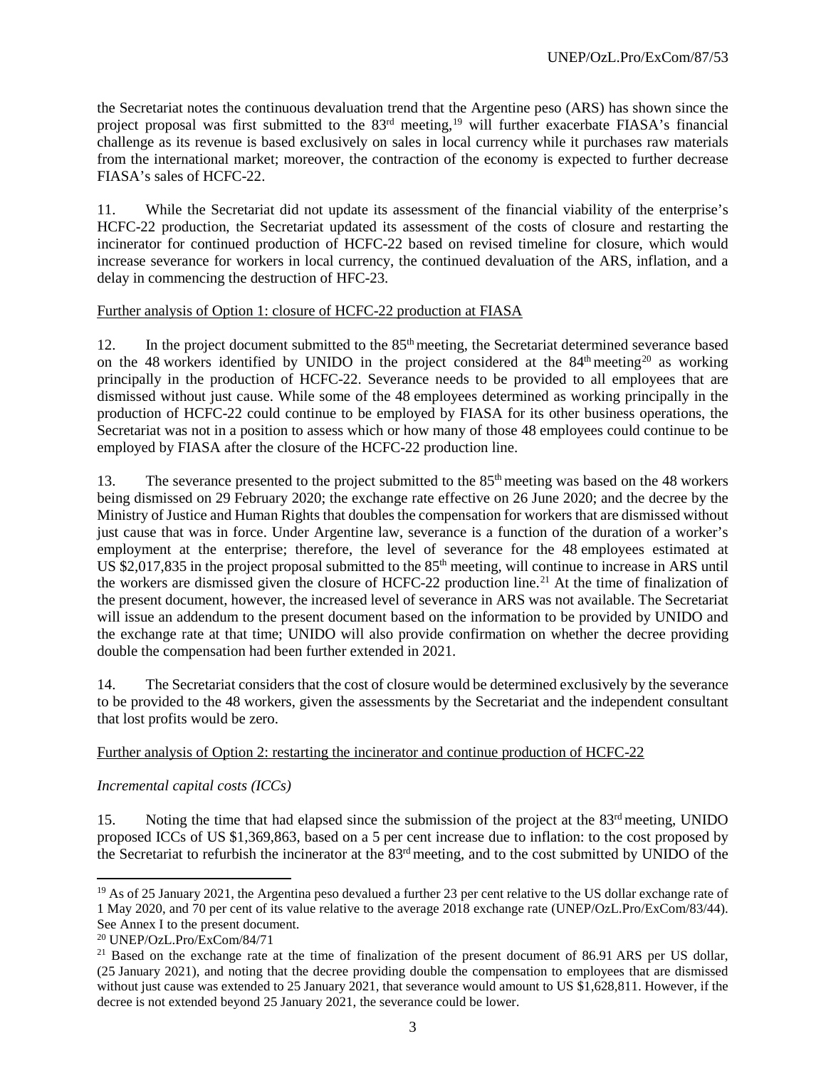the Secretariat notes the continuous devaluation trend that the Argentine peso (ARS) has shown since the project proposal was first submitted to the 83rd meeting,[19] will further exacerbate FIASA's financial challenge as its revenue is based exclusively on sales in local currency while it purchases raw materials from the international market; moreover, the contraction of the economy is expected to further decrease FIASA's sales of HCFC-22.

11. While the Secretariat did not update its assessment of the financial viability of the enterprise's HCFC-22 production, the Secretariat updated its assessment of the costs of closure and restarting the incinerator for continued production of HCFC-22 based on revised timeline for closure, which would increase severance for workers in local currency, the continued devaluation of the ARS, inflation, and a delay in commencing the destruction of HFC-23.

Further analysis of Option 1: closure of HCFC-22 production at FIASA

12. In the project document submitted to the 85th meeting, the Secretariat determined severance based on the 48 workers identified by UNIDO in the project considered at the 84th meeting[20] as working principally in the production of HCFC-22. Severance needs to be provided to all employees that are dismissed without just cause. While some of the 48 employees determined as working principally in the production of HCFC-22 could continue to be employed by FIASA for its other business operations, the Secretariat was not in a position to assess which or how many of those 48 employees could continue to be employed by FIASA after the closure of the HCFC-22 production line.

13. The severance presented to the project submitted to the 85th meeting was based on the 48 workers being dismissed on 29 February 2020; the exchange rate effective on 26 June 2020; and the decree by the Ministry of Justice and Human Rights that doubles the compensation for workers that are dismissed without just cause that was in force. Under Argentine law, severance is a function of the duration of a worker's employment at the enterprise; therefore, the level of severance for the 48 employees estimated at US $2,017,835 in the project proposal submitted to the 85th meeting, will continue to increase in ARS until the workers are dismissed given the closure of HCFC-22 production line.[21] At the time of finalization of the present document, however, the increased level of severance in ARS was not available. The Secretariat will issue an addendum to the present document based on the information to be provided by UNIDO and the exchange rate at that time; UNIDO will also provide confirmation on whether the decree providing double the compensation had been further extended in 2021.

14. The Secretariat considers that the cost of closure would be determined exclusively by the severance to be provided to the 48 workers, given the assessments by the Secretariat and the independent consultant that lost profits would be zero.

Further analysis of Option 2: restarting the incinerator and continue production of HCFC-22

*Incremental capital costs (ICCs)*

15. Noting the time that had elapsed since the submission of the project at the 83rd meeting, UNIDO proposed ICCs of US $1,369,863, based on a 5 per cent increase due to inflation: to the cost proposed by the Secretariat to refurbish the incinerator at the 83rd meeting, and to the cost submitted by UNIDO of the

---

[19] As of 25 January 2021, the Argentina peso devalued a further 23 per cent relative to the US dollar exchange rate of 1 May 2020, and 70 per cent of its value relative to the average 2018 exchange rate (UNEP/OzL.Pro/ExCom/83/44). See Annex I to the present document.

[20] UNEP/OzL.Pro/ExCom/84/71

[21] Based on the exchange rate at the time of finalization of the present document of 86.91 ARS per US dollar, (25 January 2021), and noting that the decree providing double the compensation to employees that are dismissed without just cause was extended to 25 January 2021, that severance would amount to US $1,628,811. However, if the decree is not extended beyond 25 January 2021, the severance could be lower.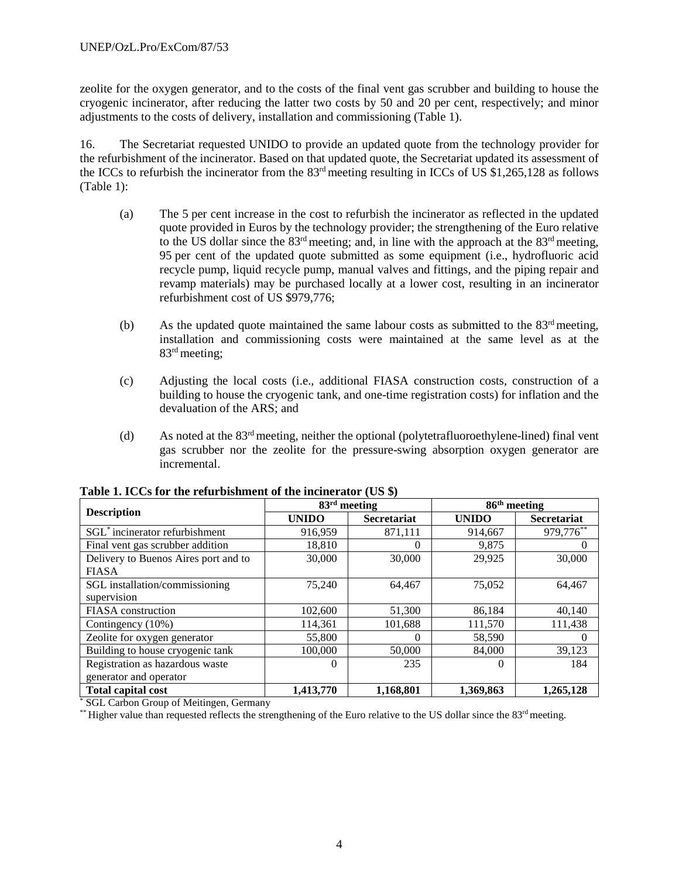zeolite for the oxygen generator, and to the costs of the final vent gas scrubber and building to house the cryogenic incinerator, after reducing the latter two costs by 50 and 20 per cent, respectively; and minor adjustments to the costs of delivery, installation and commissioning (Table 1).

16. The Secretariat requested UNIDO to provide an updated quote from the technology provider for the refurbishment of the incinerator. Based on that updated quote, the Secretariat updated its assessment of the ICCs to refurbish the incinerator from the 83rd meeting resulting in ICCs of US $1,265,128 as follows (Table 1):

(a) The 5 per cent increase in the cost to refurbish the incinerator as reflected in the updated quote provided in Euros by the technology provider; the strengthening of the Euro relative to the US dollar since the 83rd meeting; and, in line with the approach at the 83rd meeting, 95 per cent of the updated quote submitted as some equipment (i.e., hydrofluoric acid recycle pump, liquid recycle pump, manual valves and fittings, and the piping repair and revamp materials) may be purchased locally at a lower cost, resulting in an incinerator refurbishment cost of US $979,776;

(b) As the updated quote maintained the same labour costs as submitted to the 83rd meeting, installation and commissioning costs were maintained at the same level as at the 83rd meeting;

(c) Adjusting the local costs (i.e., additional FIASA construction costs, construction of a building to house the cryogenic tank, and one-time registration costs) for inflation and the devaluation of the ARS; and

(d) As noted at the 83rd meeting, neither the optional (polytetrafluoroethylene-lined) final vent gas scrubber nor the zeolite for the pressure-swing absorption oxygen generator are incremental.

**Table 1. ICCs for the refurbishment of the incinerator (US $)**

| Description | 83rd meeting | | 86th meeting | |
|---|---|---|---|---|
| | **UNIDO** | **Secretariat** | **UNIDO** | **Secretariat** |
| SGL* incinerator refurbishment | 916,959 | 871,111 | 914,667 | 979,776** |
| Final vent gas scrubber addition | 18,810 | 0 | 9,875 | 0 |
| Delivery to Buenos Aires port and to FIASA | 30,000 | 30,000 | 29,925 | 30,000 |
| SGL installation/commissioning supervision | 75,240 | 64,467 | 75,052 | 64,467 |
| FIASA construction | 102,600 | 51,300 | 86,184 | 40,140 |
| Contingency (10%) | 114,361 | 101,688 | 111,570 | 111,438 |
| Zeolite for oxygen generator | 55,800 | 0 | 58,590 | 0 |
| Building to house cryogenic tank | 100,000 | 50,000 | 84,000 | 39,123 |
| Registration as hazardous waste generator and operator | 0 | 235 | 0 | 184 |
| **Total capital cost** | **1,413,770** | **1,168,801** | **1,369,863** | **1,265,128** |

* SGL Carbon Group of Meitingen, Germany

** Higher value than requested reflects the strengthening of the Euro relative to the US dollar since the 83rd meeting.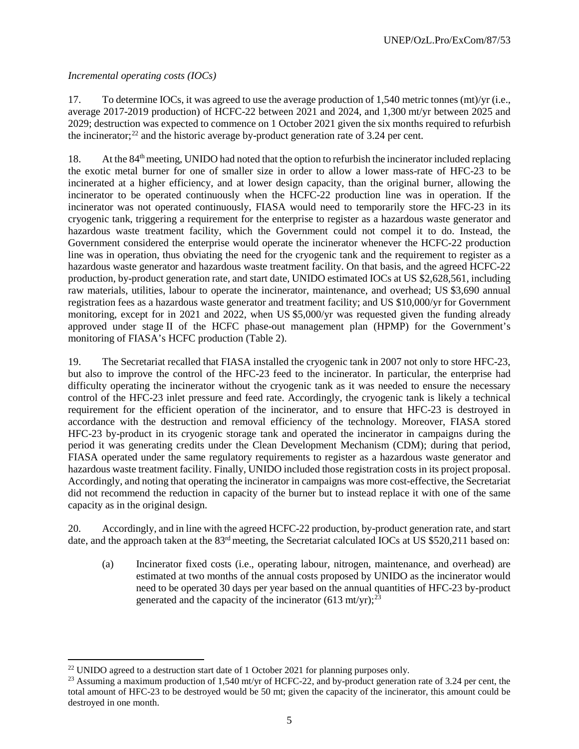*Incremental operating costs (IOCs)*

17. To determine IOCs, it was agreed to use the average production of 1,540 metric tonnes (mt)/yr (i.e., average 2017-2019 production) of HCFC-22 between 2021 and 2024, and 1,300 mt/yr between 2025 and 2029; destruction was expected to commence on 1 October 2021 given the six months required to refurbish the incinerator;[22] and the historic average by-product generation rate of 3.24 per cent.

18. At the 84th meeting, UNIDO had noted that the option to refurbish the incinerator included replacing the exotic metal burner for one of smaller size in order to allow a lower mass-rate of HFC-23 to be incinerated at a higher efficiency, and at lower design capacity, than the original burner, allowing the incinerator to be operated continuously when the HCFC-22 production line was in operation. If the incinerator was not operated continuously, FIASA would need to temporarily store the HFC-23 in its cryogenic tank, triggering a requirement for the enterprise to register as a hazardous waste generator and hazardous waste treatment facility, which the Government could not compel it to do. Instead, the Government considered the enterprise would operate the incinerator whenever the HCFC-22 production line was in operation, thus obviating the need for the cryogenic tank and the requirement to register as a hazardous waste generator and hazardous waste treatment facility. On that basis, and the agreed HCFC-22 production, by-product generation rate, and start date, UNIDO estimated IOCs at US $2,628,561, including raw materials, utilities, labour to operate the incinerator, maintenance, and overhead; US $3,690 annual registration fees as a hazardous waste generator and treatment facility; and US $10,000/yr for Government monitoring, except for in 2021 and 2022, when US $5,000/yr was requested given the funding already approved under stage II of the HCFC phase-out management plan (HPMP) for the Government's monitoring of FIASA's HCFC production (Table 2).

19. The Secretariat recalled that FIASA installed the cryogenic tank in 2007 not only to store HFC-23, but also to improve the control of the HFC-23 feed to the incinerator. In particular, the enterprise had difficulty operating the incinerator without the cryogenic tank as it was needed to ensure the necessary control of the HFC-23 inlet pressure and feed rate. Accordingly, the cryogenic tank is likely a technical requirement for the efficient operation of the incinerator, and to ensure that HFC-23 is destroyed in accordance with the destruction and removal efficiency of the technology. Moreover, FIASA stored HFC-23 by-product in its cryogenic storage tank and operated the incinerator in campaigns during the period it was generating credits under the Clean Development Mechanism (CDM); during that period, FIASA operated under the same regulatory requirements to register as a hazardous waste generator and hazardous waste treatment facility. Finally, UNIDO included those registration costs in its project proposal. Accordingly, and noting that operating the incinerator in campaigns was more cost-effective, the Secretariat did not recommend the reduction in capacity of the burner but to instead replace it with one of the same capacity as in the original design.

20. Accordingly, and in line with the agreed HCFC-22 production, by-product generation rate, and start date, and the approach taken at the 83rd meeting, the Secretariat calculated IOCs at US $520,211 based on:

(a) Incinerator fixed costs (i.e., operating labour, nitrogen, maintenance, and overhead) are estimated at two months of the annual costs proposed by UNIDO as the incinerator would need to be operated 30 days per year based on the annual quantities of HFC-23 by-product generated and the capacity of the incinerator (613 mt/yr);[23]

---

[22] UNIDO agreed to a destruction start date of 1 October 2021 for planning purposes only.

[23] Assuming a maximum production of 1,540 mt/yr of HCFC-22, and by-product generation rate of 3.24 per cent, the total amount of HFC-23 to be destroyed would be 50 mt; given the capacity of the incinerator, this amount could be destroyed in one month.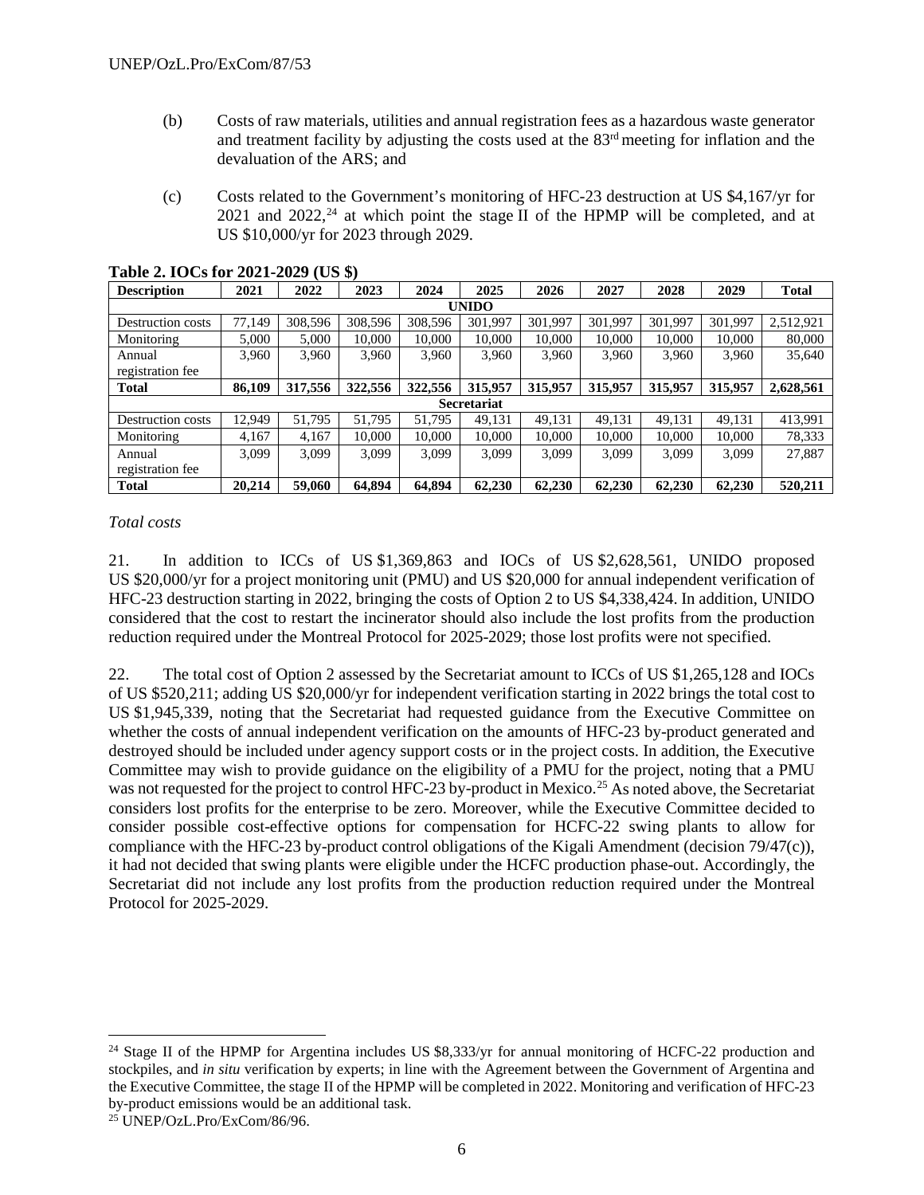(b) Costs of raw materials, utilities and annual registration fees as a hazardous waste generator and treatment facility by adjusting the costs used at the 83rd meeting for inflation and the devaluation of the ARS; and

(c) Costs related to the Government's monitoring of HFC-23 destruction at US $4,167/yr for 2021 and 2022,[24] at which point the stage II of the HPMP will be completed, and at US $10,000/yr for 2023 through 2029.

**Table 2. IOCs for 2021-2029 (US $)**

| Description | 2021 | 2022 | 2023 | 2024 | 2025 | 2026 | 2027 | 2028 | 2029 | Total |
|---|---|---|---|---|---|---|---|---|---|---|
| **UNIDO** | | | | | | | | | | |
| Destruction costs | 77,149 | 308,596 | 308,596 | 308,596 | 301,997 | 301,997 | 301,997 | 301,997 | 301,997 | 2,512,921 |
| Monitoring | 5,000 | 5,000 | 10,000 | 10,000 | 10,000 | 10,000 | 10,000 | 10,000 | 10,000 | 80,000 |
| Annual registration fee | 3,960 | 3,960 | 3,960 | 3,960 | 3,960 | 3,960 | 3,960 | 3,960 | 3,960 | 35,640 |
| **Total** | **86,109** | **317,556** | **322,556** | **322,556** | **315,957** | **315,957** | **315,957** | **315,957** | **315,957** | **2,628,561** |
| **Secretariat** | | | | | | | | | | |
| Destruction costs | 12,949 | 51,795 | 51,795 | 51,795 | 49,131 | 49,131 | 49,131 | 49,131 | 49,131 | 413,991 |
| Monitoring | 4,167 | 4,167 | 10,000 | 10,000 | 10,000 | 10,000 | 10,000 | 10,000 | 10,000 | 78,333 |
| Annual registration fee | 3,099 | 3,099 | 3,099 | 3,099 | 3,099 | 3,099 | 3,099 | 3,099 | 3,099 | 27,887 |
| **Total** | **20,214** | **59,060** | **64,894** | **64,894** | **62,230** | **62,230** | **62,230** | **62,230** | **62,230** | **520,211** |

*Total costs*

21. In addition to ICCs of US $1,369,863 and IOCs of US $2,628,561, UNIDO proposed US $20,000/yr for a project monitoring unit (PMU) and US $20,000 for annual independent verification of HFC-23 destruction starting in 2022, bringing the costs of Option 2 to US $4,338,424. In addition, UNIDO considered that the cost to restart the incinerator should also include the lost profits from the production reduction required under the Montreal Protocol for 2025-2029; those lost profits were not specified.

22. The total cost of Option 2 assessed by the Secretariat amount to ICCs of US $1,265,128 and IOCs of US $520,211; adding US $20,000/yr for independent verification starting in 2022 brings the total cost to US $1,945,339, noting that the Secretariat had requested guidance from the Executive Committee on whether the costs of annual independent verification on the amounts of HFC-23 by-product generated and destroyed should be included under agency support costs or in the project costs. In addition, the Executive Committee may wish to provide guidance on the eligibility of a PMU for the project, noting that a PMU was not requested for the project to control HFC-23 by-product in Mexico.[25] As noted above, the Secretariat considers lost profits for the enterprise to be zero. Moreover, while the Executive Committee decided to consider possible cost-effective options for compensation for HCFC-22 swing plants to allow for compliance with the HFC-23 by-product control obligations of the Kigali Amendment (decision 79/47(c)), it had not decided that swing plants were eligible under the HCFC production phase-out. Accordingly, the Secretariat did not include any lost profits from the production reduction required under the Montreal Protocol for 2025-2029.

[24] Stage II of the HPMP for Argentina includes US $8,333/yr for annual monitoring of HCFC-22 production and stockpiles, and *in situ* verification by experts; in line with the Agreement between the Government of Argentina and the Executive Committee, the stage II of the HPMP will be completed in 2022. Monitoring and verification of HFC-23 by-product emissions would be an additional task.

[25] UNEP/OzL.Pro/ExCom/86/96.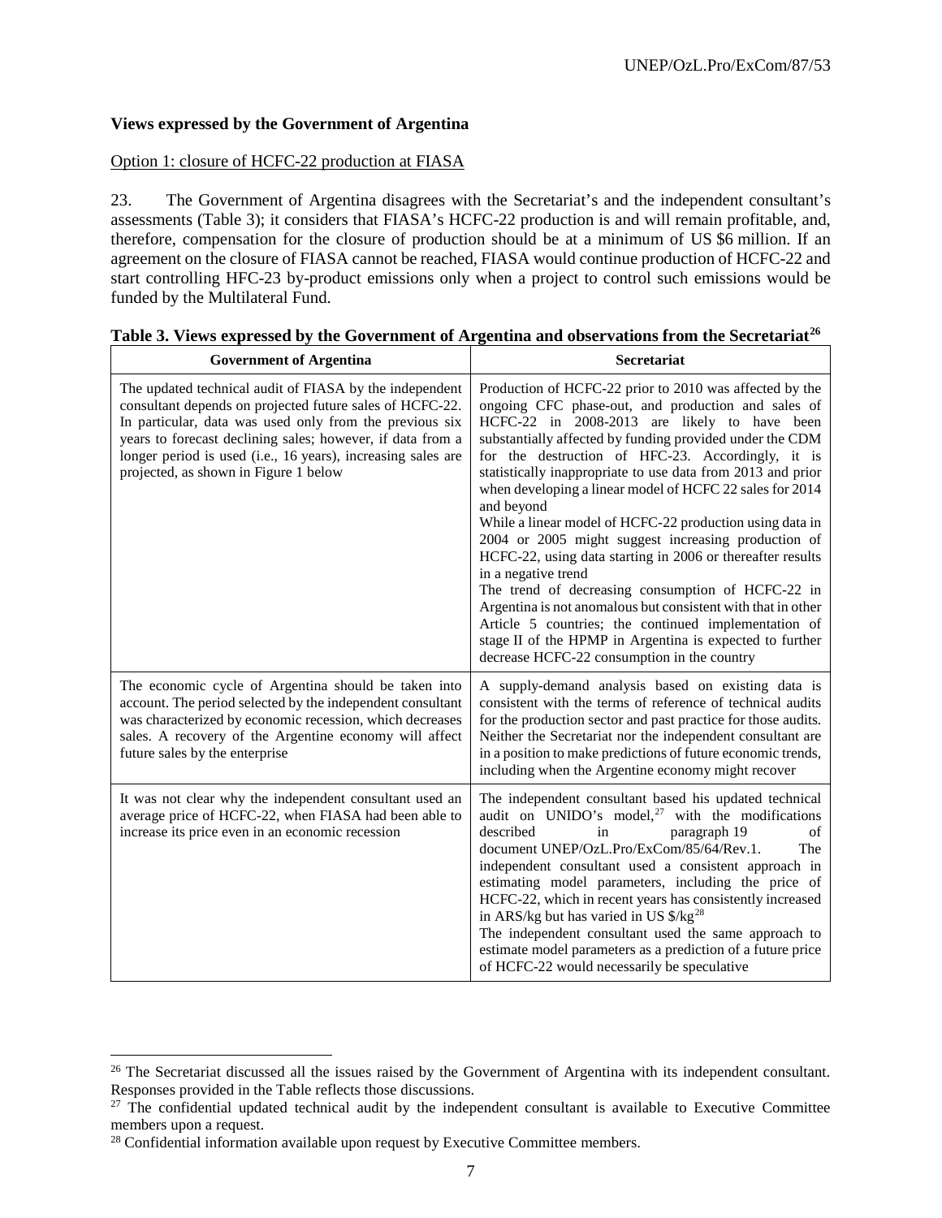### Views expressed by the Government of Argentina

Option 1: closure of HCFC-22 production at FIASA

23. The Government of Argentina disagrees with the Secretariat's and the independent consultant's assessments (Table 3); it considers that FIASA's HCFC-22 production is and will remain profitable, and, therefore, compensation for the closure of production should be at a minimum of US $6 million. If an agreement on the closure of FIASA cannot be reached, FIASA would continue production of HCFC-22 and start controlling HFC-23 by-product emissions only when a project to control such emissions would be funded by the Multilateral Fund.

**Table 3. Views expressed by the Government of Argentina and observations from the Secretariat[26]**

| Government of Argentina | Secretariat |
|---|---|
| The updated technical audit of FIASA by the independent consultant depends on projected future sales of HCFC-22. In particular, data was used only from the previous six years to forecast declining sales; however, if data from a longer period is used (i.e., 16 years), increasing sales are projected, as shown in Figure 1 below | Production of HCFC-22 prior to 2010 was affected by the ongoing CFC phase-out, and production and sales of HCFC-22 in 2008-2013 are likely to have been substantially affected by funding provided under the CDM for the destruction of HFC-23. Accordingly, it is statistically inappropriate to use data from 2013 and prior when developing a linear model of HCFC 22 sales for 2014 and beyond<br>While a linear model of HCFC-22 production using data in 2004 or 2005 might suggest increasing production of HCFC-22, using data starting in 2006 or thereafter results in a negative trend<br>The trend of decreasing consumption of HCFC-22 in Argentina is not anomalous but consistent with that in other Article 5 countries; the continued implementation of stage II of the HPMP in Argentina is expected to further decrease HCFC-22 consumption in the country |
| The economic cycle of Argentina should be taken into account. The period selected by the independent consultant was characterized by economic recession, which decreases sales. A recovery of the Argentine economy will affect future sales by the enterprise | A supply-demand analysis based on existing data is consistent with the terms of reference of technical audits for the production sector and past practice for those audits. Neither the Secretariat nor the independent consultant are in a position to make predictions of future economic trends, including when the Argentine economy might recover |
| It was not clear why the independent consultant used an average price of HCFC-22, when FIASA had been able to increase its price even in an economic recession | The independent consultant based his updated technical audit on UNIDO's model,[27] with the modifications described in paragraph 19 of document UNEP/OzL.Pro/ExCom/85/64/Rev.1. The independent consultant used a consistent approach in estimating model parameters, including the price of HCFC-22, which in recent years has consistently increased in ARS/kg but has varied in US $/kg[28]<br>The independent consultant used the same approach to estimate model parameters as a prediction of a future price of HCFC-22 would necessarily be speculative |

[26] The Secretariat discussed all the issues raised by the Government of Argentina with its independent consultant. Responses provided in the Table reflects those discussions.

[27] The confidential updated technical audit by the independent consultant is available to Executive Committee members upon a request.

[28] Confidential information available upon request by Executive Committee members.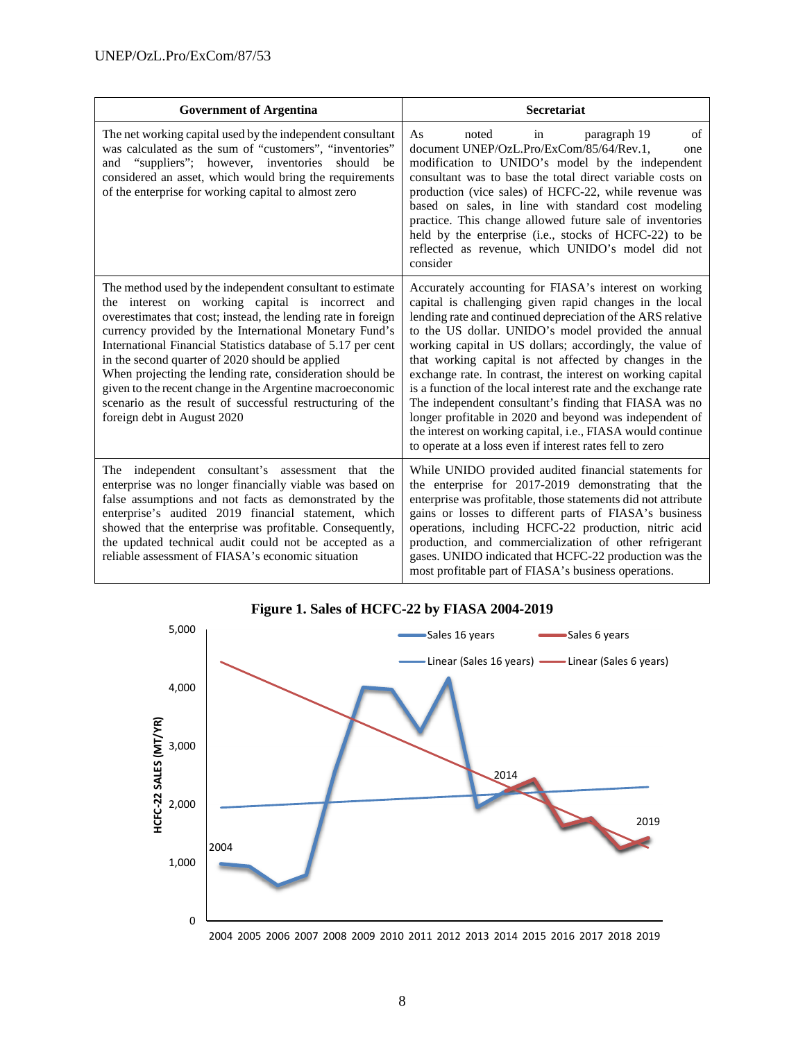| Government of Argentina | Secretariat |
|---|---|
| The net working capital used by the independent consultant was calculated as the sum of "customers", "inventories" and "suppliers"; however, inventories should be considered an asset, which would bring the requirements of the enterprise for working capital to almost zero | As noted in paragraph 19 of document UNEP/OzL.Pro/ExCom/85/64/Rev.1, one modification to UNIDO's model by the independent consultant was to base the total direct variable costs on production (vice sales) of HCFC-22, while revenue was based on sales, in line with standard cost modeling practice. This change allowed future sale of inventories held by the enterprise (i.e., stocks of HCFC-22) to be reflected as revenue, which UNIDO's model did not consider |
| The method used by the independent consultant to estimate the interest on working capital is incorrect and overestimates that cost; instead, the lending rate in foreign currency provided by the International Monetary Fund's International Financial Statistics database of 5.17 per cent in the second quarter of 2020 should be applied<br>When projecting the lending rate, consideration should be given to the recent change in the Argentine macroeconomic scenario as the result of successful restructuring of the foreign debt in August 2020 | Accurately accounting for FIASA's interest on working capital is challenging given rapid changes in the local lending rate and continued depreciation of the ARS relative to the US dollar. UNIDO's model provided the annual working capital in US dollars; accordingly, the value of that working capital is not affected by changes in the exchange rate. In contrast, the interest on working capital is a function of the local interest rate and the exchange rate<br>The independent consultant's finding that FIASA was no longer profitable in 2020 and beyond was independent of the interest on working capital, i.e., FIASA would continue to operate at a loss even if interest rates fell to zero |
| The independent consultant's assessment that the enterprise was no longer financially viable was based on false assumptions and not facts as demonstrated by the enterprise's audited 2019 financial statement, which showed that the enterprise was profitable. Consequently, the updated technical audit could not be accepted as a reliable assessment of FIASA's economic situation | While UNIDO provided audited financial statements for the enterprise for 2017-2019 demonstrating that the enterprise was profitable, those statements did not attribute gains or losses to different parts of FIASA's business operations, including HCFC-22 production, nitric acid production, and commercialization of other refrigerant gases. UNIDO indicated that HCFC-22 production was the most profitable part of FIASA's business operations. |

**Figure 1. Sales of HCFC-22 by FIASA 2004-2019**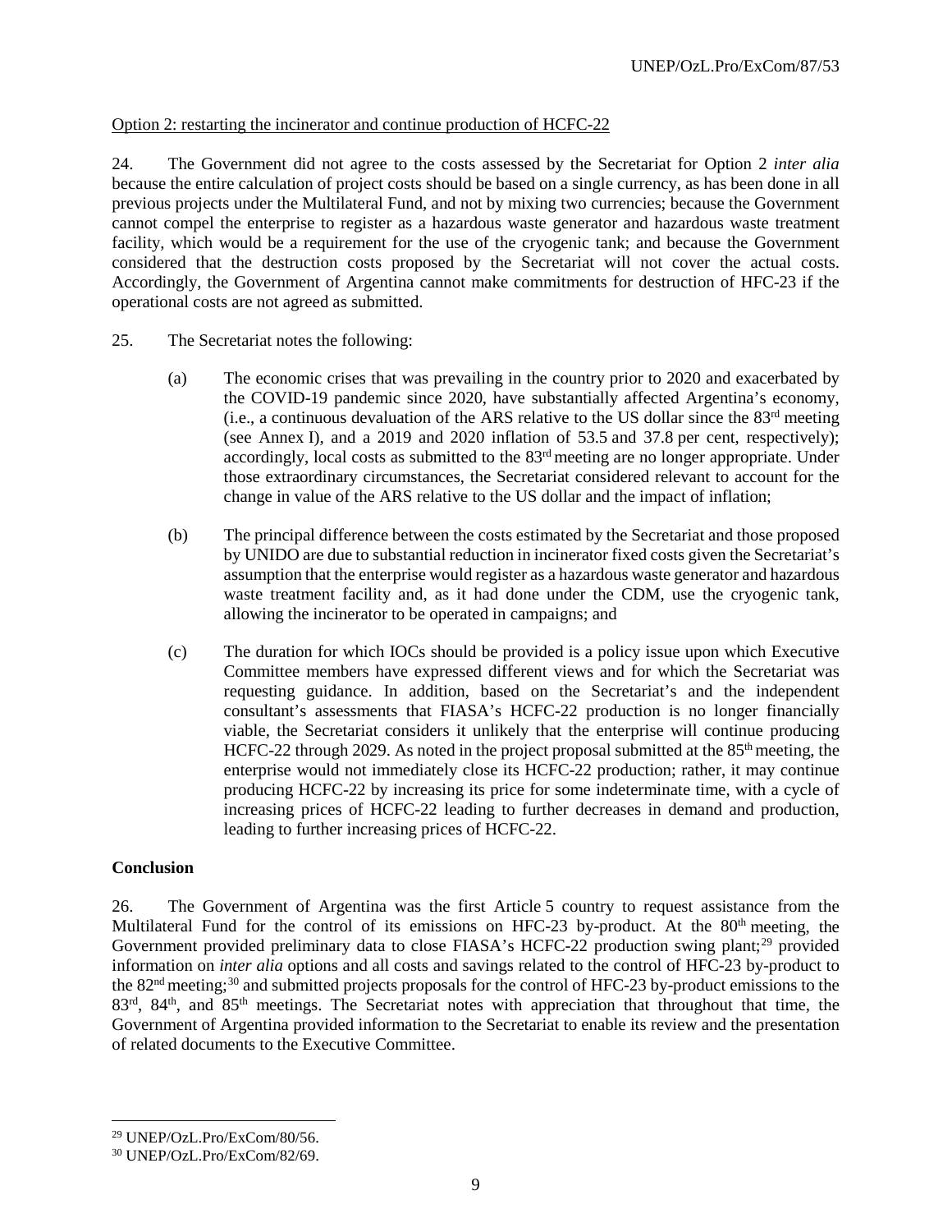Option 2: restarting the incinerator and continue production of HCFC-22

24. The Government did not agree to the costs assessed by the Secretariat for Option 2 *inter alia* because the entire calculation of project costs should be based on a single currency, as has been done in all previous projects under the Multilateral Fund, and not by mixing two currencies; because the Government cannot compel the enterprise to register as a hazardous waste generator and hazardous waste treatment facility, which would be a requirement for the use of the cryogenic tank; and because the Government considered that the destruction costs proposed by the Secretariat will not cover the actual costs. Accordingly, the Government of Argentina cannot make commitments for destruction of HFC-23 if the operational costs are not agreed as submitted.

25. The Secretariat notes the following:

(a) The economic crises that was prevailing in the country prior to 2020 and exacerbated by the COVID-19 pandemic since 2020, have substantially affected Argentina's economy, (i.e., a continuous devaluation of the ARS relative to the US dollar since the 83rd meeting (see Annex I), and a 2019 and 2020 inflation of 53.5 and 37.8 per cent, respectively); accordingly, local costs as submitted to the 83rd meeting are no longer appropriate. Under those extraordinary circumstances, the Secretariat considered relevant to account for the change in value of the ARS relative to the US dollar and the impact of inflation;

(b) The principal difference between the costs estimated by the Secretariat and those proposed by UNIDO are due to substantial reduction in incinerator fixed costs given the Secretariat's assumption that the enterprise would register as a hazardous waste generator and hazardous waste treatment facility and, as it had done under the CDM, use the cryogenic tank, allowing the incinerator to be operated in campaigns; and

(c) The duration for which IOCs should be provided is a policy issue upon which Executive Committee members have expressed different views and for which the Secretariat was requesting guidance. In addition, based on the Secretariat's and the independent consultant's assessments that FIASA's HCFC-22 production is no longer financially viable, the Secretariat considers it unlikely that the enterprise will continue producing HCFC-22 through 2029. As noted in the project proposal submitted at the 85th meeting, the enterprise would not immediately close its HCFC-22 production; rather, it may continue producing HCFC-22 by increasing its price for some indeterminate time, with a cycle of increasing prices of HCFC-22 leading to further decreases in demand and production, leading to further increasing prices of HCFC-22.

**Conclusion**

26. The Government of Argentina was the first Article 5 country to request assistance from the Multilateral Fund for the control of its emissions on HFC-23 by-product. At the 80th meeting, the Government provided preliminary data to close FIASA's HCFC-22 production swing plant;[29] provided information on *inter alia* options and all costs and savings related to the control of HFC-23 by-product to the 82nd meeting;[30] and submitted projects proposals for the control of HFC-23 by-product emissions to the 83rd, 84th, and 85th meetings. The Secretariat notes with appreciation that throughout that time, the Government of Argentina provided information to the Secretariat to enable its review and the presentation of related documents to the Executive Committee.

---

[29] UNEP/OzL.Pro/ExCom/80/56.

[30] UNEP/OzL.Pro/ExCom/82/69.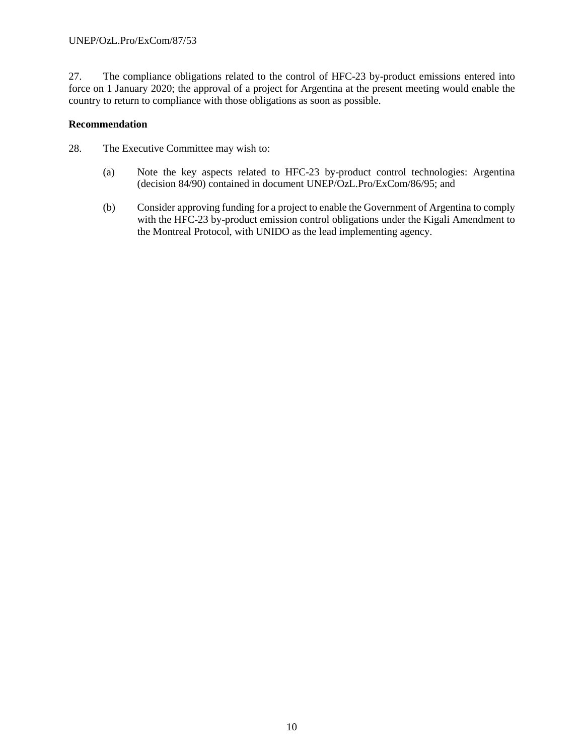27. The compliance obligations related to the control of HFC-23 by-product emissions entered into force on 1 January 2020; the approval of a project for Argentina at the present meeting would enable the country to return to compliance with those obligations as soon as possible.

**Recommendation**

28. The Executive Committee may wish to:

(a) Note the key aspects related to HFC-23 by-product control technologies: Argentina (decision 84/90) contained in document UNEP/OzL.Pro/ExCom/86/95; and

(b) Consider approving funding for a project to enable the Government of Argentina to comply with the HFC-23 by-product emission control obligations under the Kigali Amendment to the Montreal Protocol, with UNIDO as the lead implementing agency.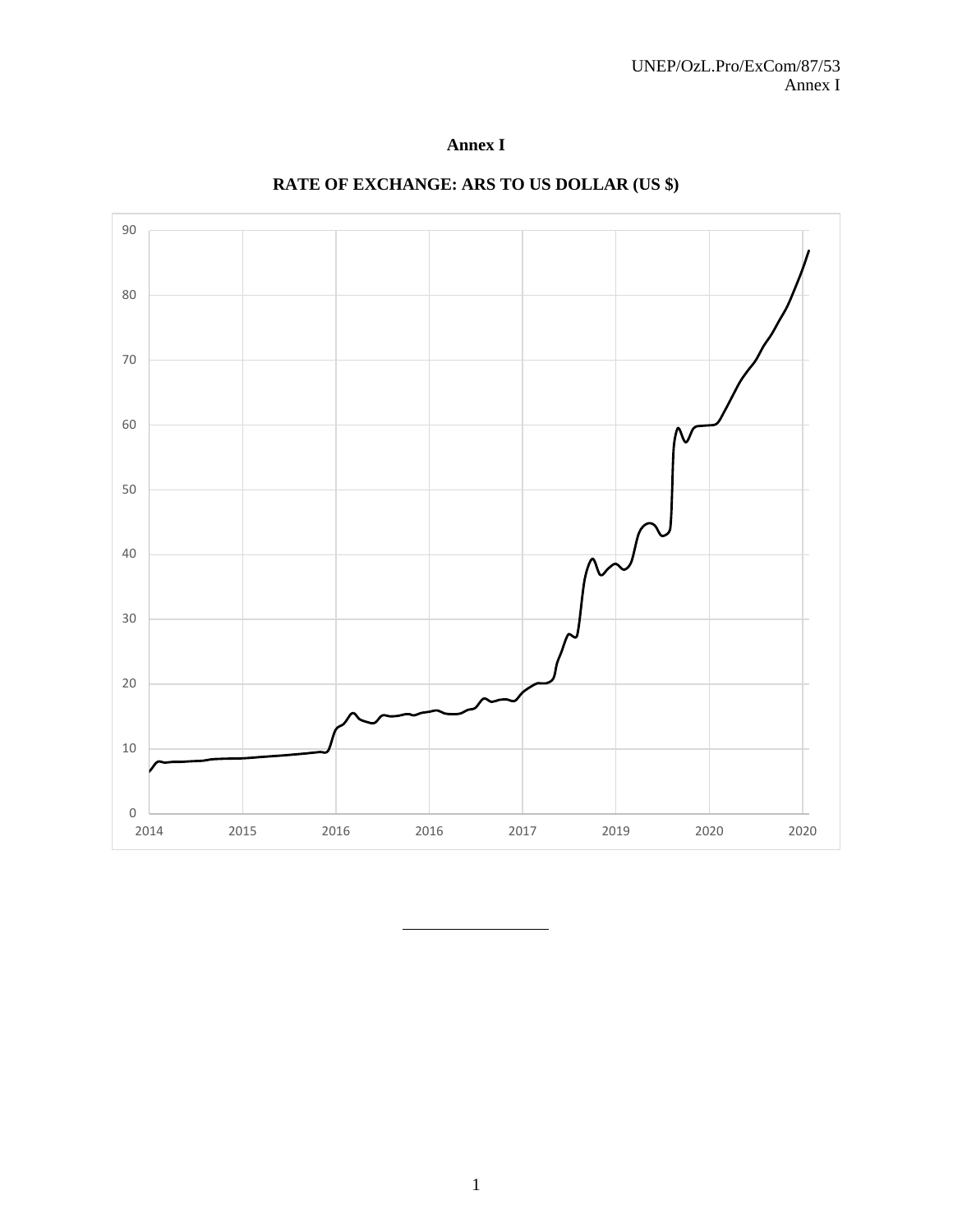# Annex I

## RATE OF EXCHANGE: ARS TO US DOLLAR (US $)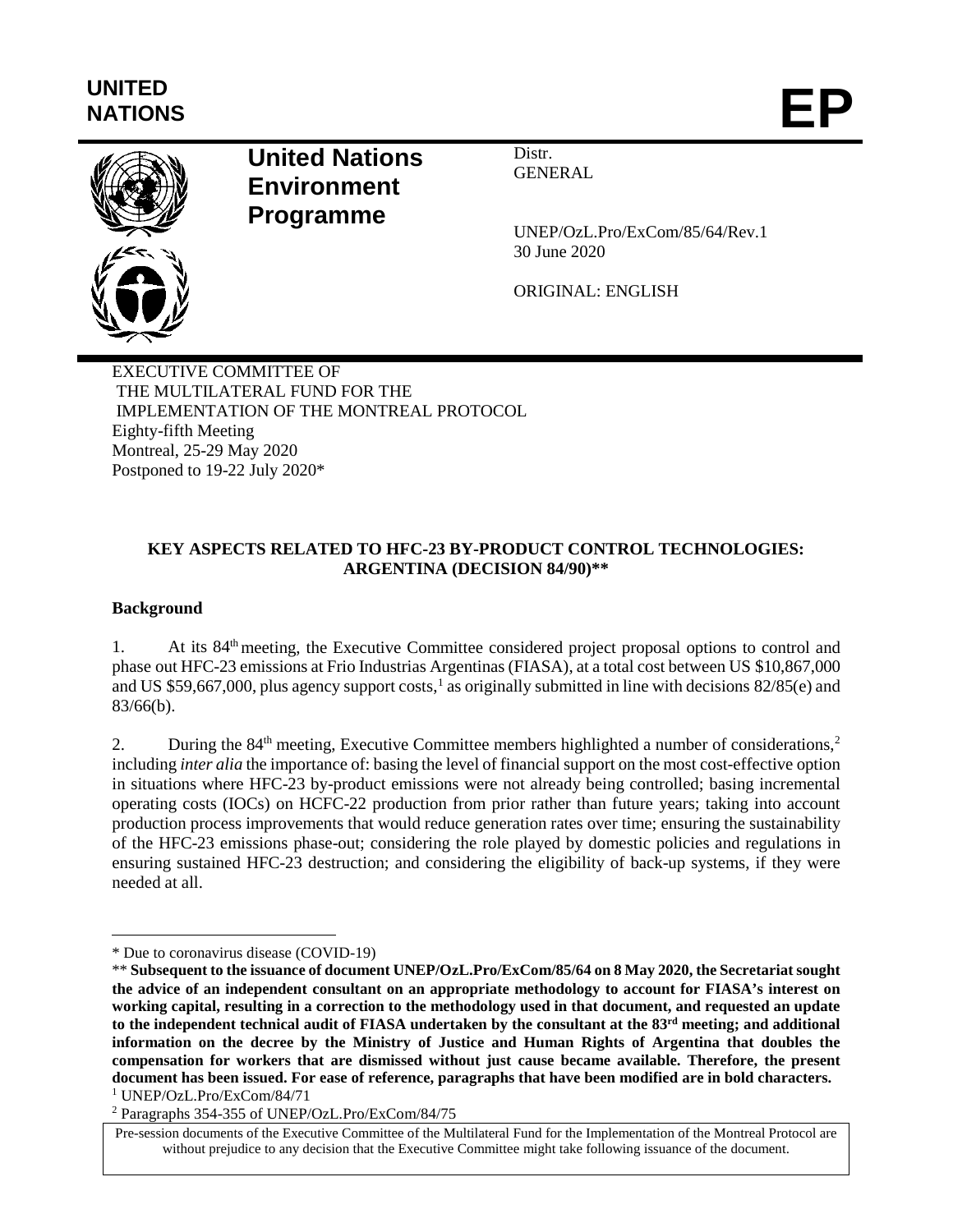UNITED NATIONS

# EP

## United Nations Environment Programme

Distr.
GENERAL

UNEP/OzL.Pro/ExCom/85/64/Rev.1
30 June 2020

ORIGINAL: ENGLISH

EXECUTIVE COMMITTEE OF
THE MULTILATERAL FUND FOR THE
IMPLEMENTATION OF THE MONTREAL PROTOCOL
Eighty-fifth Meeting
Montreal, 25-29 May 2020
Postponed to 19-22 July 2020*

### KEY ASPECTS RELATED TO HFC-23 BY-PRODUCT CONTROL TECHNOLOGIES: ARGENTINA (DECISION 84/90)**

**Background**

1. At its 84th meeting, the Executive Committee considered project proposal options to control and phase out HFC-23 emissions at Frio Industrias Argentinas (FIASA), at a total cost between US $10,867,000 and US $59,667,000, plus agency support costs,[1] as originally submitted in line with decisions 82/85(e) and 83/66(b).

2. During the 84th meeting, Executive Committee members highlighted a number of considerations,[2] including *inter alia* the importance of: basing the level of financial support on the most cost-effective option in situations where HFC-23 by-product emissions were not already being controlled; basing incremental operating costs (IOCs) on HCFC-22 production from prior rather than future years; taking into account production process improvements that would reduce generation rates over time; ensuring the sustainability of the HFC-23 emissions phase-out; considering the role played by domestic policies and regulations in ensuring sustained HFC-23 destruction; and considering the eligibility of back-up systems, if they were needed at all.

---

\* Due to coronavirus disease (COVID-19)

\*\* **Subsequent to the issuance of document UNEP/OzL.Pro/ExCom/85/64 on 8 May 2020, the Secretariat sought the advice of an independent consultant on an appropriate methodology to account for FIASA's interest on working capital, resulting in a correction to the methodology used in that document, and requested an update to the independent technical audit of FIASA undertaken by the consultant at the 83rd meeting; and additional information on the decree by the Ministry of Justice and Human Rights of Argentina that doubles the compensation for workers that are dismissed without just cause became available. Therefore, the present document has been issued. For ease of reference, paragraphs that have been modified are in bold characters.**

[1] UNEP/OzL.Pro/ExCom/84/71

[2] Paragraphs 354-355 of UNEP/OzL.Pro/ExCom/84/75

Pre-session documents of the Executive Committee of the Multilateral Fund for the Implementation of the Montreal Protocol are without prejudice to any decision that the Executive Committee might take following issuance of the document.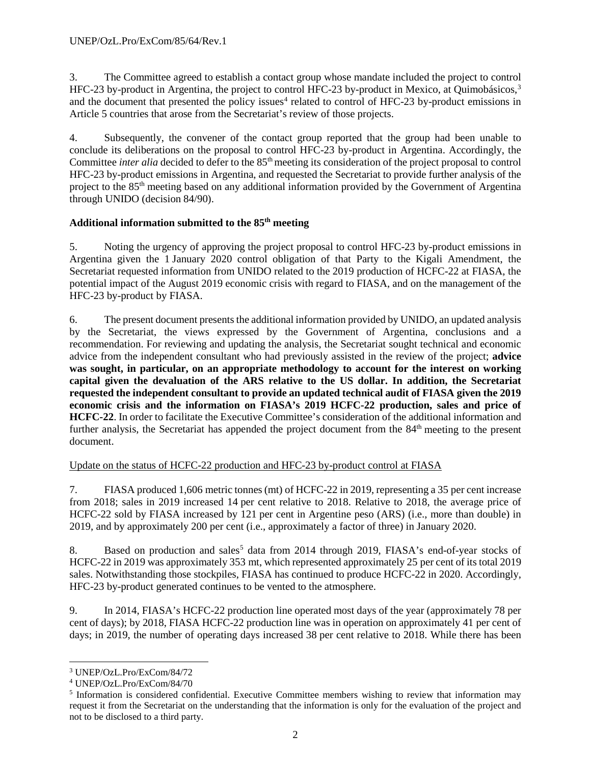3. The Committee agreed to establish a contact group whose mandate included the project to control HFC-23 by-product in Argentina, the project to control HFC-23 by-product in Mexico, at Quimobásicos,[3] and the document that presented the policy issues[4] related to control of HFC-23 by-product emissions in Article 5 countries that arose from the Secretariat's review of those projects.

4. Subsequently, the convener of the contact group reported that the group had been unable to conclude its deliberations on the proposal to control HFC-23 by-product in Argentina. Accordingly, the Committee *inter alia* decided to defer to the 85th meeting its consideration of the project proposal to control HFC-23 by-product emissions in Argentina, and requested the Secretariat to provide further analysis of the project to the 85th meeting based on any additional information provided by the Government of Argentina through UNIDO (decision 84/90).

**Additional information submitted to the 85th meeting**

5. Noting the urgency of approving the project proposal to control HFC-23 by-product emissions in Argentina given the 1 January 2020 control obligation of that Party to the Kigali Amendment, the Secretariat requested information from UNIDO related to the 2019 production of HCFC-22 at FIASA, the potential impact of the August 2019 economic crisis with regard to FIASA, and on the management of the HFC-23 by-product by FIASA.

6. The present document presents the additional information provided by UNIDO, an updated analysis by the Secretariat, the views expressed by the Government of Argentina, conclusions and a recommendation. For reviewing and updating the analysis, the Secretariat sought technical and economic advice from the independent consultant who had previously assisted in the review of the project; **advice was sought, in particular, on an appropriate methodology to account for the interest on working capital given the devaluation of the ARS relative to the US dollar. In addition, the Secretariat requested the independent consultant to provide an updated technical audit of FIASA given the 2019 economic crisis and the information on FIASA's 2019 HCFC-22 production, sales and price of HCFC-22**. In order to facilitate the Executive Committee's consideration of the additional information and further analysis, the Secretariat has appended the project document from the 84th meeting to the present document.

Update on the status of HCFC-22 production and HFC-23 by-product control at FIASA

7. FIASA produced 1,606 metric tonnes (mt) of HCFC-22 in 2019, representing a 35 per cent increase from 2018; sales in 2019 increased 14 per cent relative to 2018. Relative to 2018, the average price of HCFC-22 sold by FIASA increased by 121 per cent in Argentine peso (ARS) (i.e., more than double) in 2019, and by approximately 200 per cent (i.e., approximately a factor of three) in January 2020.

8. Based on production and sales[5] data from 2014 through 2019, FIASA's end-of-year stocks of HCFC-22 in 2019 was approximately 353 mt, which represented approximately 25 per cent of its total 2019 sales. Notwithstanding those stockpiles, FIASA has continued to produce HCFC-22 in 2020. Accordingly, HFC-23 by-product generated continues to be vented to the atmosphere.

9. In 2014, FIASA's HCFC-22 production line operated most days of the year (approximately 78 per cent of days); by 2018, FIASA HCFC-22 production line was in operation on approximately 41 per cent of days; in 2019, the number of operating days increased 38 per cent relative to 2018. While there has been

---

[3] UNEP/OzL.Pro/ExCom/84/72

[4] UNEP/OzL.Pro/ExCom/84/70

[5] Information is considered confidential. Executive Committee members wishing to review that information may request it from the Secretariat on the understanding that the information is only for the evaluation of the project and not to be disclosed to a third party.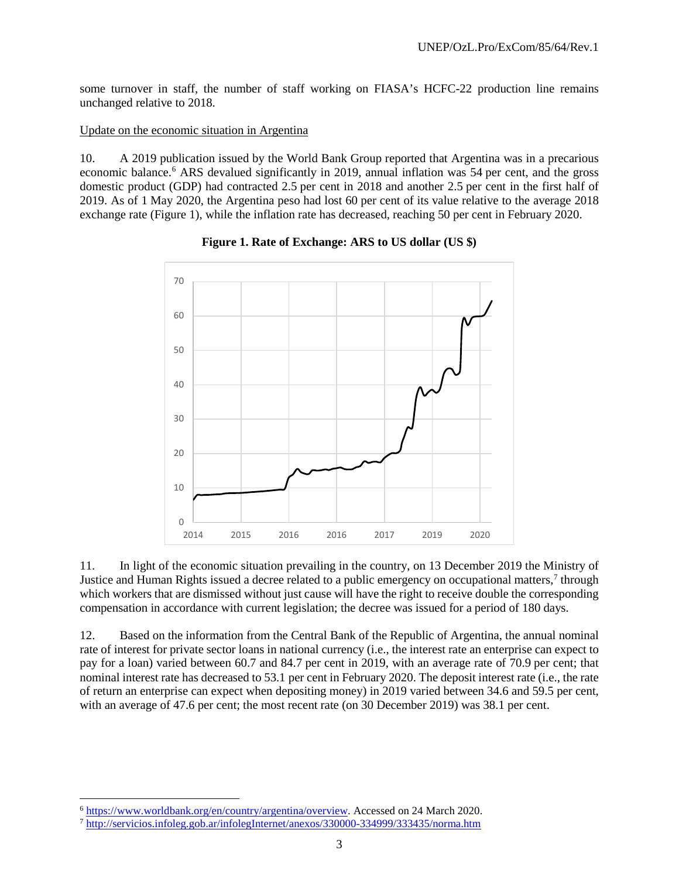some turnover in staff, the number of staff working on FIASA's HCFC-22 production line remains unchanged relative to 2018.

Update on the economic situation in Argentina

10. A 2019 publication issued by the World Bank Group reported that Argentina was in a precarious economic balance.[6] ARS devalued significantly in 2019, annual inflation was 54 per cent, and the gross domestic product (GDP) had contracted 2.5 per cent in 2018 and another 2.5 per cent in the first half of 2019. As of 1 May 2020, the Argentina peso had lost 60 per cent of its value relative to the average 2018 exchange rate (Figure 1), while the inflation rate has decreased, reaching 50 per cent in February 2020.

**Figure 1. Rate of Exchange: ARS to US dollar (US $)**

11. In light of the economic situation prevailing in the country, on 13 December 2019 the Ministry of Justice and Human Rights issued a decree related to a public emergency on occupational matters,[7] through which workers that are dismissed without just cause will have the right to receive double the corresponding compensation in accordance with current legislation; the decree was issued for a period of 180 days.

12. Based on the information from the Central Bank of the Republic of Argentina, the annual nominal rate of interest for private sector loans in national currency (i.e., the interest rate an enterprise can expect to pay for a loan) varied between 60.7 and 84.7 per cent in 2019, with an average rate of 70.9 per cent; that nominal interest rate has decreased to 53.1 per cent in February 2020. The deposit interest rate (i.e., the rate of return an enterprise can expect when depositing money) in 2019 varied between 34.6 and 59.5 per cent, with an average of 47.6 per cent; the most recent rate (on 30 December 2019) was 38.1 per cent.

[6] https://www.worldbank.org/en/country/argentina/overview. Accessed on 24 March 2020.

[7] http://servicios.infoleg.gob.ar/infolegInternet/anexos/330000-334999/333435/norma.htm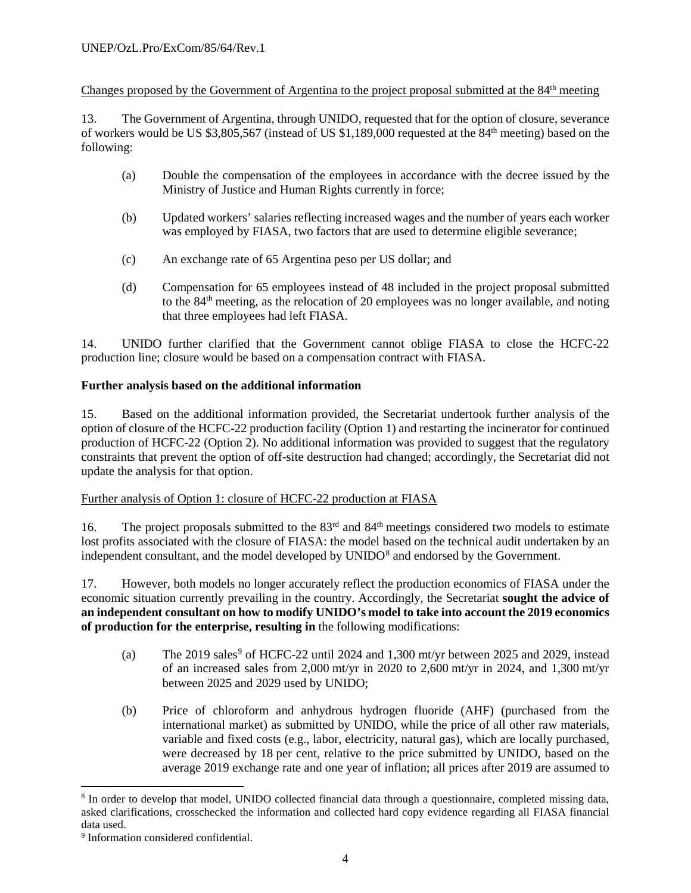Changes proposed by the Government of Argentina to the project proposal submitted at the 84th meeting

13. The Government of Argentina, through UNIDO, requested that for the option of closure, severance of workers would be US $3,805,567 (instead of US $1,189,000 requested at the 84th meeting) based on the following:

(a) Double the compensation of the employees in accordance with the decree issued by the Ministry of Justice and Human Rights currently in force;

(b) Updated workers' salaries reflecting increased wages and the number of years each worker was employed by FIASA, two factors that are used to determine eligible severance;

(c) An exchange rate of 65 Argentina peso per US dollar; and

(d) Compensation for 65 employees instead of 48 included in the project proposal submitted to the 84th meeting, as the relocation of 20 employees was no longer available, and noting that three employees had left FIASA.

14. UNIDO further clarified that the Government cannot oblige FIASA to close the HCFC-22 production line; closure would be based on a compensation contract with FIASA.

**Further analysis based on the additional information**

15. Based on the additional information provided, the Secretariat undertook further analysis of the option of closure of the HCFC-22 production facility (Option 1) and restarting the incinerator for continued production of HCFC-22 (Option 2). No additional information was provided to suggest that the regulatory constraints that prevent the option of off-site destruction had changed; accordingly, the Secretariat did not update the analysis for that option.

Further analysis of Option 1: closure of HCFC-22 production at FIASA

16. The project proposals submitted to the 83rd and 84th meetings considered two models to estimate lost profits associated with the closure of FIASA: the model based on the technical audit undertaken by an independent consultant, and the model developed by UNIDO[8] and endorsed by the Government.

17. However, both models no longer accurately reflect the production economics of FIASA under the economic situation currently prevailing in the country. Accordingly, the Secretariat **sought the advice of an independent consultant on how to modify UNIDO's model to take into account the 2019 economics of production for the enterprise, resulting in** the following modifications:

(a) The 2019 sales[9] of HCFC-22 until 2024 and 1,300 mt/yr between 2025 and 2029, instead of an increased sales from 2,000 mt/yr in 2020 to 2,600 mt/yr in 2024, and 1,300 mt/yr between 2025 and 2029 used by UNIDO;

(b) Price of chloroform and anhydrous hydrogen fluoride (AHF) (purchased from the international market) as submitted by UNIDO, while the price of all other raw materials, variable and fixed costs (e.g., labor, electricity, natural gas), which are locally purchased, were decreased by 18 per cent, relative to the price submitted by UNIDO, based on the average 2019 exchange rate and one year of inflation; all prices after 2019 are assumed to

[8] In order to develop that model, UNIDO collected financial data through a questionnaire, completed missing data, asked clarifications, crosschecked the information and collected hard copy evidence regarding all FIASA financial data used.

[9] Information considered confidential.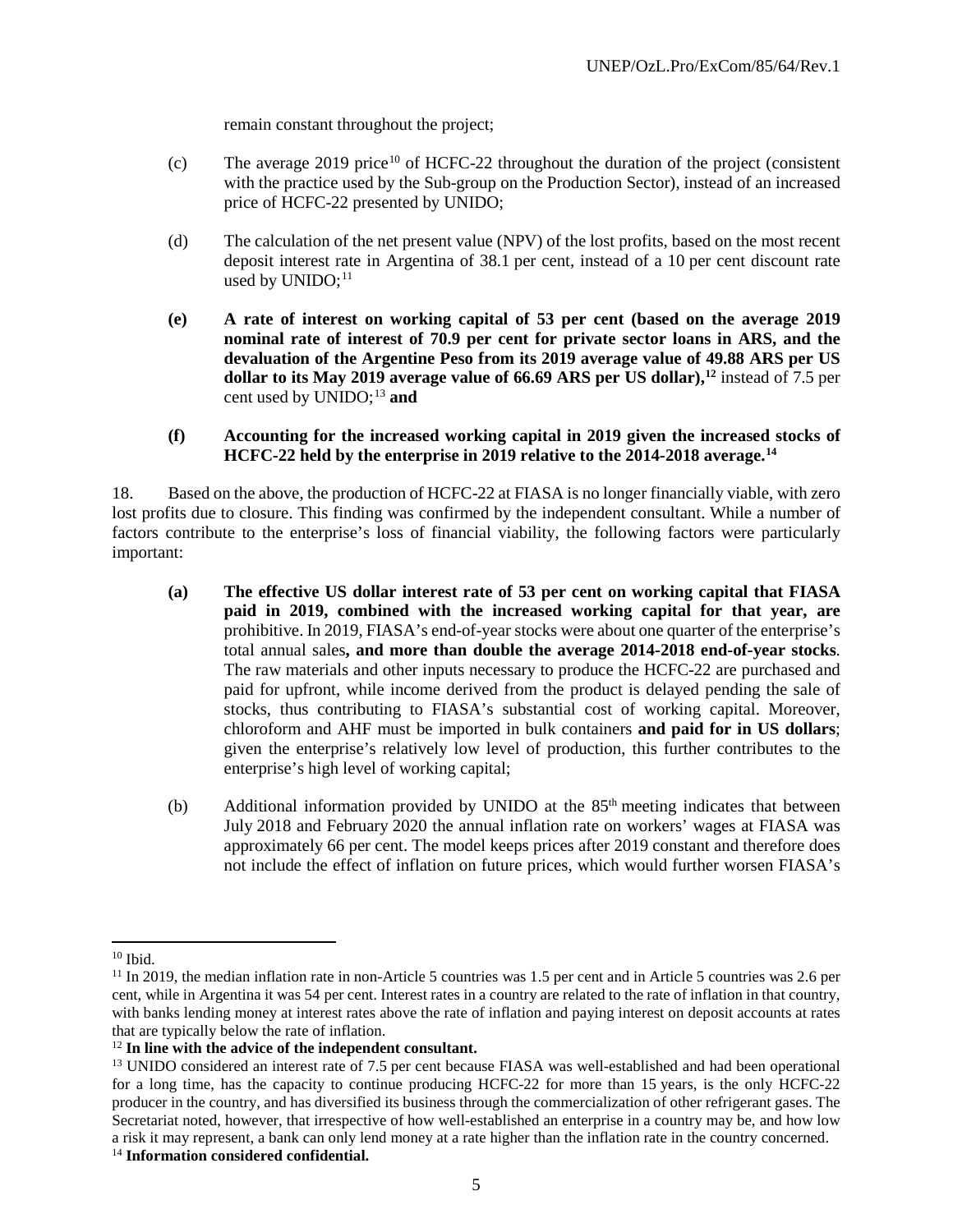remain constant throughout the project;

(c) The average 2019 price[10] of HCFC-22 throughout the duration of the project (consistent with the practice used by the Sub-group on the Production Sector), instead of an increased price of HCFC-22 presented by UNIDO;

(d) The calculation of the net present value (NPV) of the lost profits, based on the most recent deposit interest rate in Argentina of 38.1 per cent, instead of a 10 per cent discount rate used by UNIDO;[11]

**(e) A rate of interest on working capital of 53 per cent (based on the average 2019 nominal rate of interest of 70.9 per cent for private sector loans in ARS, and the devaluation of the Argentine Peso from its 2019 average value of 49.88 ARS per US dollar to its May 2019 average value of 66.69 ARS per US dollar),[12]** instead of 7.5 per cent used by UNIDO;[13] **and**

**(f) Accounting for the increased working capital in 2019 given the increased stocks of HCFC-22 held by the enterprise in 2019 relative to the 2014-2018 average.[14]**

18. Based on the above, the production of HCFC-22 at FIASA is no longer financially viable, with zero lost profits due to closure. This finding was confirmed by the independent consultant. While a number of factors contribute to the enterprise's loss of financial viability, the following factors were particularly important:

**(a) The effective US dollar interest rate of 53 per cent on working capital that FIASA paid in 2019, combined with the increased working capital for that year, are** prohibitive. In 2019, FIASA's end-of-year stocks were about one quarter of the enterprise's total annual sales**, and more than double the average 2014-2018 end-of-year stocks**. The raw materials and other inputs necessary to produce the HCFC-22 are purchased and paid for upfront, while income derived from the product is delayed pending the sale of stocks, thus contributing to FIASA's substantial cost of working capital. Moreover, chloroform and AHF must be imported in bulk containers **and paid for in US dollars**; given the enterprise's relatively low level of production, this further contributes to the enterprise's high level of working capital;

(b) Additional information provided by UNIDO at the 85th meeting indicates that between July 2018 and February 2020 the annual inflation rate on workers' wages at FIASA was approximately 66 per cent. The model keeps prices after 2019 constant and therefore does not include the effect of inflation on future prices, which would further worsen FIASA's

---

[10] Ibid.

[11] In 2019, the median inflation rate in non-Article 5 countries was 1.5 per cent and in Article 5 countries was 2.6 per cent, while in Argentina it was 54 per cent. Interest rates in a country are related to the rate of inflation in that country, with banks lending money at interest rates above the rate of inflation and paying interest on deposit accounts at rates that are typically below the rate of inflation.

[12] **In line with the advice of the independent consultant.**

[13] UNIDO considered an interest rate of 7.5 per cent because FIASA was well-established and had been operational for a long time, has the capacity to continue producing HCFC-22 for more than 15 years, is the only HCFC-22 producer in the country, and has diversified its business through the commercialization of other refrigerant gases. The Secretariat noted, however, that irrespective of how well-established an enterprise in a country may be, and how low a risk it may represent, a bank can only lend money at a rate higher than the inflation rate in the country concerned.

[14] **Information considered confidential.**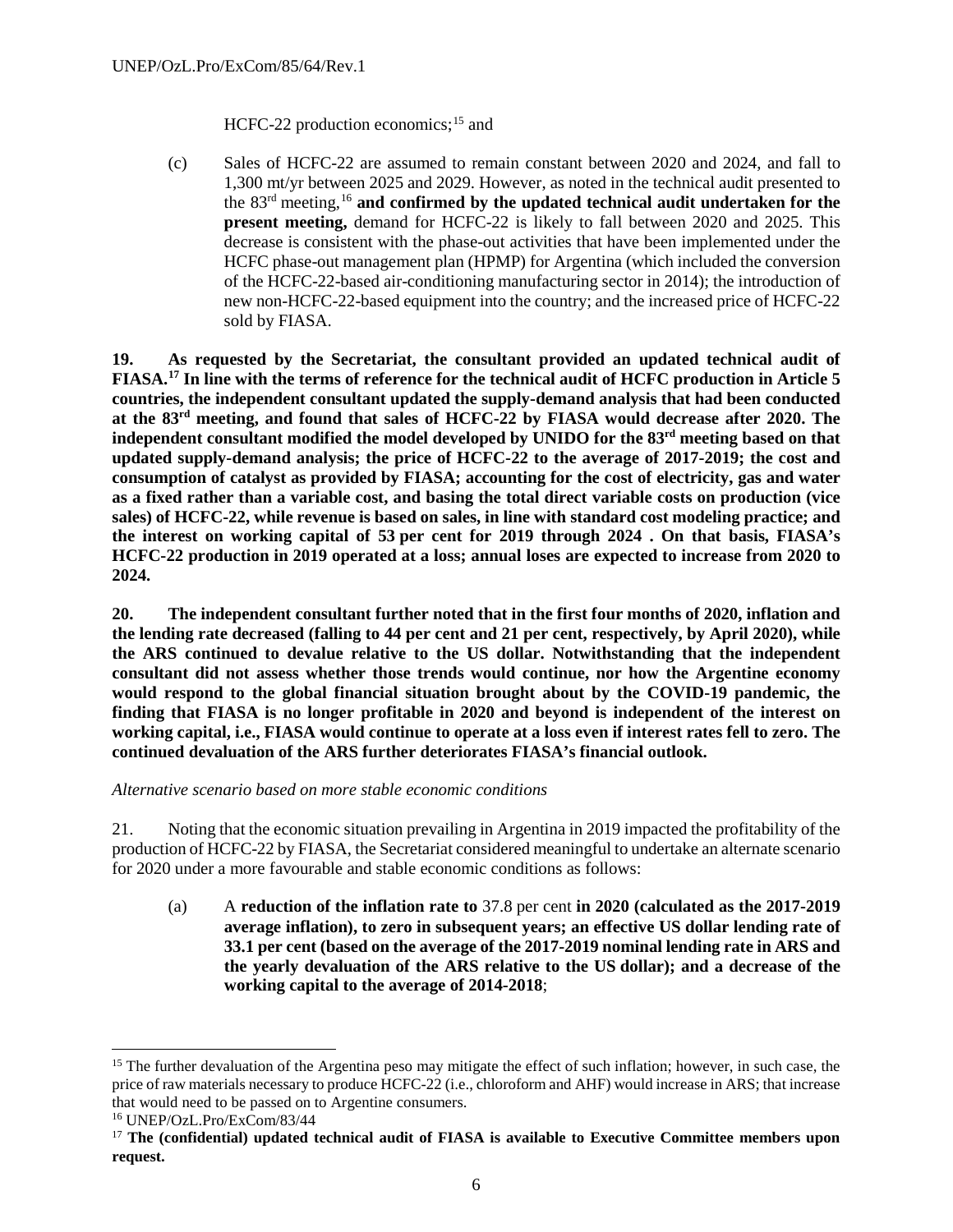HCFC-22 production economics;[15] and

(c) Sales of HCFC-22 are assumed to remain constant between 2020 and 2024, and fall to 1,300 mt/yr between 2025 and 2029. However, as noted in the technical audit presented to the 83[rd] meeting,[16] **and confirmed by the updated technical audit undertaken for the present meeting,** demand for HCFC-22 is likely to fall between 2020 and 2025. This decrease is consistent with the phase-out activities that have been implemented under the HCFC phase-out management plan (HPMP) for Argentina (which included the conversion of the HCFC-22-based air-conditioning manufacturing sector in 2014); the introduction of new non-HCFC-22-based equipment into the country; and the increased price of HCFC-22 sold by FIASA.

**19. As requested by the Secretariat, the consultant provided an updated technical audit of FIASA.[17] In line with the terms of reference for the technical audit of HCFC production in Article 5 countries, the independent consultant updated the supply-demand analysis that had been conducted at the 83[rd] meeting, and found that sales of HCFC-22 by FIASA would decrease after 2020. The independent consultant modified the model developed by UNIDO for the 83[rd] meeting based on that updated supply-demand analysis; the price of HCFC-22 to the average of 2017-2019; the cost and consumption of catalyst as provided by FIASA; accounting for the cost of electricity, gas and water as a fixed rather than a variable cost, and basing the total direct variable costs on production (vice sales) of HCFC-22, while revenue is based on sales, in line with standard cost modeling practice; and the interest on working capital of 53 per cent for 2019 through 2024 . On that basis, FIASA's HCFC-22 production in 2019 operated at a loss; annual loses are expected to increase from 2020 to 2024.**

**20. The independent consultant further noted that in the first four months of 2020, inflation and the lending rate decreased (falling to 44 per cent and 21 per cent, respectively, by April 2020), while the ARS continued to devalue relative to the US dollar. Notwithstanding that the independent consultant did not assess whether those trends would continue, nor how the Argentine economy would respond to the global financial situation brought about by the COVID-19 pandemic, the finding that FIASA is no longer profitable in 2020 and beyond is independent of the interest on working capital, i.e., FIASA would continue to operate at a loss even if interest rates fell to zero. The continued devaluation of the ARS further deteriorates FIASA's financial outlook.**

*Alternative scenario based on more stable economic conditions*

21. Noting that the economic situation prevailing in Argentina in 2019 impacted the profitability of the production of HCFC-22 by FIASA, the Secretariat considered meaningful to undertake an alternate scenario for 2020 under a more favourable and stable economic conditions as follows:

(a) A **reduction of the inflation rate to** 37.8 per cent **in 2020 (calculated as the 2017-2019 average inflation), to zero in subsequent years; an effective US dollar lending rate of 33.1 per cent (based on the average of the 2017-2019 nominal lending rate in ARS and the yearly devaluation of the ARS relative to the US dollar); and a decrease of the working capital to the average of 2014-2018**;

---

[15] The further devaluation of the Argentina peso may mitigate the effect of such inflation; however, in such case, the price of raw materials necessary to produce HCFC-22 (i.e., chloroform and AHF) would increase in ARS; that increase that would need to be passed on to Argentine consumers.

[16] UNEP/OzL.Pro/ExCom/83/44

[17] **The (confidential) updated technical audit of FIASA is available to Executive Committee members upon request.**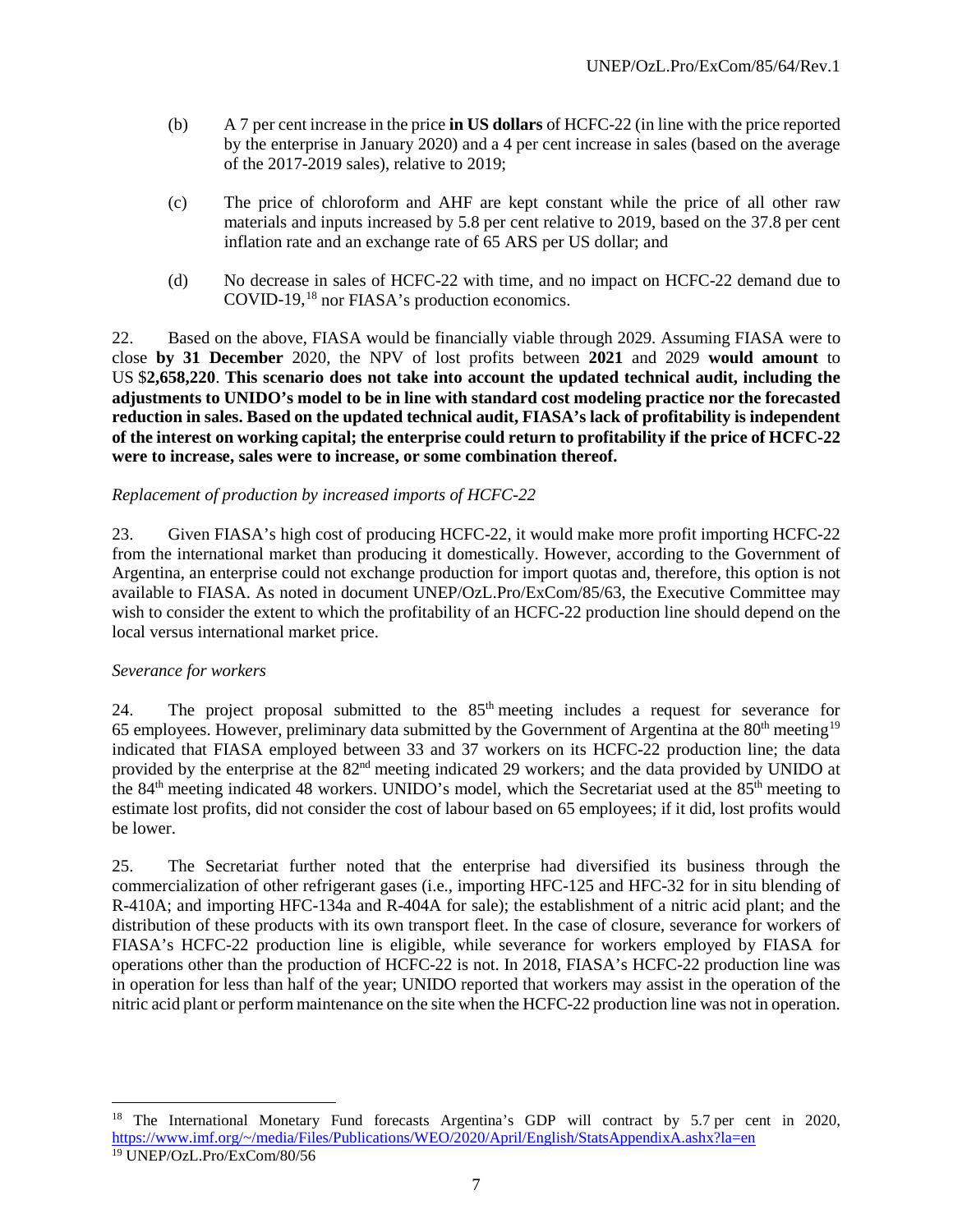(b) A 7 per cent increase in the price **in US dollars** of HCFC-22 (in line with the price reported by the enterprise in January 2020) and a 4 per cent increase in sales (based on the average of the 2017-2019 sales), relative to 2019;

(c) The price of chloroform and AHF are kept constant while the price of all other raw materials and inputs increased by 5.8 per cent relative to 2019, based on the 37.8 per cent inflation rate and an exchange rate of 65 ARS per US dollar; and

(d) No decrease in sales of HCFC-22 with time, and no impact on HCFC-22 demand due to COVID-19,[18] nor FIASA's production economics.

22. Based on the above, FIASA would be financially viable through 2029. Assuming FIASA were to close **by 31 December** 2020, the NPV of lost profits between **2021** and 2029 **would amount** to US $**2,658,220**. **This scenario does not take into account the updated technical audit, including the adjustments to UNIDO's model to be in line with standard cost modeling practice nor the forecasted reduction in sales. Based on the updated technical audit, FIASA's lack of profitability is independent of the interest on working capital; the enterprise could return to profitability if the price of HCFC-22 were to increase, sales were to increase, or some combination thereof.**

*Replacement of production by increased imports of HCFC-22*

23. Given FIASA's high cost of producing HCFC-22, it would make more profit importing HCFC-22 from the international market than producing it domestically. However, according to the Government of Argentina, an enterprise could not exchange production for import quotas and, therefore, this option is not available to FIASA. As noted in document UNEP/OzL.Pro/ExCom/85/63, the Executive Committee may wish to consider the extent to which the profitability of an HCFC-22 production line should depend on the local versus international market price.

*Severance for workers*

24. The project proposal submitted to the 85th meeting includes a request for severance for 65 employees. However, preliminary data submitted by the Government of Argentina at the 80th meeting[19] indicated that FIASA employed between 33 and 37 workers on its HCFC-22 production line; the data provided by the enterprise at the 82nd meeting indicated 29 workers; and the data provided by UNIDO at the 84th meeting indicated 48 workers. UNIDO's model, which the Secretariat used at the 85th meeting to estimate lost profits, did not consider the cost of labour based on 65 employees; if it did, lost profits would be lower.

25. The Secretariat further noted that the enterprise had diversified its business through the commercialization of other refrigerant gases (i.e., importing HFC-125 and HFC-32 for in situ blending of R-410A; and importing HFC-134a and R-404A for sale); the establishment of a nitric acid plant; and the distribution of these products with its own transport fleet. In the case of closure, severance for workers of FIASA's HCFC-22 production line is eligible, while severance for workers employed by FIASA for operations other than the production of HCFC-22 is not. In 2018, FIASA's HCFC-22 production line was in operation for less than half of the year; UNIDO reported that workers may assist in the operation of the nitric acid plant or perform maintenance on the site when the HCFC-22 production line was not in operation.

---

[18] The International Monetary Fund forecasts Argentina's GDP will contract by 5.7 per cent in 2020, https://www.imf.org/~/media/Files/Publications/WEO/2020/April/English/StatsAppendixA.ashx?la=en

[19] UNEP/OzL.Pro/ExCom/80/56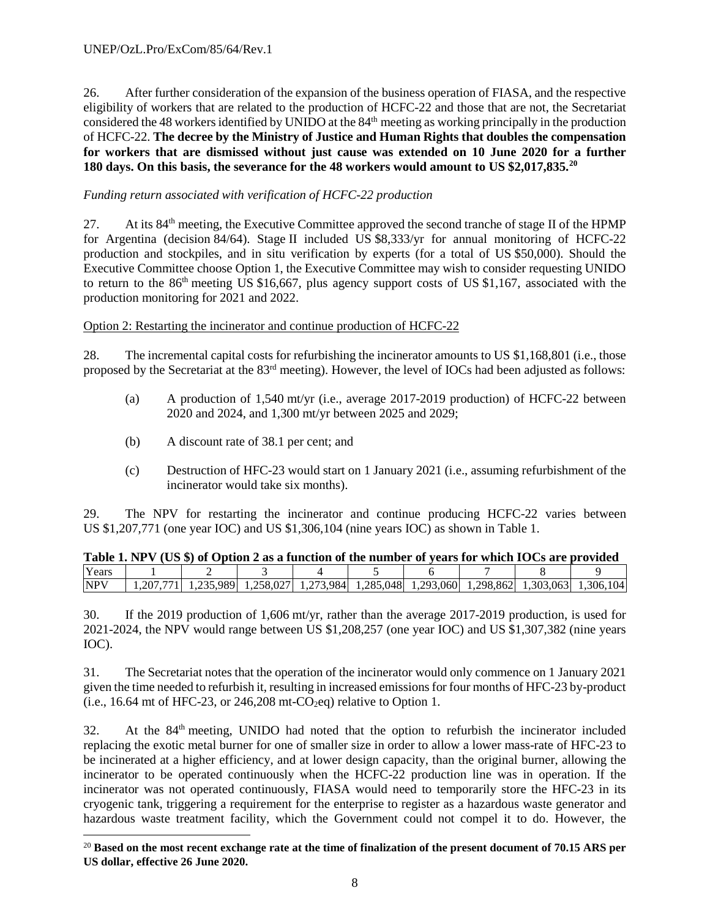26. After further consideration of the expansion of the business operation of FIASA, and the respective eligibility of workers that are related to the production of HCFC-22 and those that are not, the Secretariat considered the 48 workers identified by UNIDO at the 84th meeting as working principally in the production of HCFC-22. **The decree by the Ministry of Justice and Human Rights that doubles the compensation for workers that are dismissed without just cause was extended on 10 June 2020 for a further 180 days. On this basis, the severance for the 48 workers would amount to US $2,017,835.**[20]

*Funding return associated with verification of HCFC-22 production*

27. At its 84th meeting, the Executive Committee approved the second tranche of stage II of the HPMP for Argentina (decision 84/64). Stage II included US $8,333/yr for annual monitoring of HCFC-22 production and stockpiles, and in situ verification by experts (for a total of US $50,000). Should the Executive Committee choose Option 1, the Executive Committee may wish to consider requesting UNIDO to return to the 86th meeting US $16,667, plus agency support costs of US $1,167, associated with the production monitoring for 2021 and 2022.

Option 2: Restarting the incinerator and continue production of HCFC-22

28. The incremental capital costs for refurbishing the incinerator amounts to US $1,168,801 (i.e., those proposed by the Secretariat at the 83rd meeting). However, the level of IOCs had been adjusted as follows:

(a) A production of 1,540 mt/yr (i.e., average 2017-2019 production) of HCFC-22 between 2020 and 2024, and 1,300 mt/yr between 2025 and 2029;

(b) A discount rate of 38.1 per cent; and

(c) Destruction of HFC-23 would start on 1 January 2021 (i.e., assuming refurbishment of the incinerator would take six months).

29. The NPV for restarting the incinerator and continue producing HCFC-22 varies between US $1,207,771 (one year IOC) and US $1,306,104 (nine years IOC) as shown in Table 1.

**Table 1. NPV (US $) of Option 2 as a function of the number of years for which IOCs are provided**

| Years | 1 | 2 | 3 | 4 | 5 | 6 | 7 | 8 | 9 |
|---|---|---|---|---|---|---|---|---|---|
| NPV | 1,207,771 | 1,235,989 | 1,258,027 | 1,273,984 | 1,285,048 | 1,293,060 | 1,298,862 | 1,303,063 | 1,306,104 |

30. If the 2019 production of 1,606 mt/yr, rather than the average 2017-2019 production, is used for 2021-2024, the NPV would range between US $1,208,257 (one year IOC) and US $1,307,382 (nine years IOC).

31. The Secretariat notes that the operation of the incinerator would only commence on 1 January 2021 given the time needed to refurbish it, resulting in increased emissions for four months of HFC-23 by-product (i.e., 16.64 mt of HFC-23, or 246,208 mt-$CO_2$eq) relative to Option 1.

32. At the 84th meeting, UNIDO had noted that the option to refurbish the incinerator included replacing the exotic metal burner for one of smaller size in order to allow a lower mass-rate of HFC-23 to be incinerated at a higher efficiency, and at lower design capacity, than the original burner, allowing the incinerator to be operated continuously when the HCFC-22 production line was in operation. If the incinerator was not operated continuously, FIASA would need to temporarily store the HFC-23 in its cryogenic tank, triggering a requirement for the enterprise to register as a hazardous waste generator and hazardous waste treatment facility, which the Government could not compel it to do. However, the

[20] **Based on the most recent exchange rate at the time of finalization of the present document of 70.15 ARS per US dollar, effective 26 June 2020.**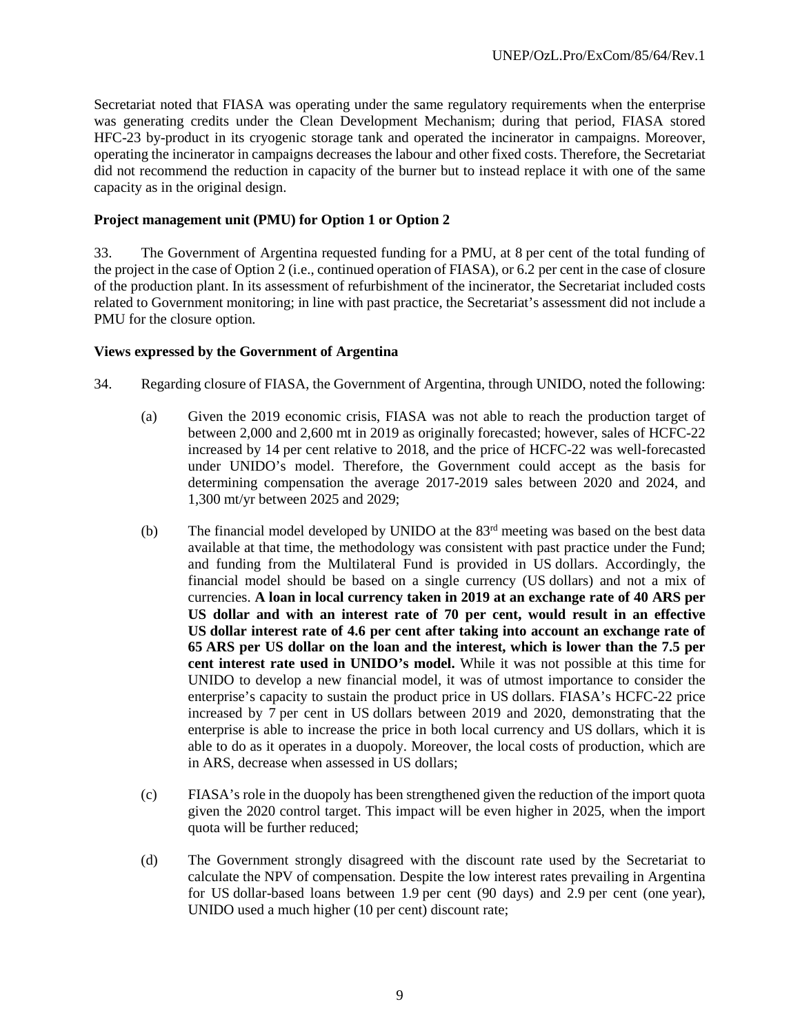Secretariat noted that FIASA was operating under the same regulatory requirements when the enterprise was generating credits under the Clean Development Mechanism; during that period, FIASA stored HFC-23 by-product in its cryogenic storage tank and operated the incinerator in campaigns. Moreover, operating the incinerator in campaigns decreases the labour and other fixed costs. Therefore, the Secretariat did not recommend the reduction in capacity of the burner but to instead replace it with one of the same capacity as in the original design.

**Project management unit (PMU) for Option 1 or Option 2**

33. The Government of Argentina requested funding for a PMU, at 8 per cent of the total funding of the project in the case of Option 2 (i.e., continued operation of FIASA), or 6.2 per cent in the case of closure of the production plant. In its assessment of refurbishment of the incinerator, the Secretariat included costs related to Government monitoring; in line with past practice, the Secretariat's assessment did not include a PMU for the closure option.

**Views expressed by the Government of Argentina**

34. Regarding closure of FIASA, the Government of Argentina, through UNIDO, noted the following:

(a) Given the 2019 economic crisis, FIASA was not able to reach the production target of between 2,000 and 2,600 mt in 2019 as originally forecasted; however, sales of HCFC-22 increased by 14 per cent relative to 2018, and the price of HCFC-22 was well-forecasted under UNIDO's model. Therefore, the Government could accept as the basis for determining compensation the average 2017-2019 sales between 2020 and 2024, and 1,300 mt/yr between 2025 and 2029;

(b) The financial model developed by UNIDO at the 83rd meeting was based on the best data available at that time, the methodology was consistent with past practice under the Fund; and funding from the Multilateral Fund is provided in US dollars. Accordingly, the financial model should be based on a single currency (US dollars) and not a mix of currencies. **A loan in local currency taken in 2019 at an exchange rate of 40 ARS per US dollar and with an interest rate of 70 per cent, would result in an effective US dollar interest rate of 4.6 per cent after taking into account an exchange rate of 65 ARS per US dollar on the loan and the interest, which is lower than the 7.5 per cent interest rate used in UNIDO's model.** While it was not possible at this time for UNIDO to develop a new financial model, it was of utmost importance to consider the enterprise's capacity to sustain the product price in US dollars. FIASA's HCFC-22 price increased by 7 per cent in US dollars between 2019 and 2020, demonstrating that the enterprise is able to increase the price in both local currency and US dollars, which it is able to do as it operates in a duopoly. Moreover, the local costs of production, which are in ARS, decrease when assessed in US dollars;

(c) FIASA's role in the duopoly has been strengthened given the reduction of the import quota given the 2020 control target. This impact will be even higher in 2025, when the import quota will be further reduced;

(d) The Government strongly disagreed with the discount rate used by the Secretariat to calculate the NPV of compensation. Despite the low interest rates prevailing in Argentina for US dollar-based loans between 1.9 per cent (90 days) and 2.9 per cent (one year), UNIDO used a much higher (10 per cent) discount rate;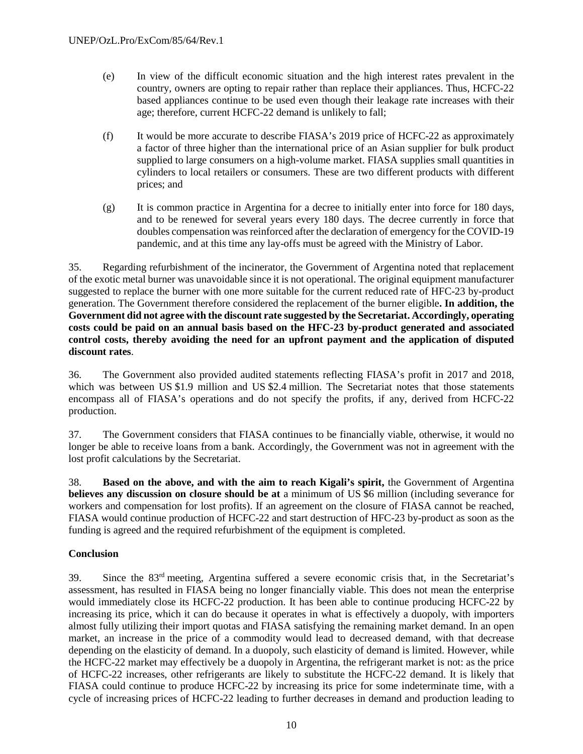(e) In view of the difficult economic situation and the high interest rates prevalent in the country, owners are opting to repair rather than replace their appliances. Thus, HCFC-22 based appliances continue to be used even though their leakage rate increases with their age; therefore, current HCFC-22 demand is unlikely to fall;

(f) It would be more accurate to describe FIASA's 2019 price of HCFC-22 as approximately a factor of three higher than the international price of an Asian supplier for bulk product supplied to large consumers on a high-volume market. FIASA supplies small quantities in cylinders to local retailers or consumers. These are two different products with different prices; and

(g) It is common practice in Argentina for a decree to initially enter into force for 180 days, and to be renewed for several years every 180 days. The decree currently in force that doubles compensation was reinforced after the declaration of emergency for the COVID-19 pandemic, and at this time any lay-offs must be agreed with the Ministry of Labor.

35. Regarding refurbishment of the incinerator, the Government of Argentina noted that replacement of the exotic metal burner was unavoidable since it is not operational. The original equipment manufacturer suggested to replace the burner with one more suitable for the current reduced rate of HFC-23 by-product generation. The Government therefore considered the replacement of the burner eligible**. In addition, the Government did not agree with the discount rate suggested by the Secretariat. Accordingly, operating costs could be paid on an annual basis based on the HFC-23 by-product generated and associated control costs, thereby avoiding the need for an upfront payment and the application of disputed discount rates**.

36. The Government also provided audited statements reflecting FIASA's profit in 2017 and 2018, which was between US $1.9 million and US $2.4 million. The Secretariat notes that those statements encompass all of FIASA's operations and do not specify the profits, if any, derived from HCFC-22 production.

37. The Government considers that FIASA continues to be financially viable, otherwise, it would no longer be able to receive loans from a bank. Accordingly, the Government was not in agreement with the lost profit calculations by the Secretariat.

38. **Based on the above, and with the aim to reach Kigali's spirit,** the Government of Argentina **believes any discussion on closure should be at** a minimum of US $6 million (including severance for workers and compensation for lost profits). If an agreement on the closure of FIASA cannot be reached, FIASA would continue production of HCFC-22 and start destruction of HFC-23 by-product as soon as the funding is agreed and the required refurbishment of the equipment is completed.

**Conclusion**

39. Since the 83rd meeting, Argentina suffered a severe economic crisis that, in the Secretariat's assessment, has resulted in FIASA being no longer financially viable. This does not mean the enterprise would immediately close its HCFC-22 production. It has been able to continue producing HCFC-22 by increasing its price, which it can do because it operates in what is effectively a duopoly, with importers almost fully utilizing their import quotas and FIASA satisfying the remaining market demand. In an open market, an increase in the price of a commodity would lead to decreased demand, with that decrease depending on the elasticity of demand. In a duopoly, such elasticity of demand is limited. However, while the HCFC-22 market may effectively be a duopoly in Argentina, the refrigerant market is not: as the price of HCFC-22 increases, other refrigerants are likely to substitute the HCFC-22 demand. It is likely that FIASA could continue to produce HCFC-22 by increasing its price for some indeterminate time, with a cycle of increasing prices of HCFC-22 leading to further decreases in demand and production leading to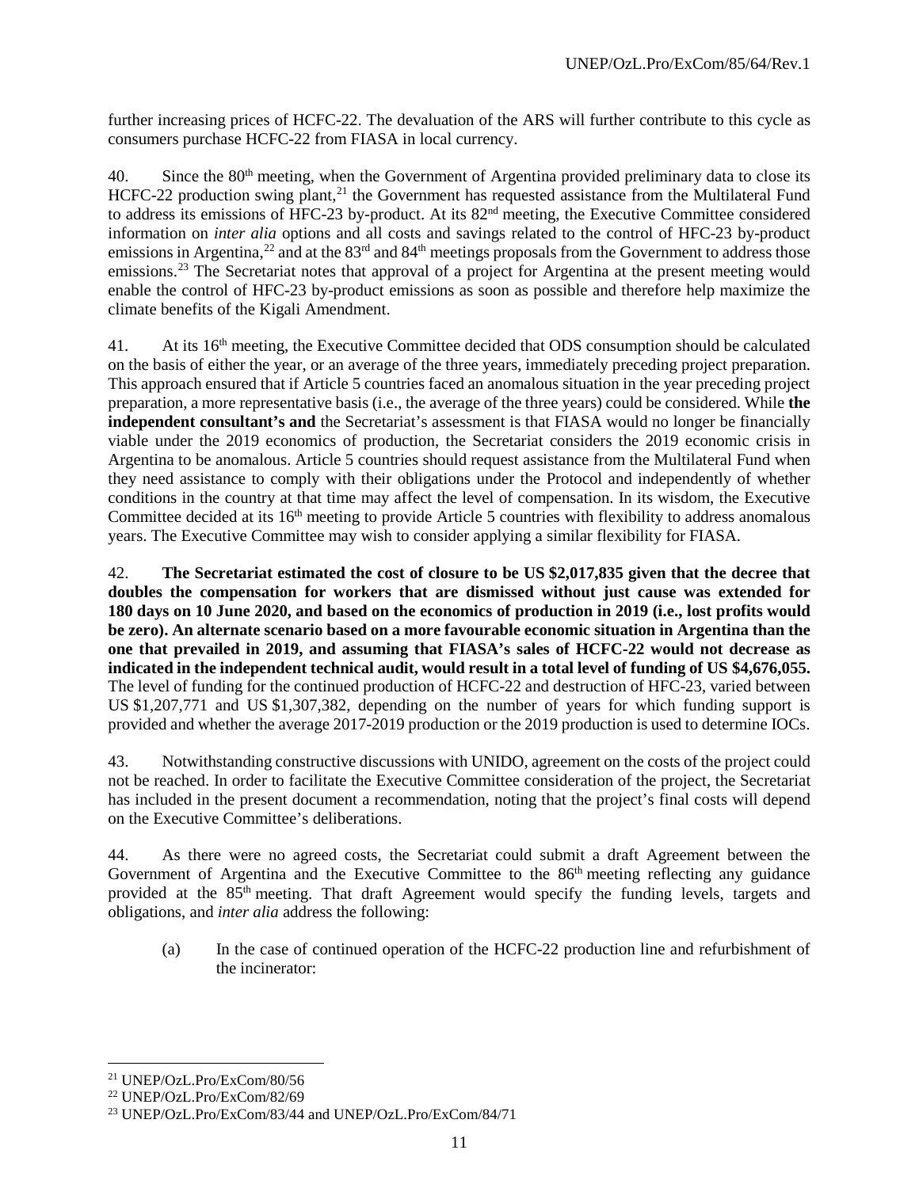further increasing prices of HCFC-22. The devaluation of the ARS will further contribute to this cycle as consumers purchase HCFC-22 from FIASA in local currency.

40. Since the 80th meeting, when the Government of Argentina provided preliminary data to close its HCFC-22 production swing plant,[21] the Government has requested assistance from the Multilateral Fund to address its emissions of HFC-23 by-product. At its 82nd meeting, the Executive Committee considered information on *inter alia* options and all costs and savings related to the control of HFC-23 by-product emissions in Argentina,[22] and at the 83rd and 84th meetings proposals from the Government to address those emissions.[23] The Secretariat notes that approval of a project for Argentina at the present meeting would enable the control of HFC-23 by-product emissions as soon as possible and therefore help maximize the climate benefits of the Kigali Amendment.

41. At its 16th meeting, the Executive Committee decided that ODS consumption should be calculated on the basis of either the year, or an average of the three years, immediately preceding project preparation. This approach ensured that if Article 5 countries faced an anomalous situation in the year preceding project preparation, a more representative basis (i.e., the average of the three years) could be considered. While **the independent consultant's and** the Secretariat's assessment is that FIASA would no longer be financially viable under the 2019 economics of production, the Secretariat considers the 2019 economic crisis in Argentina to be anomalous. Article 5 countries should request assistance from the Multilateral Fund when they need assistance to comply with their obligations under the Protocol and independently of whether conditions in the country at that time may affect the level of compensation. In its wisdom, the Executive Committee decided at its 16th meeting to provide Article 5 countries with flexibility to address anomalous years. The Executive Committee may wish to consider applying a similar flexibility for FIASA.

42. **The Secretariat estimated the cost of closure to be US $2,017,835 given that the decree that doubles the compensation for workers that are dismissed without just cause was extended for 180 days on 10 June 2020, and based on the economics of production in 2019 (i.e., lost profits would be zero). An alternate scenario based on a more favourable economic situation in Argentina than the one that prevailed in 2019, and assuming that FIASA's sales of HCFC-22 would not decrease as indicated in the independent technical audit, would result in a total level of funding of US $4,676,055.** The level of funding for the continued production of HCFC-22 and destruction of HFC-23, varied between US $1,207,771 and US $1,307,382, depending on the number of years for which funding support is provided and whether the average 2017-2019 production or the 2019 production is used to determine IOCs.

43. Notwithstanding constructive discussions with UNIDO, agreement on the costs of the project could not be reached. In order to facilitate the Executive Committee consideration of the project, the Secretariat has included in the present document a recommendation, noting that the project's final costs will depend on the Executive Committee's deliberations.

44. As there were no agreed costs, the Secretariat could submit a draft Agreement between the Government of Argentina and the Executive Committee to the 86th meeting reflecting any guidance provided at the 85th meeting. That draft Agreement would specify the funding levels, targets and obligations, and *inter alia* address the following:

(a) In the case of continued operation of the HCFC-22 production line and refurbishment of the incinerator:

---

[21] UNEP/OzL.Pro/ExCom/80/56

[22] UNEP/OzL.Pro/ExCom/82/69

[23] UNEP/OzL.Pro/ExCom/83/44 and UNEP/OzL.Pro/ExCom/84/71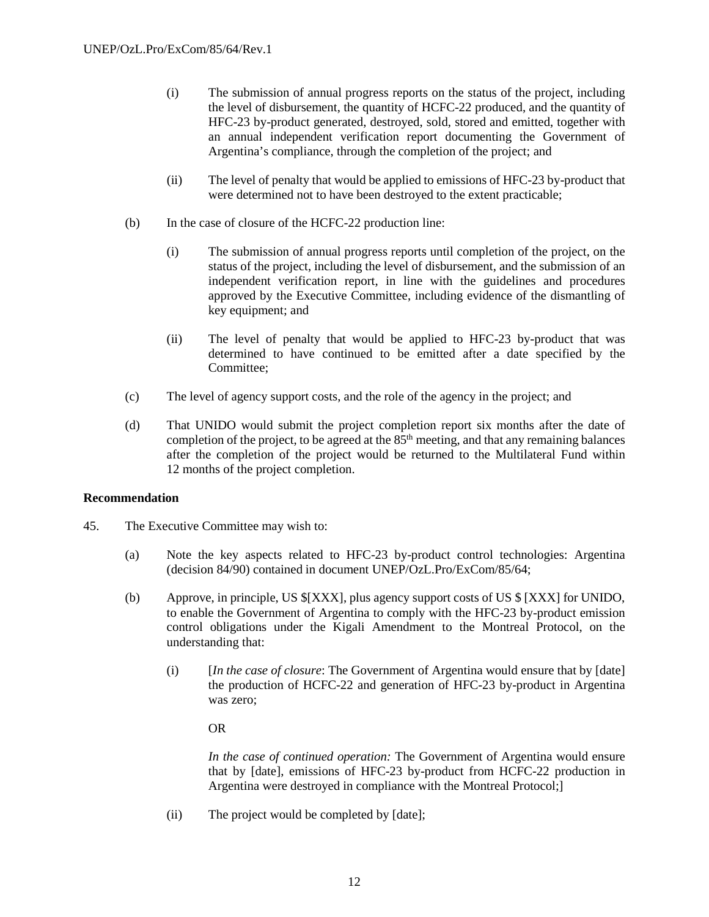(i) The submission of annual progress reports on the status of the project, including the level of disbursement, the quantity of HCFC-22 produced, and the quantity of HFC-23 by-product generated, destroyed, sold, stored and emitted, together with an annual independent verification report documenting the Government of Argentina's compliance, through the completion of the project; and

(ii) The level of penalty that would be applied to emissions of HFC-23 by-product that were determined not to have been destroyed to the extent practicable;

(b) In the case of closure of the HCFC-22 production line:

(i) The submission of annual progress reports until completion of the project, on the status of the project, including the level of disbursement, and the submission of an independent verification report, in line with the guidelines and procedures approved by the Executive Committee, including evidence of the dismantling of key equipment; and

(ii) The level of penalty that would be applied to HFC-23 by-product that was determined to have continued to be emitted after a date specified by the Committee;

(c) The level of agency support costs, and the role of the agency in the project; and

(d) That UNIDO would submit the project completion report six months after the date of completion of the project, to be agreed at the 85th meeting, and that any remaining balances after the completion of the project would be returned to the Multilateral Fund within 12 months of the project completion.

**Recommendation**

45. The Executive Committee may wish to:

(a) Note the key aspects related to HFC-23 by-product control technologies: Argentina (decision 84/90) contained in document UNEP/OzL.Pro/ExCom/85/64;

(b) Approve, in principle, US $[XXX], plus agency support costs of US $ [XXX] for UNIDO, to enable the Government of Argentina to comply with the HFC-23 by-product emission control obligations under the Kigali Amendment to the Montreal Protocol, on the understanding that:

(i) [*In the case of closure*: The Government of Argentina would ensure that by [date] the production of HCFC-22 and generation of HFC-23 by-product in Argentina was zero;

OR

*In the case of continued operation:* The Government of Argentina would ensure that by [date], emissions of HFC-23 by-product from HCFC-22 production in Argentina were destroyed in compliance with the Montreal Protocol;]

(ii) The project would be completed by [date];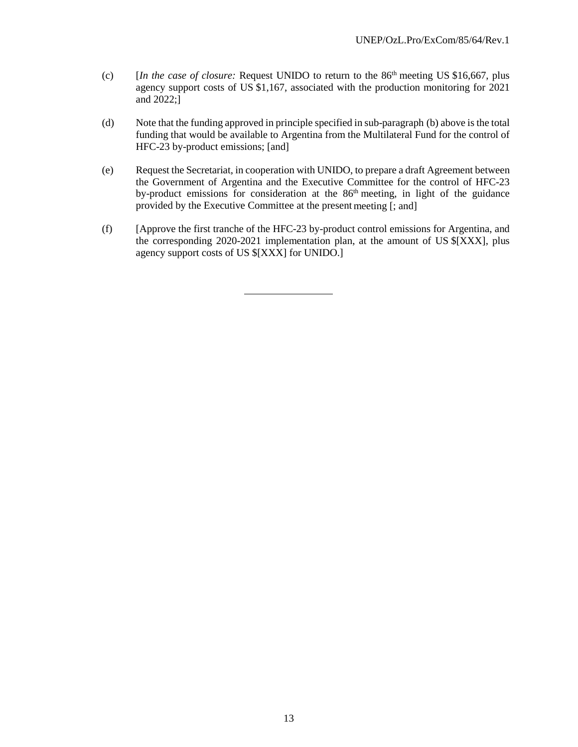(c) [*In the case of closure:* Request UNIDO to return to the 86th meeting US $16,667, plus agency support costs of US $1,167, associated with the production monitoring for 2021 and 2022;]

(d) Note that the funding approved in principle specified in sub-paragraph (b) above is the total funding that would be available to Argentina from the Multilateral Fund for the control of HFC-23 by-product emissions; [and]

(e) Request the Secretariat, in cooperation with UNIDO, to prepare a draft Agreement between the Government of Argentina and the Executive Committee for the control of HFC-23 by-product emissions for consideration at the 86th meeting, in light of the guidance provided by the Executive Committee at the present meeting [; and]

(f) [Approve the first tranche of the HFC-23 by-product control emissions for Argentina, and the corresponding 2020-2021 implementation plan, at the amount of US $[XXX], plus agency support costs of US $[XXX] for UNIDO.]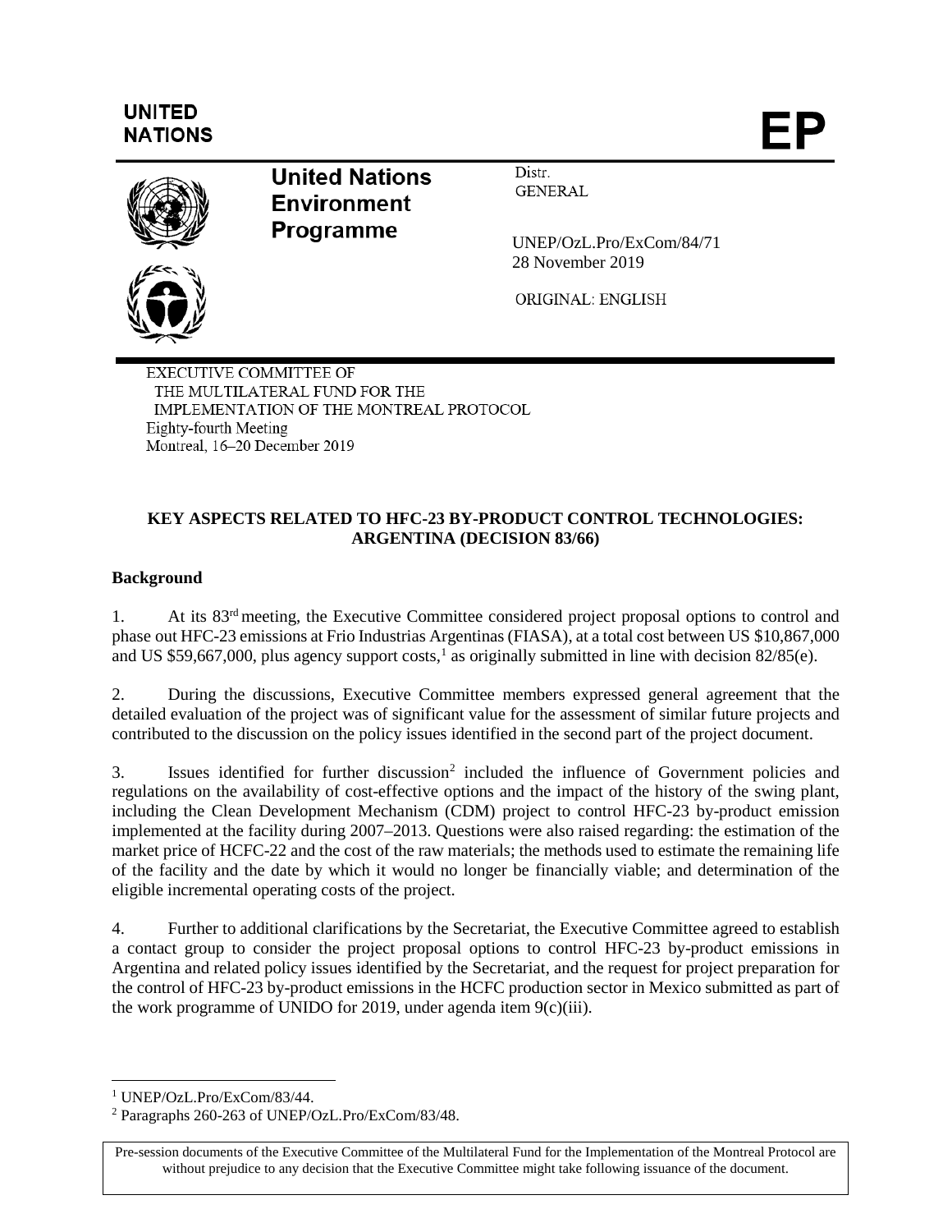UNITED NATIONS

EP

United Nations Environment Programme

Distr. GENERAL

UNEP/OzL.Pro/ExCom/84/71
28 November 2019

ORIGINAL: ENGLISH

EXECUTIVE COMMITTEE OF
THE MULTILATERAL FUND FOR THE
IMPLEMENTATION OF THE MONTREAL PROTOCOL
Eighty-fourth Meeting
Montreal, 16–20 December 2019

**KEY ASPECTS RELATED TO HFC-23 BY-PRODUCT CONTROL TECHNOLOGIES: ARGENTINA (DECISION 83/66)**

**Background**

1. At its 83rd meeting, the Executive Committee considered project proposal options to control and phase out HFC-23 emissions at Frio Industrias Argentinas (FIASA), at a total cost between US $10,867,000 and US $59,667,000, plus agency support costs,[1] as originally submitted in line with decision 82/85(e).

2. During the discussions, Executive Committee members expressed general agreement that the detailed evaluation of the project was of significant value for the assessment of similar future projects and contributed to the discussion on the policy issues identified in the second part of the project document.

3. Issues identified for further discussion[2] included the influence of Government policies and regulations on the availability of cost-effective options and the impact of the history of the swing plant, including the Clean Development Mechanism (CDM) project to control HFC-23 by-product emission implemented at the facility during 2007–2013. Questions were also raised regarding: the estimation of the market price of HCFC-22 and the cost of the raw materials; the methods used to estimate the remaining life of the facility and the date by which it would no longer be financially viable; and determination of the eligible incremental operating costs of the project.

4. Further to additional clarifications by the Secretariat, the Executive Committee agreed to establish a contact group to consider the project proposal options to control HFC-23 by-product emissions in Argentina and related policy issues identified by the Secretariat, and the request for project preparation for the control of HFC-23 by-product emissions in the HCFC production sector in Mexico submitted as part of the work programme of UNIDO for 2019, under agenda item 9(c)(iii).

[1] UNEP/OzL.Pro/ExCom/83/44.

[2] Paragraphs 260-263 of UNEP/OzL.Pro/ExCom/83/48.

Pre-session documents of the Executive Committee of the Multilateral Fund for the Implementation of the Montreal Protocol are without prejudice to any decision that the Executive Committee might take following issuance of the document.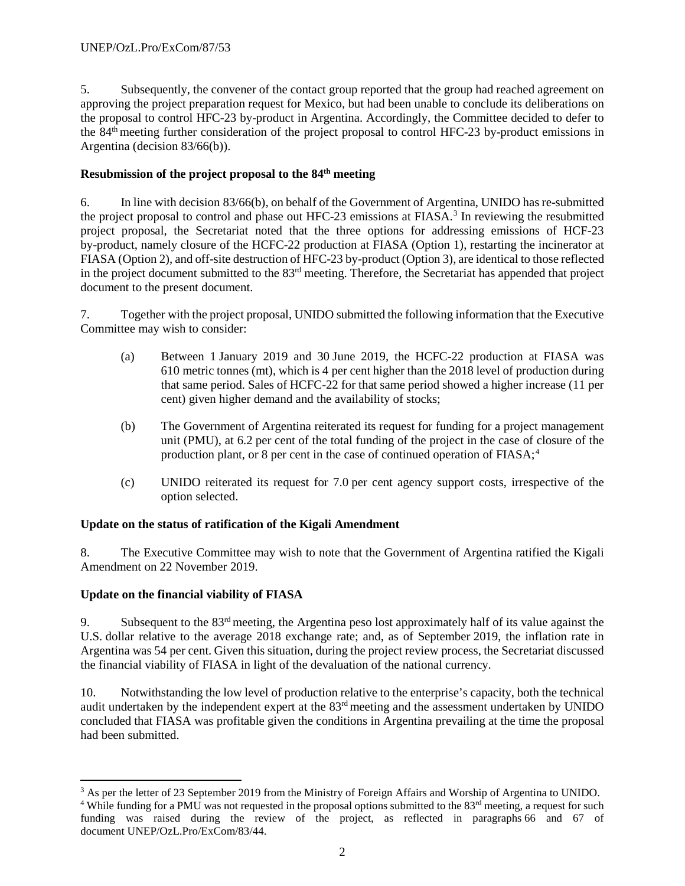5. Subsequently, the convener of the contact group reported that the group had reached agreement on approving the project preparation request for Mexico, but had been unable to conclude its deliberations on the proposal to control HFC-23 by-product in Argentina. Accordingly, the Committee decided to defer to the 84th meeting further consideration of the project proposal to control HFC-23 by-product emissions in Argentina (decision 83/66(b)).

**Resubmission of the project proposal to the 84th meeting**

6. In line with decision 83/66(b), on behalf of the Government of Argentina, UNIDO has re-submitted the project proposal to control and phase out HFC-23 emissions at FIASA.[3] In reviewing the resubmitted project proposal, the Secretariat noted that the three options for addressing emissions of HCF-23 by-product, namely closure of the HCFC-22 production at FIASA (Option 1), restarting the incinerator at FIASA (Option 2), and off-site destruction of HFC-23 by-product (Option 3), are identical to those reflected in the project document submitted to the 83rd meeting. Therefore, the Secretariat has appended that project document to the present document.

7. Together with the project proposal, UNIDO submitted the following information that the Executive Committee may wish to consider:

(a) Between 1 January 2019 and 30 June 2019, the HCFC-22 production at FIASA was 610 metric tonnes (mt), which is 4 per cent higher than the 2018 level of production during that same period. Sales of HCFC-22 for that same period showed a higher increase (11 per cent) given higher demand and the availability of stocks;

(b) The Government of Argentina reiterated its request for funding for a project management unit (PMU), at 6.2 per cent of the total funding of the project in the case of closure of the production plant, or 8 per cent in the case of continued operation of FIASA;[4]

(c) UNIDO reiterated its request for 7.0 per cent agency support costs, irrespective of the option selected.

**Update on the status of ratification of the Kigali Amendment**

8. The Executive Committee may wish to note that the Government of Argentina ratified the Kigali Amendment on 22 November 2019.

**Update on the financial viability of FIASA**

9. Subsequent to the 83rd meeting, the Argentina peso lost approximately half of its value against the U.S. dollar relative to the average 2018 exchange rate; and, as of September 2019, the inflation rate in Argentina was 54 per cent. Given this situation, during the project review process, the Secretariat discussed the financial viability of FIASA in light of the devaluation of the national currency.

10. Notwithstanding the low level of production relative to the enterprise's capacity, both the technical audit undertaken by the independent expert at the 83rd meeting and the assessment undertaken by UNIDO concluded that FIASA was profitable given the conditions in Argentina prevailing at the time the proposal had been submitted.

---

[3] As per the letter of 23 September 2019 from the Ministry of Foreign Affairs and Worship of Argentina to UNIDO.

[4] While funding for a PMU was not requested in the proposal options submitted to the 83rd meeting, a request for such funding was raised during the review of the project, as reflected in paragraphs 66 and 67 of document UNEP/OzL.Pro/ExCom/83/44.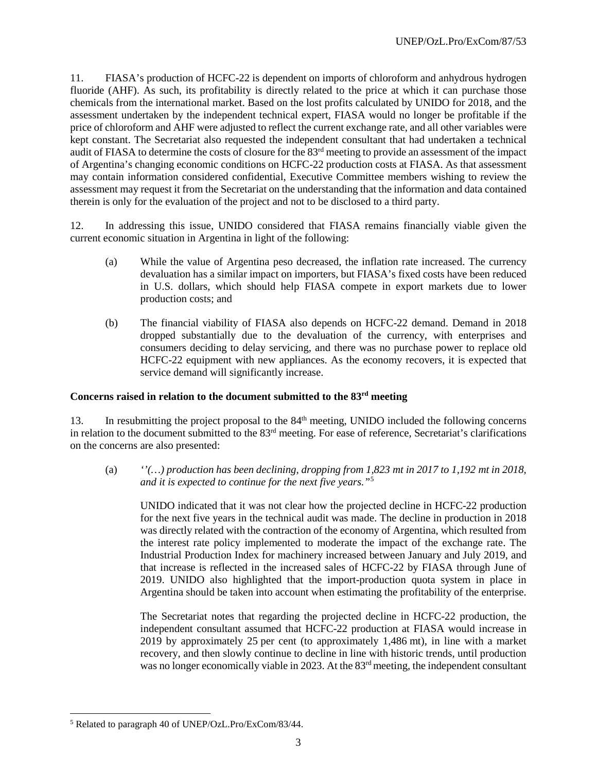11. FIASA's production of HCFC-22 is dependent on imports of chloroform and anhydrous hydrogen fluoride (AHF). As such, its profitability is directly related to the price at which it can purchase those chemicals from the international market. Based on the lost profits calculated by UNIDO for 2018, and the assessment undertaken by the independent technical expert, FIASA would no longer be profitable if the price of chloroform and AHF were adjusted to reflect the current exchange rate, and all other variables were kept constant. The Secretariat also requested the independent consultant that had undertaken a technical audit of FIASA to determine the costs of closure for the 83rd meeting to provide an assessment of the impact of Argentina's changing economic conditions on HCFC-22 production costs at FIASA. As that assessment may contain information considered confidential, Executive Committee members wishing to review the assessment may request it from the Secretariat on the understanding that the information and data contained therein is only for the evaluation of the project and not to be disclosed to a third party.

12. In addressing this issue, UNIDO considered that FIASA remains financially viable given the current economic situation in Argentina in light of the following:

(a) While the value of Argentina peso decreased, the inflation rate increased. The currency devaluation has a similar impact on importers, but FIASA's fixed costs have been reduced in U.S. dollars, which should help FIASA compete in export markets due to lower production costs; and

(b) The financial viability of FIASA also depends on HCFC-22 demand. Demand in 2018 dropped substantially due to the devaluation of the currency, with enterprises and consumers deciding to delay servicing, and there was no purchase power to replace old HCFC-22 equipment with new appliances. As the economy recovers, it is expected that service demand will significantly increase.

**Concerns raised in relation to the document submitted to the 83rd meeting**

13. In resubmitting the project proposal to the 84th meeting, UNIDO included the following concerns in relation to the document submitted to the 83rd meeting. For ease of reference, Secretariat's clarifications on the concerns are also presented:

(a) *''(…) production has been declining, dropping from 1,823 mt in 2017 to 1,192 mt in 2018, and it is expected to continue for the next five years.''*[5]

UNIDO indicated that it was not clear how the projected decline in HCFC-22 production for the next five years in the technical audit was made. The decline in production in 2018 was directly related with the contraction of the economy of Argentina, which resulted from the interest rate policy implemented to moderate the impact of the exchange rate. The Industrial Production Index for machinery increased between January and July 2019, and that increase is reflected in the increased sales of HCFC-22 by FIASA through June of 2019. UNIDO also highlighted that the import-production quota system in place in Argentina should be taken into account when estimating the profitability of the enterprise.

The Secretariat notes that regarding the projected decline in HCFC-22 production, the independent consultant assumed that HCFC-22 production at FIASA would increase in 2019 by approximately 25 per cent (to approximately 1,486 mt), in line with a market recovery, and then slowly continue to decline in line with historic trends, until production was no longer economically viable in 2023. At the 83rd meeting, the independent consultant

[5] Related to paragraph 40 of UNEP/OzL.Pro/ExCom/83/44.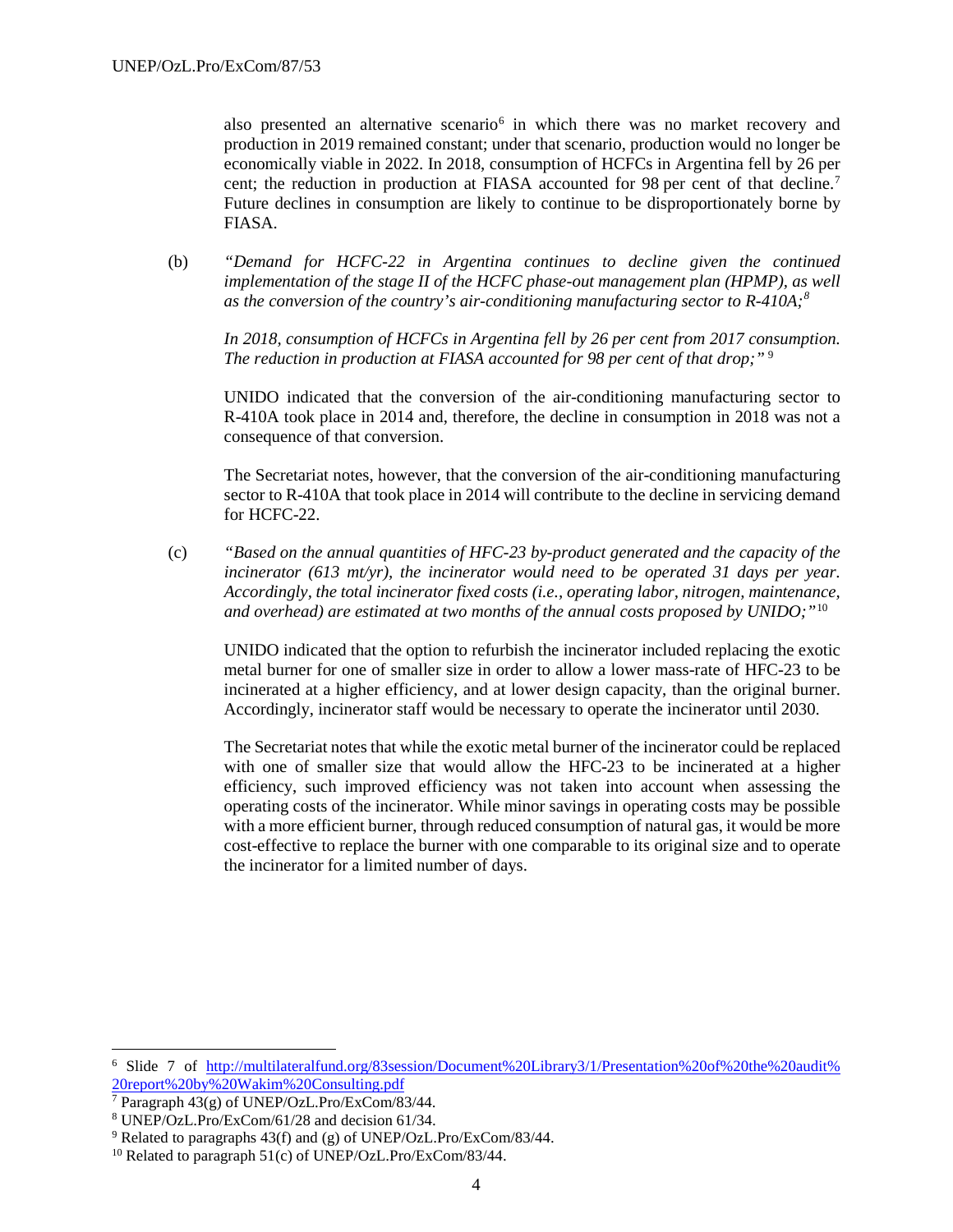also presented an alternative scenario[6] in which there was no market recovery and production in 2019 remained constant; under that scenario, production would no longer be economically viable in 2022. In 2018, consumption of HCFCs in Argentina fell by 26 per cent; the reduction in production at FIASA accounted for 98 per cent of that decline.[7] Future declines in consumption are likely to continue to be disproportionately borne by FIASA.

(b) *"Demand for HCFC-22 in Argentina continues to decline given the continued implementation of the stage II of the HCFC phase-out management plan (HPMP), as well as the conversion of the country's air-conditioning manufacturing sector to R-410A;*[8]

*In 2018, consumption of HCFCs in Argentina fell by 26 per cent from 2017 consumption. The reduction in production at FIASA accounted for 98 per cent of that drop;"*[9]

UNIDO indicated that the conversion of the air-conditioning manufacturing sector to R-410A took place in 2014 and, therefore, the decline in consumption in 2018 was not a consequence of that conversion.

The Secretariat notes, however, that the conversion of the air-conditioning manufacturing sector to R-410A that took place in 2014 will contribute to the decline in servicing demand for HCFC-22.

(c) *"Based on the annual quantities of HFC-23 by-product generated and the capacity of the incinerator (613 mt/yr), the incinerator would need to be operated 31 days per year. Accordingly, the total incinerator fixed costs (i.e., operating labor, nitrogen, maintenance, and overhead) are estimated at two months of the annual costs proposed by UNIDO;"*[10]

UNIDO indicated that the option to refurbish the incinerator included replacing the exotic metal burner for one of smaller size in order to allow a lower mass-rate of HFC-23 to be incinerated at a higher efficiency, and at lower design capacity, than the original burner. Accordingly, incinerator staff would be necessary to operate the incinerator until 2030.

The Secretariat notes that while the exotic metal burner of the incinerator could be replaced with one of smaller size that would allow the HFC-23 to be incinerated at a higher efficiency, such improved efficiency was not taken into account when assessing the operating costs of the incinerator. While minor savings in operating costs may be possible with a more efficient burner, through reduced consumption of natural gas, it would be more cost-effective to replace the burner with one comparable to its original size and to operate the incinerator for a limited number of days.

---

[6] Slide 7 of http://multilateralfund.org/83session/Document%20Library3/1/Presentation%20of%20the%20audit%20report%20by%20Wakim%20Consulting.pdf

[7] Paragraph 43(g) of UNEP/OzL.Pro/ExCom/83/44.

[8] UNEP/OzL.Pro/ExCom/61/28 and decision 61/34.

[9] Related to paragraphs 43(f) and (g) of UNEP/OzL.Pro/ExCom/83/44.

[10] Related to paragraph 51(c) of UNEP/OzL.Pro/ExCom/83/44.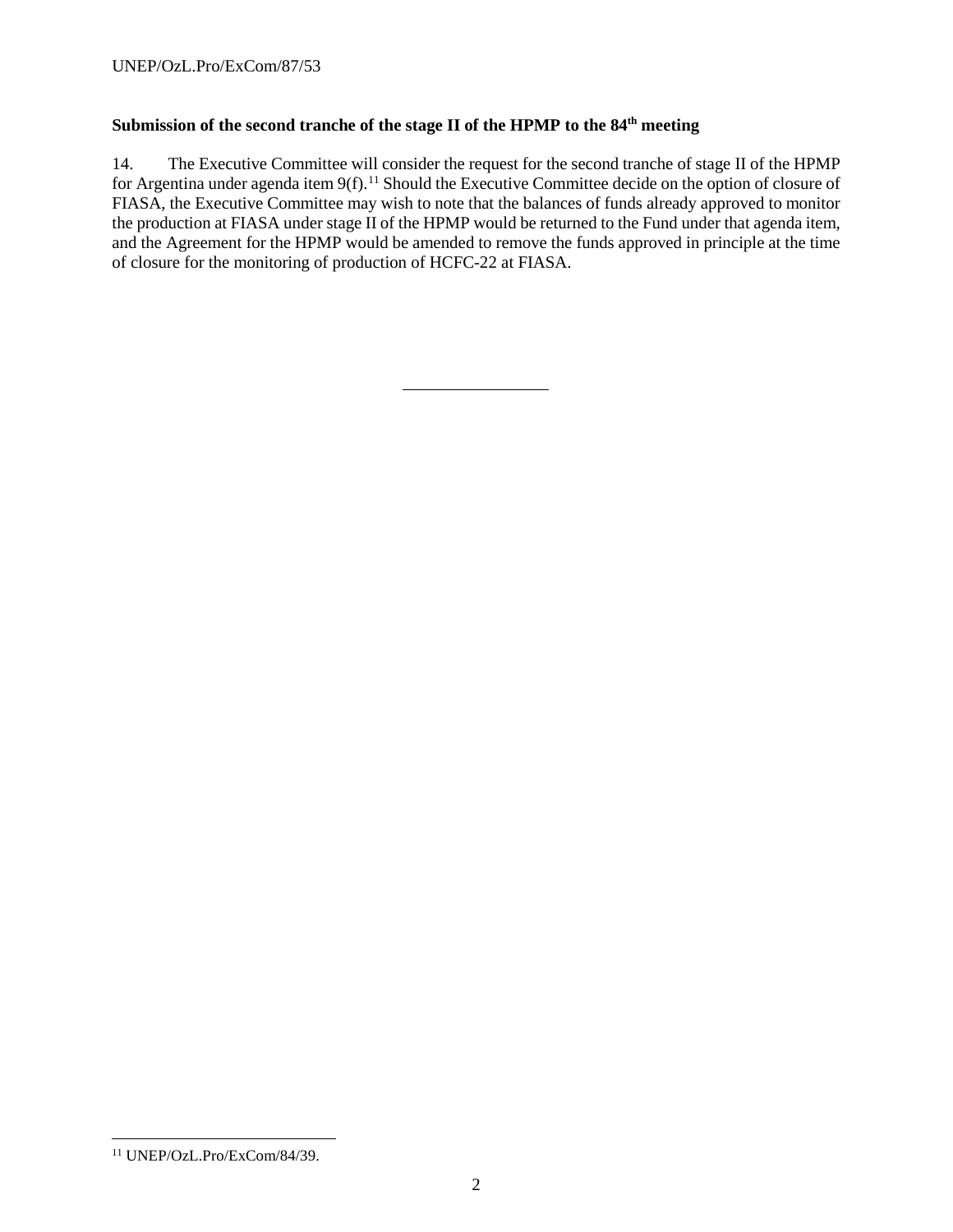**Submission of the second tranche of the stage II of the HPMP to the 84th meeting**

14. The Executive Committee will consider the request for the second tranche of stage II of the HPMP for Argentina under agenda item 9(f).[11] Should the Executive Committee decide on the option of closure of FIASA, the Executive Committee may wish to note that the balances of funds already approved to monitor the production at FIASA under stage II of the HPMP would be returned to the Fund under that agenda item, and the Agreement for the HPMP would be amended to remove the funds approved in principle at the time of closure for the monitoring of production of HCFC-22 at FIASA.

---

[11] UNEP/OzL.Pro/ExCom/84/39.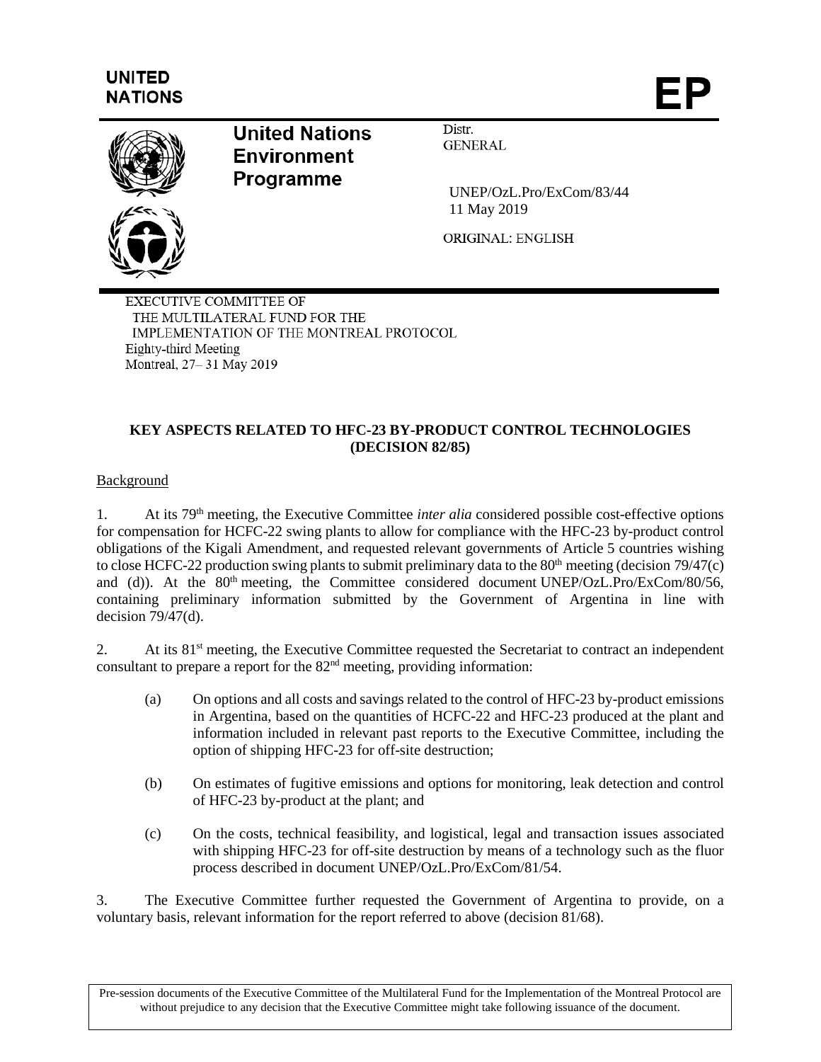UNITED NATIONS

# EP

**United Nations Environment Programme**

Distr. GENERAL

UNEP/OzL.Pro/ExCom/83/44
11 May 2019

ORIGINAL: ENGLISH

EXECUTIVE COMMITTEE OF
THE MULTILATERAL FUND FOR THE
IMPLEMENTATION OF THE MONTREAL PROTOCOL
Eighty-third Meeting
Montreal, 27– 31 May 2019

## KEY ASPECTS RELATED TO HFC-23 BY-PRODUCT CONTROL TECHNOLOGIES (DECISION 82/85)

Background

1. At its 79th meeting, the Executive Committee *inter alia* considered possible cost-effective options for compensation for HCFC-22 swing plants to allow for compliance with the HFC-23 by-product control obligations of the Kigali Amendment, and requested relevant governments of Article 5 countries wishing to close HCFC-22 production swing plants to submit preliminary data to the 80th meeting (decision 79/47(c) and (d)). At the 80th meeting, the Committee considered document UNEP/OzL.Pro/ExCom/80/56, containing preliminary information submitted by the Government of Argentina in line with decision 79/47(d).

2. At its 81st meeting, the Executive Committee requested the Secretariat to contract an independent consultant to prepare a report for the 82nd meeting, providing information:

   (a) On options and all costs and savings related to the control of HFC-23 by-product emissions in Argentina, based on the quantities of HCFC-22 and HFC-23 produced at the plant and information included in relevant past reports to the Executive Committee, including the option of shipping HFC-23 for off-site destruction;

   (b) On estimates of fugitive emissions and options for monitoring, leak detection and control of HFC-23 by-product at the plant; and

   (c) On the costs, technical feasibility, and logistical, legal and transaction issues associated with shipping HFC-23 for off-site destruction by means of a technology such as the fluor process described in document UNEP/OzL.Pro/ExCom/81/54.

3. The Executive Committee further requested the Government of Argentina to provide, on a voluntary basis, relevant information for the report referred to above (decision 81/68).

Pre-session documents of the Executive Committee of the Multilateral Fund for the Implementation of the Montreal Protocol are without prejudice to any decision that the Executive Committee might take following issuance of the document.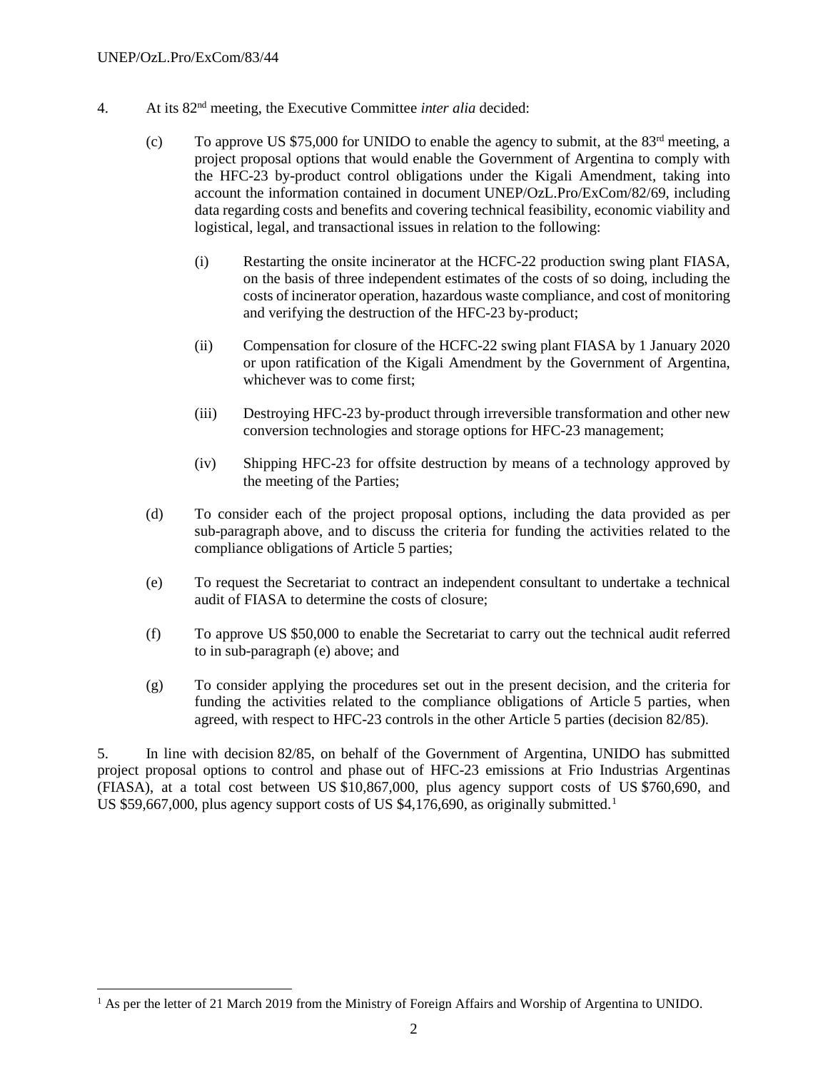4. At its 82nd meeting, the Executive Committee *inter alia* decided:

   (c) To approve US $75,000 for UNIDO to enable the agency to submit, at the 83rd meeting, a project proposal options that would enable the Government of Argentina to comply with the HFC-23 by-product control obligations under the Kigali Amendment, taking into account the information contained in document UNEP/OzL.Pro/ExCom/82/69, including data regarding costs and benefits and covering technical feasibility, economic viability and logistical, legal, and transactional issues in relation to the following:

      (i) Restarting the onsite incinerator at the HCFC-22 production swing plant FIASA, on the basis of three independent estimates of the costs of so doing, including the costs of incinerator operation, hazardous waste compliance, and cost of monitoring and verifying the destruction of the HFC-23 by-product;

      (ii) Compensation for closure of the HCFC-22 swing plant FIASA by 1 January 2020 or upon ratification of the Kigali Amendment by the Government of Argentina, whichever was to come first;

      (iii) Destroying HFC-23 by-product through irreversible transformation and other new conversion technologies and storage options for HFC-23 management;

      (iv) Shipping HFC-23 for offsite destruction by means of a technology approved by the meeting of the Parties;

   (d) To consider each of the project proposal options, including the data provided as per sub-paragraph above, and to discuss the criteria for funding the activities related to the compliance obligations of Article 5 parties;

   (e) To request the Secretariat to contract an independent consultant to undertake a technical audit of FIASA to determine the costs of closure;

   (f) To approve US $50,000 to enable the Secretariat to carry out the technical audit referred to in sub-paragraph (e) above; and

   (g) To consider applying the procedures set out in the present decision, and the criteria for funding the activities related to the compliance obligations of Article 5 parties, when agreed, with respect to HFC-23 controls in the other Article 5 parties (decision 82/85).

5. In line with decision 82/85, on behalf of the Government of Argentina, UNIDO has submitted project proposal options to control and phase out of HFC-23 emissions at Frio Industrias Argentinas (FIASA), at a total cost between US $10,867,000, plus agency support costs of US $760,690, and US $59,667,000, plus agency support costs of US $4,176,690, as originally submitted.[1]

[1] As per the letter of 21 March 2019 from the Ministry of Foreign Affairs and Worship of Argentina to UNIDO.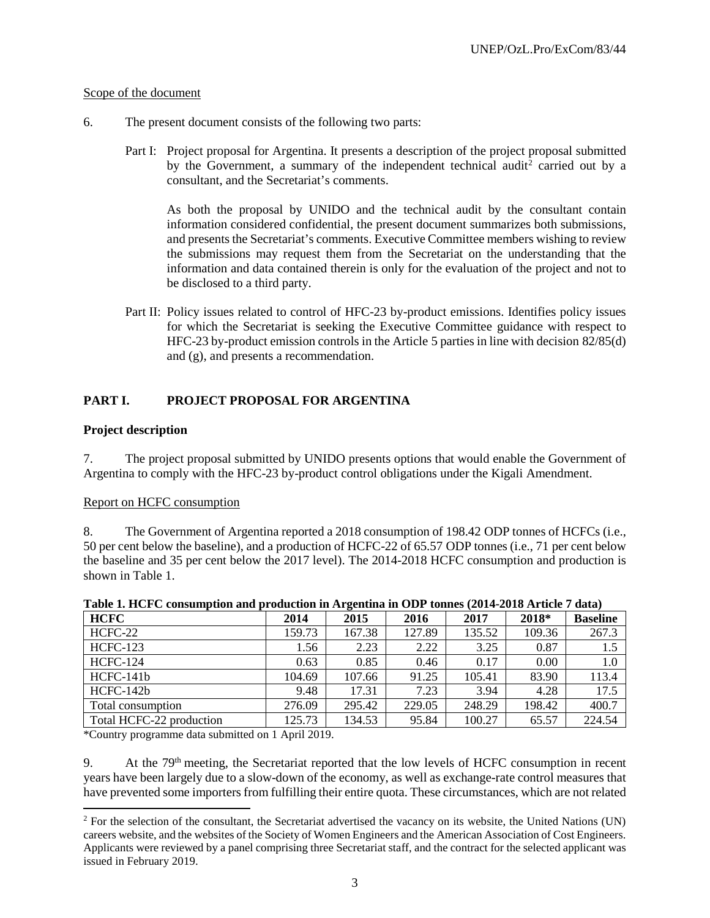Scope of the document

6. The present document consists of the following two parts:

Part I: Project proposal for Argentina. It presents a description of the project proposal submitted by the Government, a summary of the independent technical audit[2] carried out by a consultant, and the Secretariat's comments.

As both the proposal by UNIDO and the technical audit by the consultant contain information considered confidential, the present document summarizes both submissions, and presents the Secretariat's comments. Executive Committee members wishing to review the submissions may request them from the Secretariat on the understanding that the information and data contained therein is only for the evaluation of the project and not to be disclosed to a third party.

Part II: Policy issues related to control of HFC-23 by-product emissions. Identifies policy issues for which the Secretariat is seeking the Executive Committee guidance with respect to HFC-23 by-product emission controls in the Article 5 parties in line with decision 82/85(d) and (g), and presents a recommendation.

## PART I. PROJECT PROPOSAL FOR ARGENTINA

### Project description

7. The project proposal submitted by UNIDO presents options that would enable the Government of Argentina to comply with the HFC-23 by-product control obligations under the Kigali Amendment.

Report on HCFC consumption

8. The Government of Argentina reported a 2018 consumption of 198.42 ODP tonnes of HCFCs (i.e., 50 per cent below the baseline), and a production of HCFC-22 of 65.57 ODP tonnes (i.e., 71 per cent below the baseline and 35 per cent below the 2017 level). The 2014-2018 HCFC consumption and production is shown in Table 1.

**Table 1. HCFC consumption and production in Argentina in ODP tonnes (2014-2018 Article 7 data)**

| HCFC | 2014 | 2015 | 2016 | 2017 | 2018* | Baseline |
|---|---|---|---|---|---|---|
| HCFC-22 | 159.73 | 167.38 | 127.89 | 135.52 | 109.36 | 267.3 |
| HCFC-123 | 1.56 | 2.23 | 2.22 | 3.25 | 0.87 | 1.5 |
| HCFC-124 | 0.63 | 0.85 | 0.46 | 0.17 | 0.00 | 1.0 |
| HCFC-141b | 104.69 | 107.66 | 91.25 | 105.41 | 83.90 | 113.4 |
| HCFC-142b | 9.48 | 17.31 | 7.23 | 3.94 | 4.28 | 17.5 |
| Total consumption | 276.09 | 295.42 | 229.05 | 248.29 | 198.42 | 400.7 |
| Total HCFC-22 production | 125.73 | 134.53 | 95.84 | 100.27 | 65.57 | 224.54 |

*Country programme data submitted on 1 April 2019.

9. At the 79th meeting, the Secretariat reported that the low levels of HCFC consumption in recent years have been largely due to a slow-down of the economy, as well as exchange-rate control measures that have prevented some importers from fulfilling their entire quota. These circumstances, which are not related

[2] For the selection of the consultant, the Secretariat advertised the vacancy on its website, the United Nations (UN) careers website, and the websites of the Society of Women Engineers and the American Association of Cost Engineers. Applicants were reviewed by a panel comprising three Secretariat staff, and the contract for the selected applicant was issued in February 2019.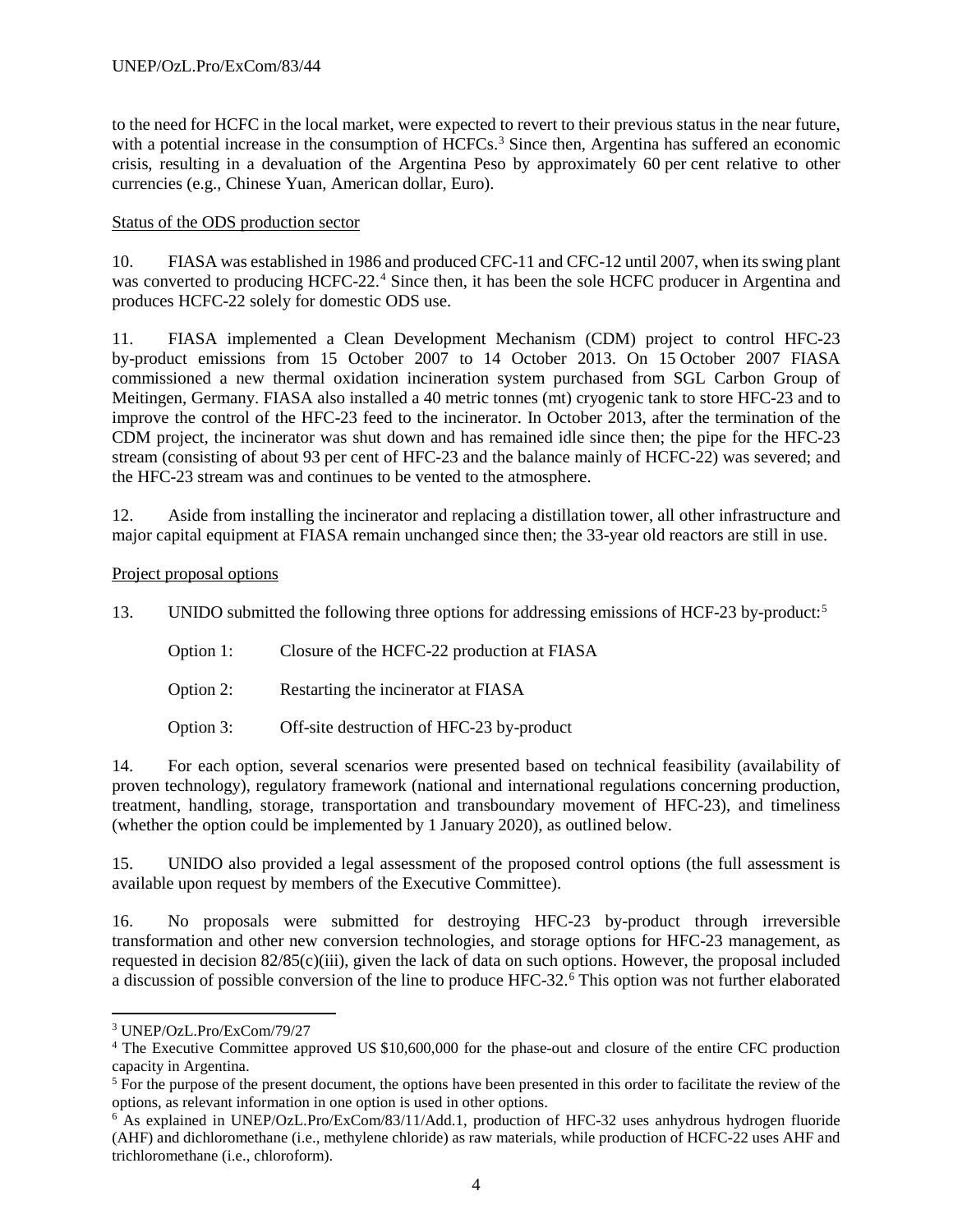to the need for HCFC in the local market, were expected to revert to their previous status in the near future, with a potential increase in the consumption of HCFCs.[3] Since then, Argentina has suffered an economic crisis, resulting in a devaluation of the Argentina Peso by approximately 60 per cent relative to other currencies (e.g., Chinese Yuan, American dollar, Euro).

Status of the ODS production sector

10. FIASA was established in 1986 and produced CFC-11 and CFC-12 until 2007, when its swing plant was converted to producing HCFC-22.[4] Since then, it has been the sole HCFC producer in Argentina and produces HCFC-22 solely for domestic ODS use.

11. FIASA implemented a Clean Development Mechanism (CDM) project to control HFC-23 by-product emissions from 15 October 2007 to 14 October 2013. On 15 October 2007 FIASA commissioned a new thermal oxidation incineration system purchased from SGL Carbon Group of Meitingen, Germany. FIASA also installed a 40 metric tonnes (mt) cryogenic tank to store HFC-23 and to improve the control of the HFC-23 feed to the incinerator. In October 2013, after the termination of the CDM project, the incinerator was shut down and has remained idle since then; the pipe for the HFC-23 stream (consisting of about 93 per cent of HFC-23 and the balance mainly of HCFC-22) was severed; and the HFC-23 stream was and continues to be vented to the atmosphere.

12. Aside from installing the incinerator and replacing a distillation tower, all other infrastructure and major capital equipment at FIASA remain unchanged since then; the 33-year old reactors are still in use.

Project proposal options

13. UNIDO submitted the following three options for addressing emissions of HCF-23 by-product:[5]

Option 1: Closure of the HCFC-22 production at FIASA

Option 2: Restarting the incinerator at FIASA

Option 3: Off-site destruction of HFC-23 by-product

14. For each option, several scenarios were presented based on technical feasibility (availability of proven technology), regulatory framework (national and international regulations concerning production, treatment, handling, storage, transportation and transboundary movement of HFC-23), and timeliness (whether the option could be implemented by 1 January 2020), as outlined below.

15. UNIDO also provided a legal assessment of the proposed control options (the full assessment is available upon request by members of the Executive Committee).

16. No proposals were submitted for destroying HFC-23 by-product through irreversible transformation and other new conversion technologies, and storage options for HFC-23 management, as requested in decision 82/85(c)(iii), given the lack of data on such options. However, the proposal included a discussion of possible conversion of the line to produce HFC-32.[6] This option was not further elaborated

---

[3] UNEP/OzL.Pro/ExCom/79/27

[4] The Executive Committee approved US $10,600,000 for the phase-out and closure of the entire CFC production capacity in Argentina.

[5] For the purpose of the present document, the options have been presented in this order to facilitate the review of the options, as relevant information in one option is used in other options.

[6] As explained in UNEP/OzL.Pro/ExCom/83/11/Add.1, production of HFC-32 uses anhydrous hydrogen fluoride (AHF) and dichloromethane (i.e., methylene chloride) as raw materials, while production of HCFC-22 uses AHF and trichloromethane (i.e., chloroform).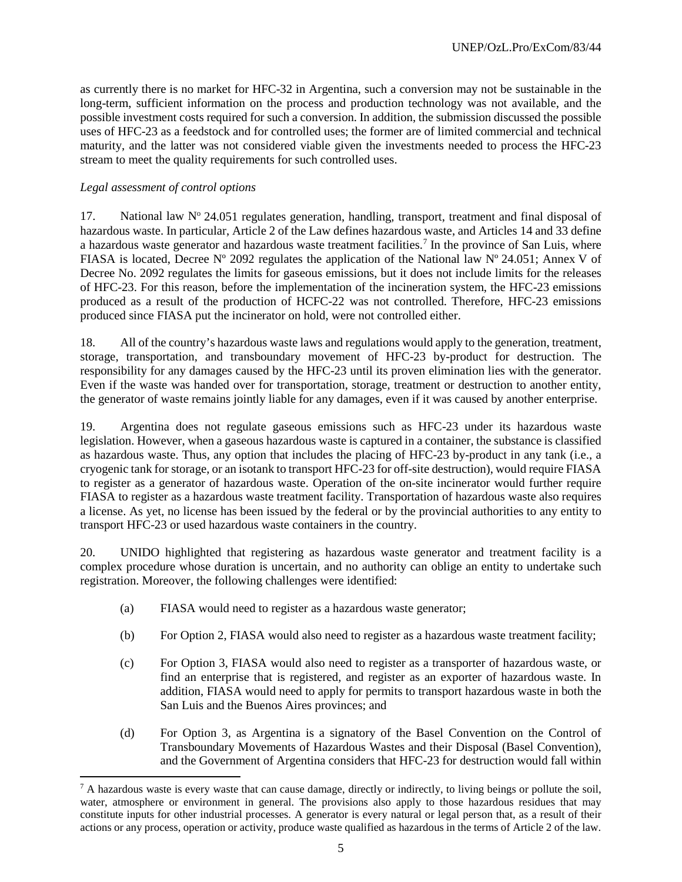as currently there is no market for HFC-32 in Argentina, such a conversion may not be sustainable in the long-term, sufficient information on the process and production technology was not available, and the possible investment costs required for such a conversion. In addition, the submission discussed the possible uses of HFC-23 as a feedstock and for controlled uses; the former are of limited commercial and technical maturity, and the latter was not considered viable given the investments needed to process the HFC-23 stream to meet the quality requirements for such controlled uses.

*Legal assessment of control options*

17. National law Nº 24.051 regulates generation, handling, transport, treatment and final disposal of hazardous waste. In particular, Article 2 of the Law defines hazardous waste, and Articles 14 and 33 define a hazardous waste generator and hazardous waste treatment facilities.[7] In the province of San Luis, where FIASA is located, Decree Nº 2092 regulates the application of the National law Nº 24.051; Annex V of Decree No. 2092 regulates the limits for gaseous emissions, but it does not include limits for the releases of HFC-23. For this reason, before the implementation of the incineration system, the HFC-23 emissions produced as a result of the production of HCFC-22 was not controlled. Therefore, HFC-23 emissions produced since FIASA put the incinerator on hold, were not controlled either.

18. All of the country's hazardous waste laws and regulations would apply to the generation, treatment, storage, transportation, and transboundary movement of HFC-23 by-product for destruction. The responsibility for any damages caused by the HFC-23 until its proven elimination lies with the generator. Even if the waste was handed over for transportation, storage, treatment or destruction to another entity, the generator of waste remains jointly liable for any damages, even if it was caused by another enterprise.

19. Argentina does not regulate gaseous emissions such as HFC-23 under its hazardous waste legislation. However, when a gaseous hazardous waste is captured in a container, the substance is classified as hazardous waste. Thus, any option that includes the placing of HFC-23 by-product in any tank (i.e., a cryogenic tank for storage, or an isotank to transport HFC-23 for off-site destruction), would require FIASA to register as a generator of hazardous waste. Operation of the on-site incinerator would further require FIASA to register as a hazardous waste treatment facility. Transportation of hazardous waste also requires a license. As yet, no license has been issued by the federal or by the provincial authorities to any entity to transport HFC-23 or used hazardous waste containers in the country.

20. UNIDO highlighted that registering as hazardous waste generator and treatment facility is a complex procedure whose duration is uncertain, and no authority can oblige an entity to undertake such registration. Moreover, the following challenges were identified:

(a) FIASA would need to register as a hazardous waste generator;

(b) For Option 2, FIASA would also need to register as a hazardous waste treatment facility;

(c) For Option 3, FIASA would also need to register as a transporter of hazardous waste, or find an enterprise that is registered, and register as an exporter of hazardous waste. In addition, FIASA would need to apply for permits to transport hazardous waste in both the San Luis and the Buenos Aires provinces; and

(d) For Option 3, as Argentina is a signatory of the Basel Convention on the Control of Transboundary Movements of Hazardous Wastes and their Disposal (Basel Convention), and the Government of Argentina considers that HFC-23 for destruction would fall within

---

[7] A hazardous waste is every waste that can cause damage, directly or indirectly, to living beings or pollute the soil, water, atmosphere or environment in general. The provisions also apply to those hazardous residues that may constitute inputs for other industrial processes. A generator is every natural or legal person that, as a result of their actions or any process, operation or activity, produce waste qualified as hazardous in the terms of Article 2 of the law.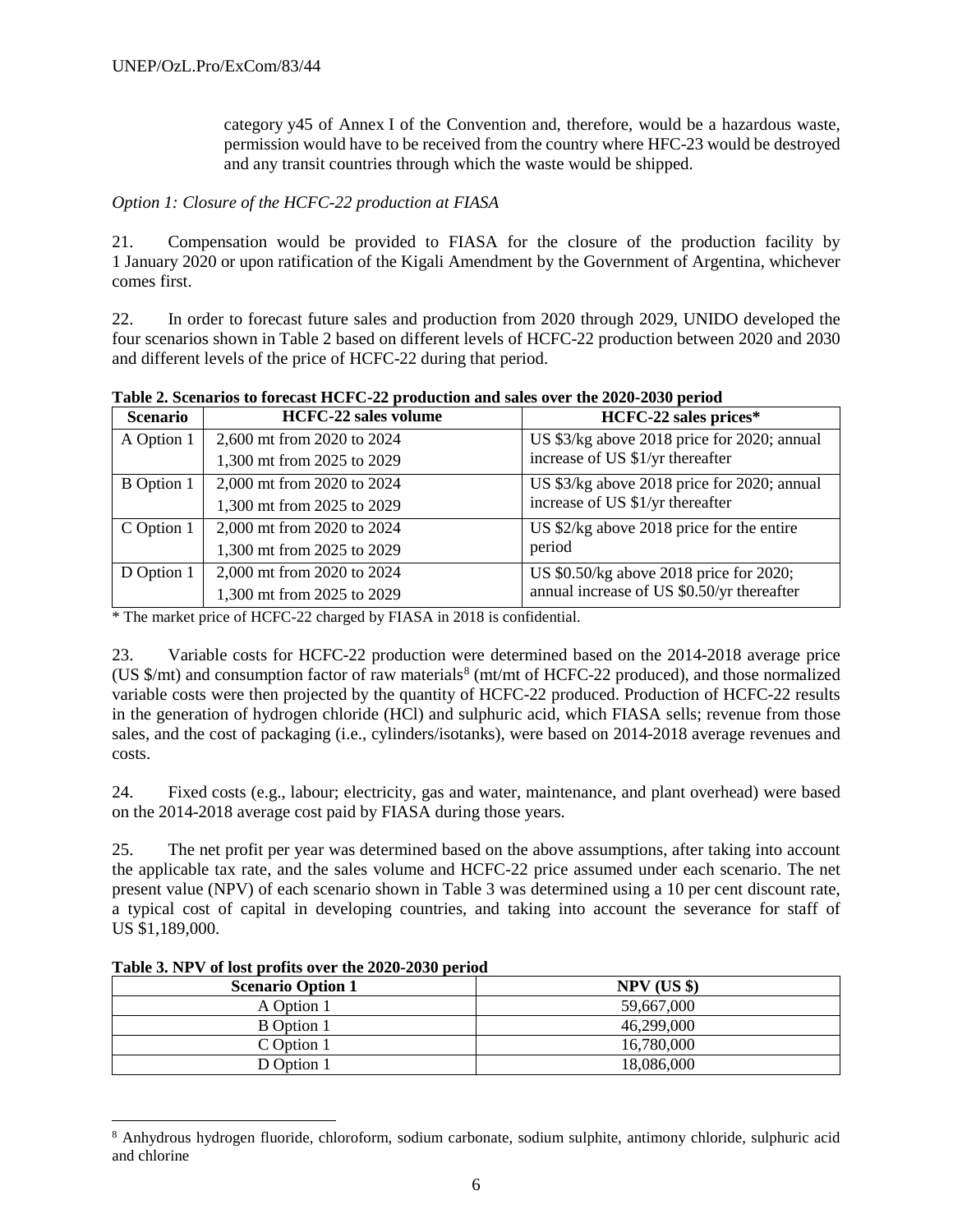category y45 of Annex I of the Convention and, therefore, would be a hazardous waste, permission would have to be received from the country where HFC-23 would be destroyed and any transit countries through which the waste would be shipped.

*Option 1: Closure of the HCFC-22 production at FIASA*

21. Compensation would be provided to FIASA for the closure of the production facility by 1 January 2020 or upon ratification of the Kigali Amendment by the Government of Argentina, whichever comes first.

22. In order to forecast future sales and production from 2020 through 2029, UNIDO developed the four scenarios shown in Table 2 based on different levels of HCFC-22 production between 2020 and 2030 and different levels of the price of HCFC-22 during that period.

**Table 2. Scenarios to forecast HCFC-22 production and sales over the 2020-2030 period**

| Scenario | HCFC-22 sales volume | HCFC-22 sales prices* |
|---|---|---|
| A Option 1 | 2,600 mt from 2020 to 2024<br>1,300 mt from 2025 to 2029 | US $3/kg above 2018 price for 2020; annual increase of US $1/yr thereafter |
| B Option 1 | 2,000 mt from 2020 to 2024<br>1,300 mt from 2025 to 2029 | US $3/kg above 2018 price for 2020; annual increase of US $1/yr thereafter |
| C Option 1 | 2,000 mt from 2020 to 2024<br>1,300 mt from 2025 to 2029 | US $2/kg above 2018 price for the entire period |
| D Option 1 | 2,000 mt from 2020 to 2024<br>1,300 mt from 2025 to 2029 | US $0.50/kg above 2018 price for 2020; annual increase of US $0.50/yr thereafter |

\* The market price of HCFC-22 charged by FIASA in 2018 is confidential.

23. Variable costs for HCFC-22 production were determined based on the 2014-2018 average price (US $/mt) and consumption factor of raw materials[8] (mt/mt of HCFC-22 produced), and those normalized variable costs were then projected by the quantity of HCFC-22 produced. Production of HCFC-22 results in the generation of hydrogen chloride (HCl) and sulphuric acid, which FIASA sells; revenue from those sales, and the cost of packaging (i.e., cylinders/isotanks), were based on 2014-2018 average revenues and costs.

24. Fixed costs (e.g., labour; electricity, gas and water, maintenance, and plant overhead) were based on the 2014-2018 average cost paid by FIASA during those years.

25. The net profit per year was determined based on the above assumptions, after taking into account the applicable tax rate, and the sales volume and HCFC-22 price assumed under each scenario. The net present value (NPV) of each scenario shown in Table 3 was determined using a 10 per cent discount rate, a typical cost of capital in developing countries, and taking into account the severance for staff of US $1,189,000.

**Table 3. NPV of lost profits over the 2020-2030 period**

| Scenario Option 1 | NPV (US $) |
|---|---|
| A Option 1 | 59,667,000 |
| B Option 1 | 46,299,000 |
| C Option 1 | 16,780,000 |
| D Option 1 | 18,086,000 |

[8] Anhydrous hydrogen fluoride, chloroform, sodium carbonate, sodium sulphite, antimony chloride, sulphuric acid and chlorine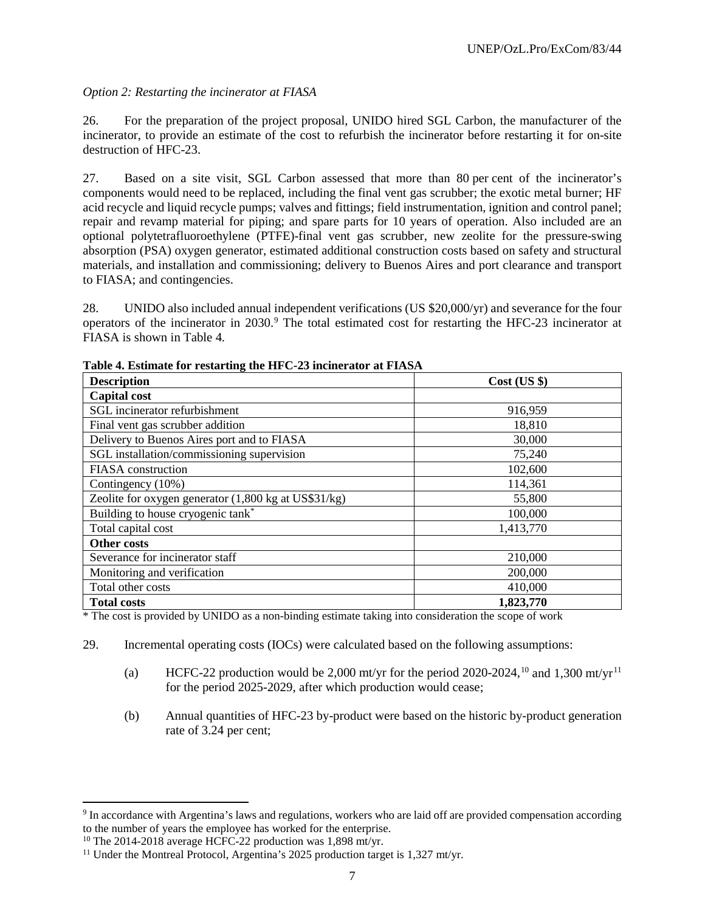*Option 2: Restarting the incinerator at FIASA*

26. For the preparation of the project proposal, UNIDO hired SGL Carbon, the manufacturer of the incinerator, to provide an estimate of the cost to refurbish the incinerator before restarting it for on-site destruction of HFC-23.

27. Based on a site visit, SGL Carbon assessed that more than 80 per cent of the incinerator's components would need to be replaced, including the final vent gas scrubber; the exotic metal burner; HF acid recycle and liquid recycle pumps; valves and fittings; field instrumentation, ignition and control panel; repair and revamp material for piping; and spare parts for 10 years of operation. Also included are an optional polytetrafluoroethylene (PTFE)-final vent gas scrubber, new zeolite for the pressure-swing absorption (PSA) oxygen generator, estimated additional construction costs based on safety and structural materials, and installation and commissioning; delivery to Buenos Aires and port clearance and transport to FIASA; and contingencies.

28. UNIDO also included annual independent verifications (US $20,000/yr) and severance for the four operators of the incinerator in 2030.[9] The total estimated cost for restarting the HFC-23 incinerator at FIASA is shown in Table 4.

**Table 4. Estimate for restarting the HFC-23 incinerator at FIASA**

| **Description** | **Cost (US $)** |
|---|---|
| **Capital cost** | |
| SGL incinerator refurbishment | 916,959 |
| Final vent gas scrubber addition | 18,810 |
| Delivery to Buenos Aires port and to FIASA | 30,000 |
| SGL installation/commissioning supervision | 75,240 |
| FIASA construction | 102,600 |
| Contingency (10%) | 114,361 |
| Zeolite for oxygen generator (1,800 kg at US$31/kg) | 55,800 |
| Building to house cryogenic tank* | 100,000 |
| Total capital cost | 1,413,770 |
| **Other costs** | |
| Severance for incinerator staff | 210,000 |
| Monitoring and verification | 200,000 |
| Total other costs | 410,000 |
| **Total costs** | **1,823,770** |

\* The cost is provided by UNIDO as a non-binding estimate taking into consideration the scope of work

29. Incremental operating costs (IOCs) were calculated based on the following assumptions:

(a) HCFC-22 production would be 2,000 mt/yr for the period 2020-2024,[10] and 1,300 mt/yr[11] for the period 2025-2029, after which production would cease;

(b) Annual quantities of HFC-23 by-product were based on the historic by-product generation rate of 3.24 per cent;

---

[9] In accordance with Argentina's laws and regulations, workers who are laid off are provided compensation according to the number of years the employee has worked for the enterprise.

[10] The 2014-2018 average HCFC-22 production was 1,898 mt/yr.

[11] Under the Montreal Protocol, Argentina's 2025 production target is 1,327 mt/yr.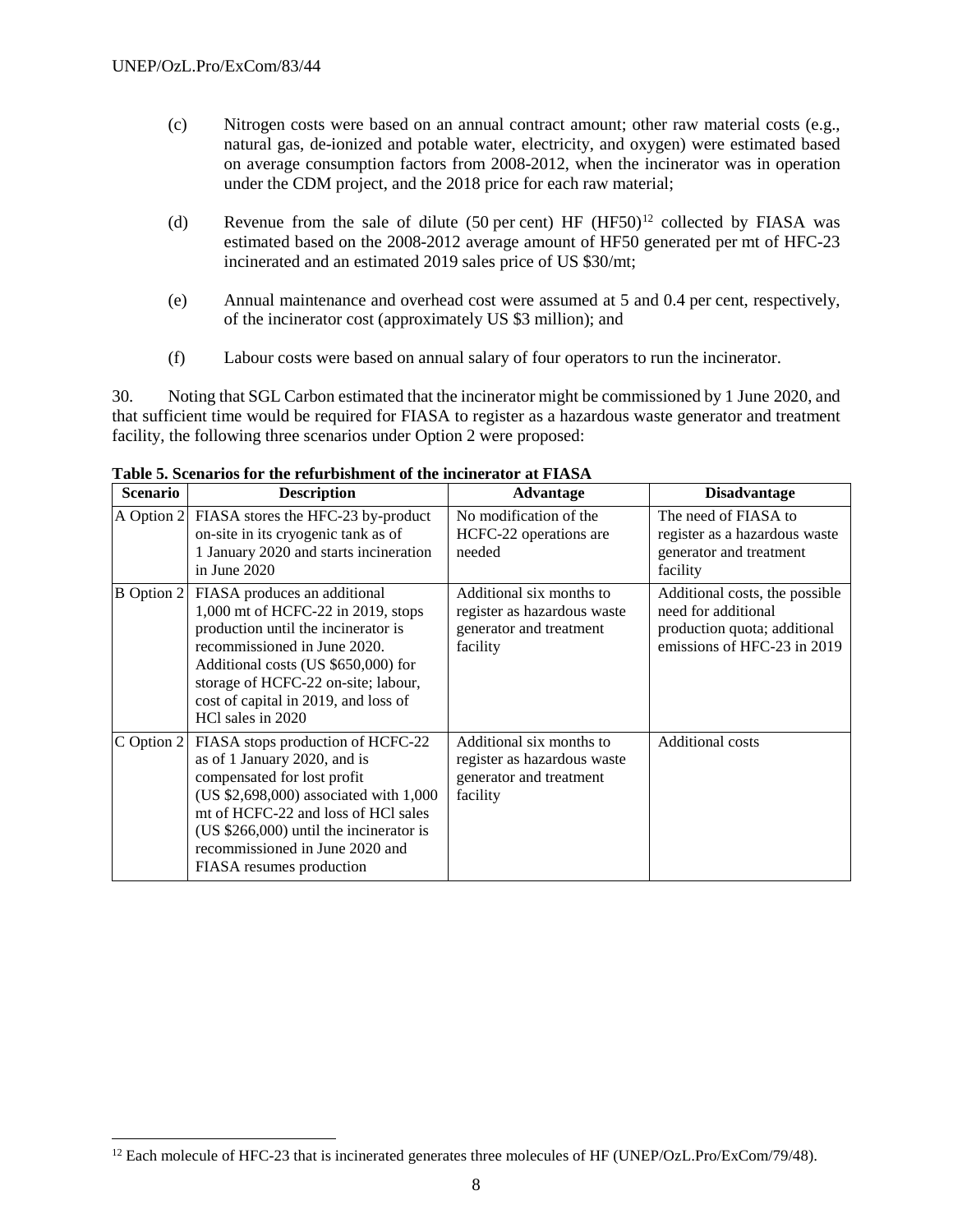(c) Nitrogen costs were based on an annual contract amount; other raw material costs (e.g., natural gas, de-ionized and potable water, electricity, and oxygen) were estimated based on average consumption factors from 2008-2012, when the incinerator was in operation under the CDM project, and the 2018 price for each raw material;

(d) Revenue from the sale of dilute (50 per cent) HF (HF50)[12] collected by FIASA was estimated based on the 2008-2012 average amount of HF50 generated per mt of HFC-23 incinerated and an estimated 2019 sales price of US $30/mt;

(e) Annual maintenance and overhead cost were assumed at 5 and 0.4 per cent, respectively, of the incinerator cost (approximately US $3 million); and

(f) Labour costs were based on annual salary of four operators to run the incinerator.

30. Noting that SGL Carbon estimated that the incinerator might be commissioned by 1 June 2020, and that sufficient time would be required for FIASA to register as a hazardous waste generator and treatment facility, the following three scenarios under Option 2 were proposed:

**Table 5. Scenarios for the refurbishment of the incinerator at FIASA**

| Scenario | Description | Advantage | Disadvantage |
|---|---|---|---|
| A Option 2 | FIASA stores the HFC-23 by-product on-site in its cryogenic tank as of 1 January 2020 and starts incineration in June 2020 | No modification of the HCFC-22 operations are needed | The need of FIASA to register as a hazardous waste generator and treatment facility |
| B Option 2 | FIASA produces an additional 1,000 mt of HCFC-22 in 2019, stops production until the incinerator is recommissioned in June 2020. Additional costs (US $650,000) for storage of HCFC-22 on-site; labour, cost of capital in 2019, and loss of HCl sales in 2020 | Additional six months to register as hazardous waste generator and treatment facility | Additional costs, the possible need for additional production quota; additional emissions of HFC-23 in 2019 |
| C Option 2 | FIASA stops production of HCFC-22 as of 1 January 2020, and is compensated for lost profit (US $2,698,000) associated with 1,000 mt of HCFC-22 and loss of HCl sales (US $266,000) until the incinerator is recommissioned in June 2020 and FIASA resumes production | Additional six months to register as hazardous waste generator and treatment facility | Additional costs |

[12] Each molecule of HFC-23 that is incinerated generates three molecules of HF (UNEP/OzL.Pro/ExCom/79/48).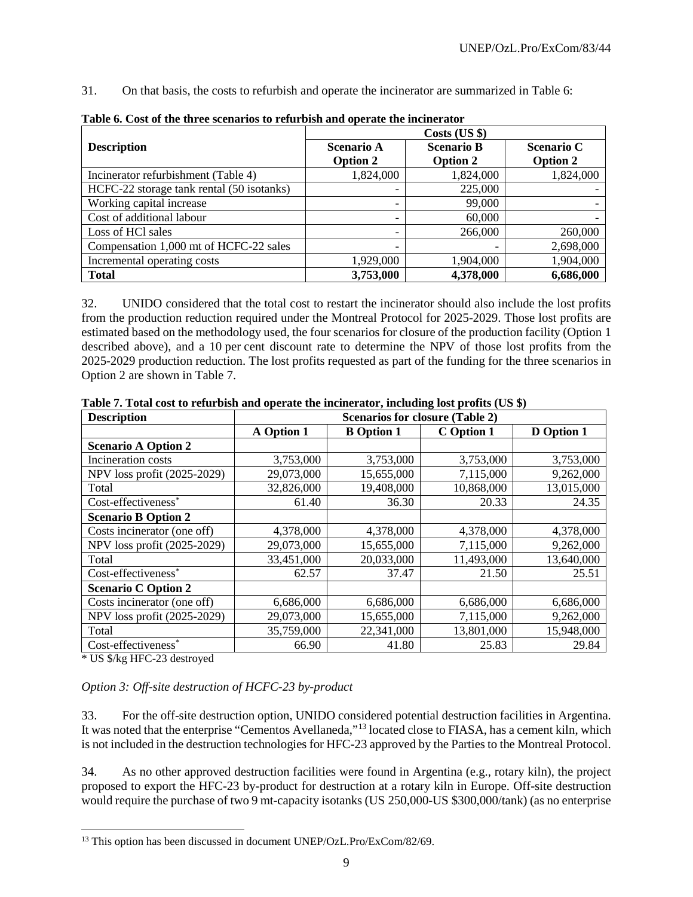31. On that basis, the costs to refurbish and operate the incinerator are summarized in Table 6:

**Table 6. Cost of the three scenarios to refurbish and operate the incinerator**

| Description | Costs (US $) | | |
|---|---|---|---|
| | Scenario A Option 2 | Scenario B Option 2 | Scenario C Option 2 |
| Incinerator refurbishment (Table 4) | 1,824,000 | 1,824,000 | 1,824,000 |
| HCFC-22 storage tank rental (50 isotanks) | - | 225,000 | - |
| Working capital increase | - | 99,000 | - |
| Cost of additional labour | - | 60,000 | - |
| Loss of HCl sales | - | 266,000 | 260,000 |
| Compensation 1,000 mt of HCFC-22 sales | - | - | 2,698,000 |
| Incremental operating costs | 1,929,000 | 1,904,000 | 1,904,000 |
| **Total** | **3,753,000** | **4,378,000** | **6,686,000** |

32. UNIDO considered that the total cost to restart the incinerator should also include the lost profits from the production reduction required under the Montreal Protocol for 2025-2029. Those lost profits are estimated based on the methodology used, the four scenarios for closure of the production facility (Option 1 described above), and a 10 per cent discount rate to determine the NPV of those lost profits from the 2025-2029 production reduction. The lost profits requested as part of the funding for the three scenarios in Option 2 are shown in Table 7.

**Table 7. Total cost to refurbish and operate the incinerator, including lost profits (US $)**

| Description | Scenarios for closure (Table 2) | | | |
|---|---|---|---|---|
| | A Option 1 | B Option 1 | C Option 1 | D Option 1 |
| **Scenario A Option 2** | | | | |
| Incineration costs | 3,753,000 | 3,753,000 | 3,753,000 | 3,753,000 |
| NPV loss profit (2025-2029) | 29,073,000 | 15,655,000 | 7,115,000 | 9,262,000 |
| Total | 32,826,000 | 19,408,000 | 10,868,000 | 13,015,000 |
| Cost-effectiveness* | 61.40 | 36.30 | 20.33 | 24.35 |
| **Scenario B Option 2** | | | | |
| Costs incinerator (one off) | 4,378,000 | 4,378,000 | 4,378,000 | 4,378,000 |
| NPV loss profit (2025-2029) | 29,073,000 | 15,655,000 | 7,115,000 | 9,262,000 |
| Total | 33,451,000 | 20,033,000 | 11,493,000 | 13,640,000 |
| Cost-effectiveness* | 62.57 | 37.47 | 21.50 | 25.51 |
| **Scenario C Option 2** | | | | |
| Costs incinerator (one off) | 6,686,000 | 6,686,000 | 6,686,000 | 6,686,000 |
| NPV loss profit (2025-2029) | 29,073,000 | 15,655,000 | 7,115,000 | 9,262,000 |
| Total | 35,759,000 | 22,341,000 | 13,801,000 | 15,948,000 |
| Cost-effectiveness* | 66.90 | 41.80 | 25.83 | 29.84 |

\* US $/kg HFC-23 destroyed

*Option 3: Off-site destruction of HCFC-23 by-product*

33. For the off-site destruction option, UNIDO considered potential destruction facilities in Argentina. It was noted that the enterprise "Cementos Avellaneda,"[13] located close to FIASA, has a cement kiln, which is not included in the destruction technologies for HFC-23 approved by the Parties to the Montreal Protocol.

34. As no other approved destruction facilities were found in Argentina (e.g., rotary kiln), the project proposed to export the HFC-23 by-product for destruction at a rotary kiln in Europe. Off-site destruction would require the purchase of two 9 mt-capacity isotanks (US 250,000-US $300,000/tank) (as no enterprise

[13] This option has been discussed in document UNEP/OzL.Pro/ExCom/82/69.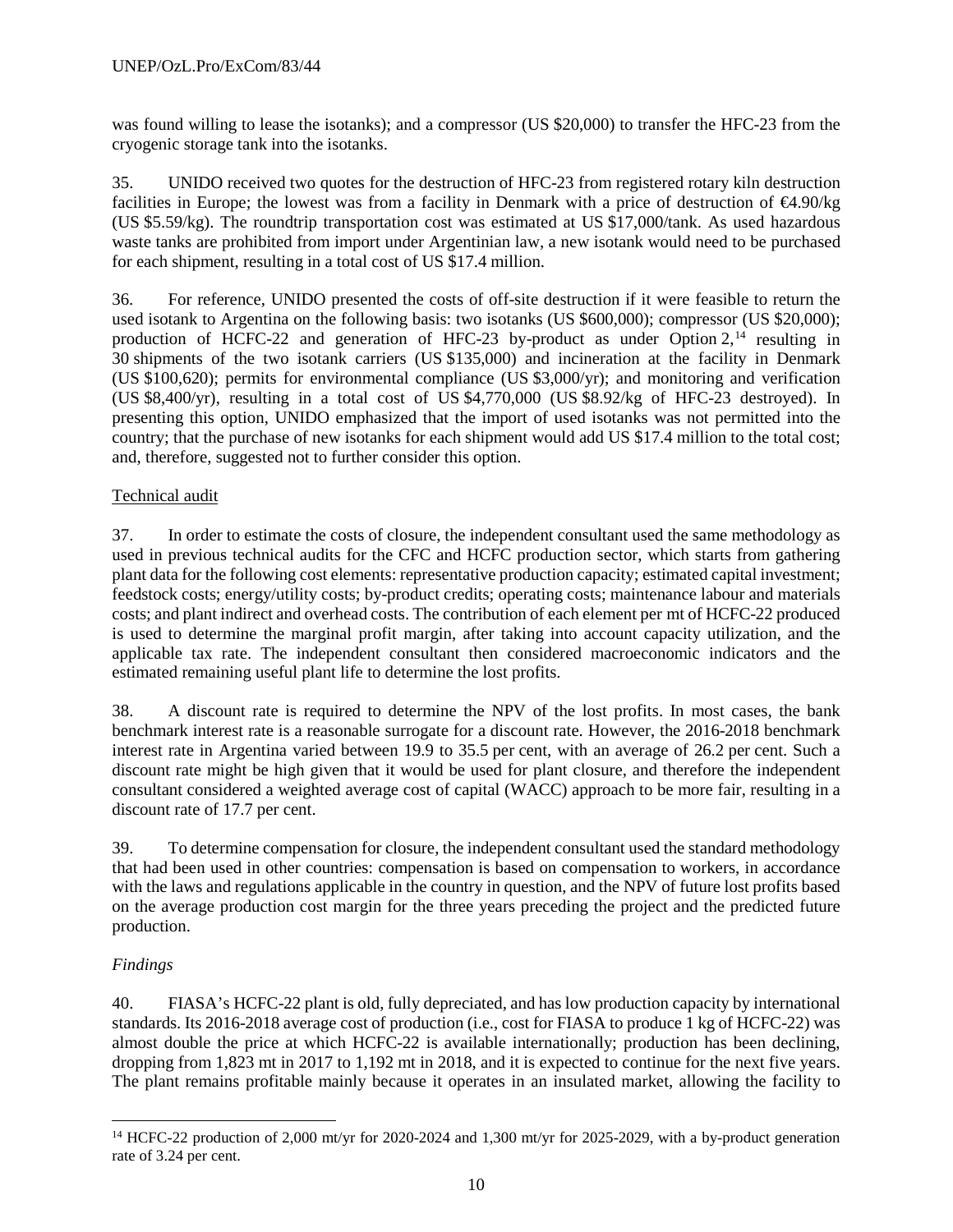was found willing to lease the isotanks); and a compressor (US $20,000) to transfer the HFC-23 from the cryogenic storage tank into the isotanks.

35. UNIDO received two quotes for the destruction of HFC-23 from registered rotary kiln destruction facilities in Europe; the lowest was from a facility in Denmark with a price of destruction of €4.90/kg (US $5.59/kg). The roundtrip transportation cost was estimated at US $17,000/tank. As used hazardous waste tanks are prohibited from import under Argentinian law, a new isotank would need to be purchased for each shipment, resulting in a total cost of US $17.4 million.

36. For reference, UNIDO presented the costs of off-site destruction if it were feasible to return the used isotank to Argentina on the following basis: two isotanks (US $600,000); compressor (US $20,000); production of HCFC-22 and generation of HFC-23 by-product as under Option 2,[14] resulting in 30 shipments of the two isotank carriers (US $135,000) and incineration at the facility in Denmark (US $100,620); permits for environmental compliance (US $3,000/yr); and monitoring and verification (US $8,400/yr), resulting in a total cost of US $4,770,000 (US $8.92/kg of HFC-23 destroyed). In presenting this option, UNIDO emphasized that the import of used isotanks was not permitted into the country; that the purchase of new isotanks for each shipment would add US $17.4 million to the total cost; and, therefore, suggested not to further consider this option.

Technical audit

37. In order to estimate the costs of closure, the independent consultant used the same methodology as used in previous technical audits for the CFC and HCFC production sector, which starts from gathering plant data for the following cost elements: representative production capacity; estimated capital investment; feedstock costs; energy/utility costs; by-product credits; operating costs; maintenance labour and materials costs; and plant indirect and overhead costs. The contribution of each element per mt of HCFC-22 produced is used to determine the marginal profit margin, after taking into account capacity utilization, and the applicable tax rate. The independent consultant then considered macroeconomic indicators and the estimated remaining useful plant life to determine the lost profits.

38. A discount rate is required to determine the NPV of the lost profits. In most cases, the bank benchmark interest rate is a reasonable surrogate for a discount rate. However, the 2016-2018 benchmark interest rate in Argentina varied between 19.9 to 35.5 per cent, with an average of 26.2 per cent. Such a discount rate might be high given that it would be used for plant closure, and therefore the independent consultant considered a weighted average cost of capital (WACC) approach to be more fair, resulting in a discount rate of 17.7 per cent.

39. To determine compensation for closure, the independent consultant used the standard methodology that had been used in other countries: compensation is based on compensation to workers, in accordance with the laws and regulations applicable in the country in question, and the NPV of future lost profits based on the average production cost margin for the three years preceding the project and the predicted future production.

*Findings*

40. FIASA's HCFC-22 plant is old, fully depreciated, and has low production capacity by international standards. Its 2016-2018 average cost of production (i.e., cost for FIASA to produce 1 kg of HCFC-22) was almost double the price at which HCFC-22 is available internationally; production has been declining, dropping from 1,823 mt in 2017 to 1,192 mt in 2018, and it is expected to continue for the next five years. The plant remains profitable mainly because it operates in an insulated market, allowing the facility to

[14] HCFC-22 production of 2,000 mt/yr for 2020-2024 and 1,300 mt/yr for 2025-2029, with a by-product generation rate of 3.24 per cent.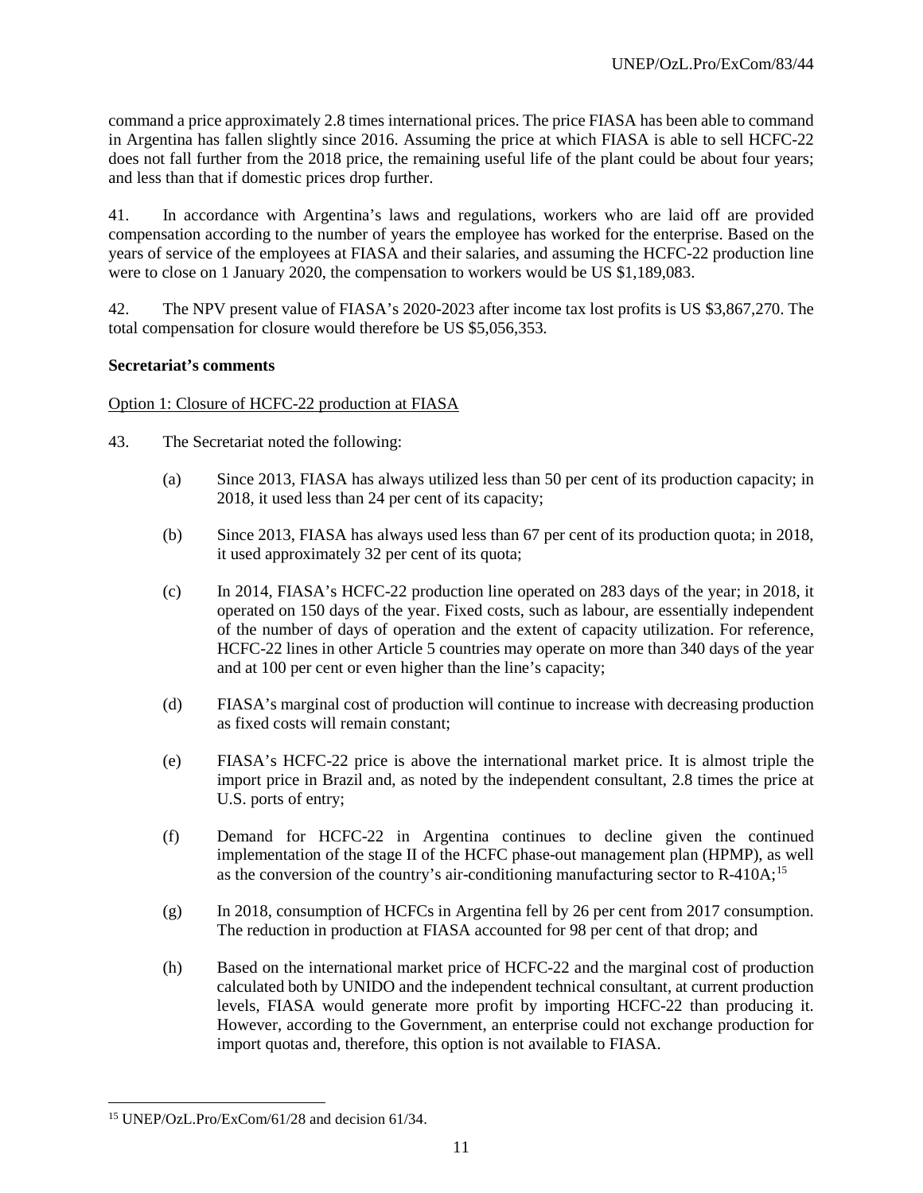command a price approximately 2.8 times international prices. The price FIASA has been able to command in Argentina has fallen slightly since 2016. Assuming the price at which FIASA is able to sell HCFC-22 does not fall further from the 2018 price, the remaining useful life of the plant could be about four years; and less than that if domestic prices drop further.

41. In accordance with Argentina's laws and regulations, workers who are laid off are provided compensation according to the number of years the employee has worked for the enterprise. Based on the years of service of the employees at FIASA and their salaries, and assuming the HCFC-22 production line were to close on 1 January 2020, the compensation to workers would be US $1,189,083.

42. The NPV present value of FIASA's 2020-2023 after income tax lost profits is US $3,867,270. The total compensation for closure would therefore be US $5,056,353.

**Secretariat's comments**

Option 1: Closure of HCFC-22 production at FIASA

43. The Secretariat noted the following:

(a) Since 2013, FIASA has always utilized less than 50 per cent of its production capacity; in 2018, it used less than 24 per cent of its capacity;

(b) Since 2013, FIASA has always used less than 67 per cent of its production quota; in 2018, it used approximately 32 per cent of its quota;

(c) In 2014, FIASA's HCFC-22 production line operated on 283 days of the year; in 2018, it operated on 150 days of the year. Fixed costs, such as labour, are essentially independent of the number of days of operation and the extent of capacity utilization. For reference, HCFC-22 lines in other Article 5 countries may operate on more than 340 days of the year and at 100 per cent or even higher than the line's capacity;

(d) FIASA's marginal cost of production will continue to increase with decreasing production as fixed costs will remain constant;

(e) FIASA's HCFC-22 price is above the international market price. It is almost triple the import price in Brazil and, as noted by the independent consultant, 2.8 times the price at U.S. ports of entry;

(f) Demand for HCFC-22 in Argentina continues to decline given the continued implementation of the stage II of the HCFC phase-out management plan (HPMP), as well as the conversion of the country's air-conditioning manufacturing sector to R-410A;[15]

(g) In 2018, consumption of HCFCs in Argentina fell by 26 per cent from 2017 consumption. The reduction in production at FIASA accounted for 98 per cent of that drop; and

(h) Based on the international market price of HCFC-22 and the marginal cost of production calculated both by UNIDO and the independent technical consultant, at current production levels, FIASA would generate more profit by importing HCFC-22 than producing it. However, according to the Government, an enterprise could not exchange production for import quotas and, therefore, this option is not available to FIASA.

[15] UNEP/OzL.Pro/ExCom/61/28 and decision 61/34.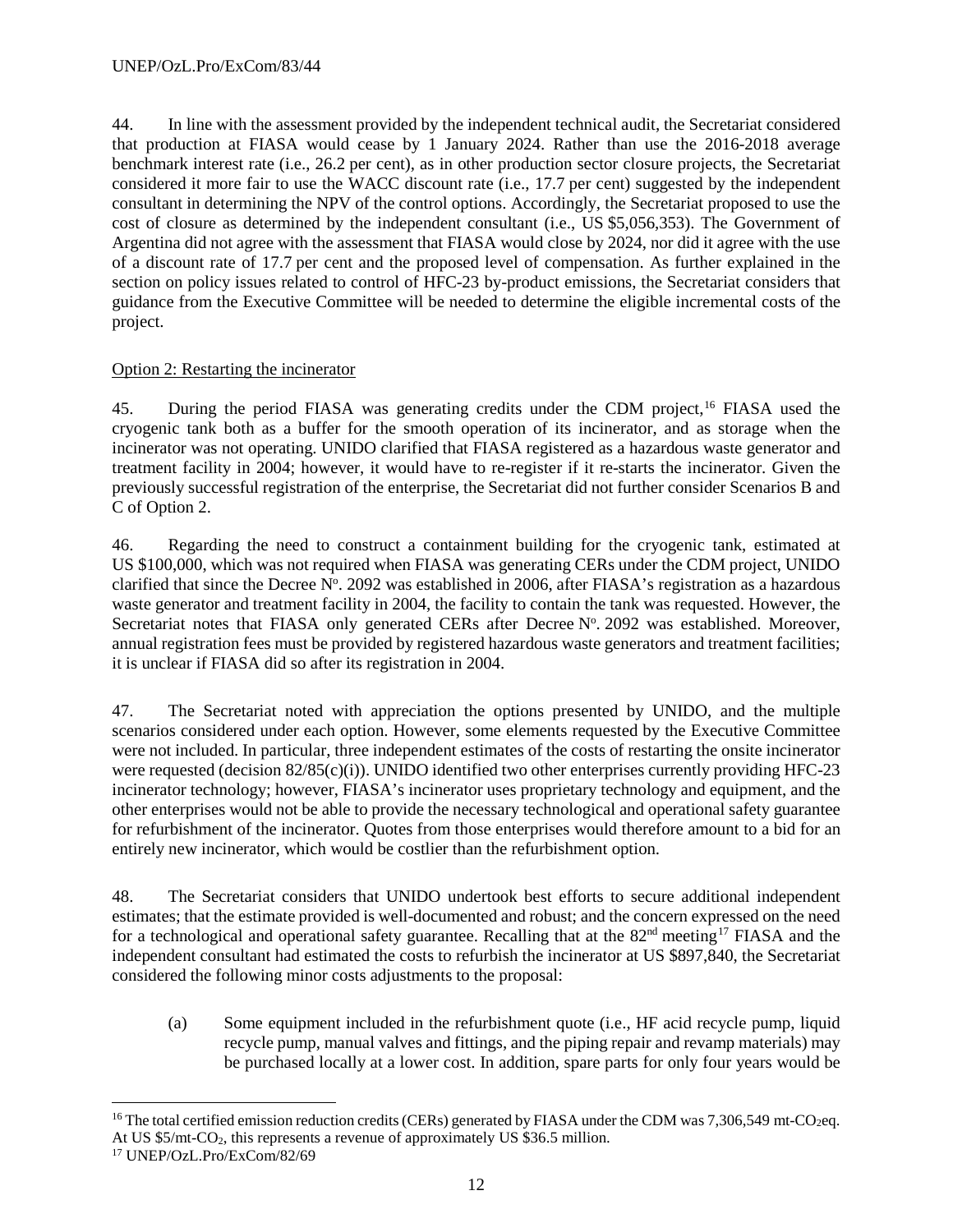44. In line with the assessment provided by the independent technical audit, the Secretariat considered that production at FIASA would cease by 1 January 2024. Rather than use the 2016-2018 average benchmark interest rate (i.e., 26.2 per cent), as in other production sector closure projects, the Secretariat considered it more fair to use the WACC discount rate (i.e., 17.7 per cent) suggested by the independent consultant in determining the NPV of the control options. Accordingly, the Secretariat proposed to use the cost of closure as determined by the independent consultant (i.e., US $5,056,353). The Government of Argentina did not agree with the assessment that FIASA would close by 2024, nor did it agree with the use of a discount rate of 17.7 per cent and the proposed level of compensation. As further explained in the section on policy issues related to control of HFC-23 by-product emissions, the Secretariat considers that guidance from the Executive Committee will be needed to determine the eligible incremental costs of the project.

Option 2: Restarting the incinerator

45. During the period FIASA was generating credits under the CDM project,[16] FIASA used the cryogenic tank both as a buffer for the smooth operation of its incinerator, and as storage when the incinerator was not operating. UNIDO clarified that FIASA registered as a hazardous waste generator and treatment facility in 2004; however, it would have to re-register if it re-starts the incinerator. Given the previously successful registration of the enterprise, the Secretariat did not further consider Scenarios B and C of Option 2.

46. Regarding the need to construct a containment building for the cryogenic tank, estimated at US $100,000, which was not required when FIASA was generating CERs under the CDM project, UNIDO clarified that since the Decree Nº. 2092 was established in 2006, after FIASA's registration as a hazardous waste generator and treatment facility in 2004, the facility to contain the tank was requested. However, the Secretariat notes that FIASA only generated CERs after Decree Nº. 2092 was established. Moreover, annual registration fees must be provided by registered hazardous waste generators and treatment facilities; it is unclear if FIASA did so after its registration in 2004.

47. The Secretariat noted with appreciation the options presented by UNIDO, and the multiple scenarios considered under each option. However, some elements requested by the Executive Committee were not included. In particular, three independent estimates of the costs of restarting the onsite incinerator were requested (decision 82/85(c)(i)). UNIDO identified two other enterprises currently providing HFC-23 incinerator technology; however, FIASA's incinerator uses proprietary technology and equipment, and the other enterprises would not be able to provide the necessary technological and operational safety guarantee for refurbishment of the incinerator. Quotes from those enterprises would therefore amount to a bid for an entirely new incinerator, which would be costlier than the refurbishment option.

48. The Secretariat considers that UNIDO undertook best efforts to secure additional independent estimates; that the estimate provided is well-documented and robust; and the concern expressed on the need for a technological and operational safety guarantee. Recalling that at the 82nd meeting[17] FIASA and the independent consultant had estimated the costs to refurbish the incinerator at US $897,840, the Secretariat considered the following minor costs adjustments to the proposal:

(a) Some equipment included in the refurbishment quote (i.e., HF acid recycle pump, liquid recycle pump, manual valves and fittings, and the piping repair and revamp materials) may be purchased locally at a lower cost. In addition, spare parts for only four years would be

---

[16] The total certified emission reduction credits (CERs) generated by FIASA under the CDM was 7,306,549 mt-$CO_2$eq. At US $5/mt-$CO_2$, this represents a revenue of approximately US $36.5 million.

[17] UNEP/OzL.Pro/ExCom/82/69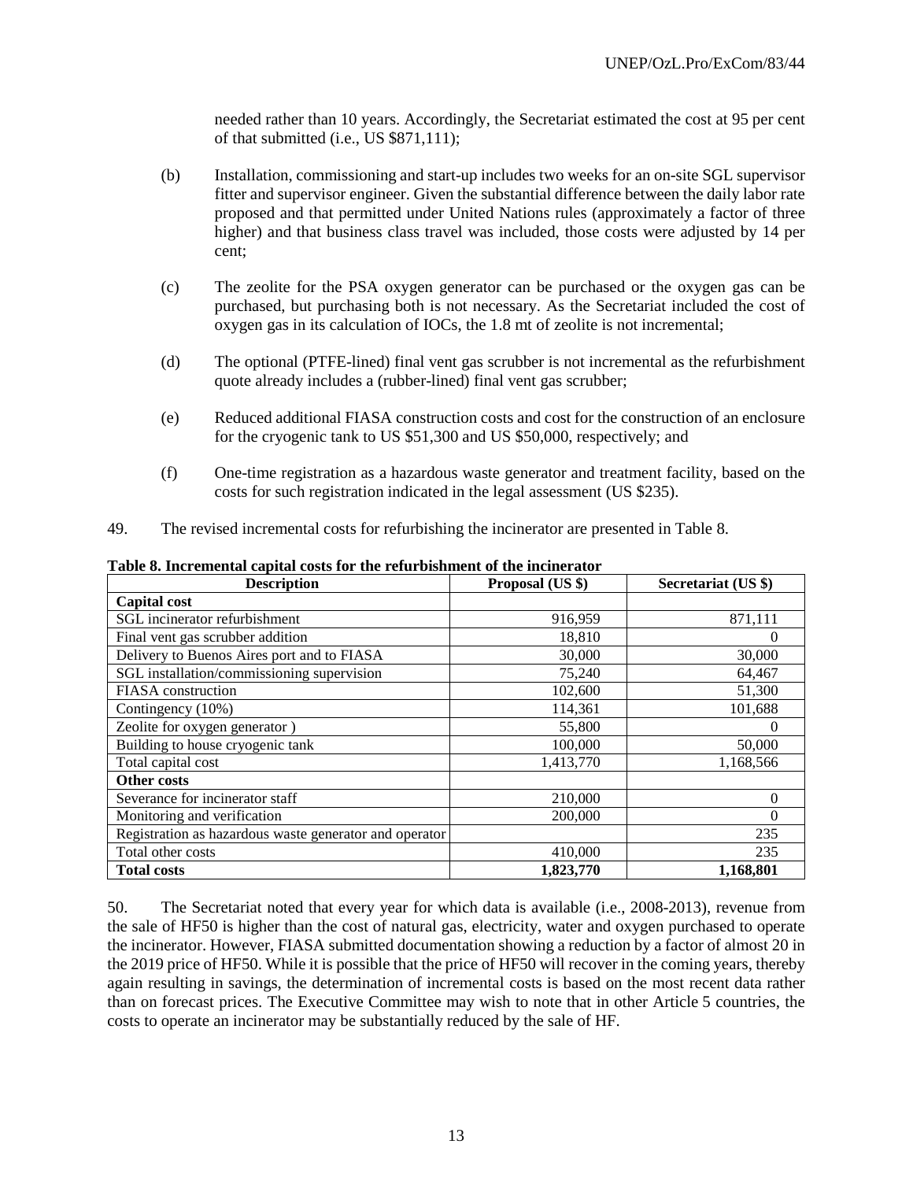needed rather than 10 years. Accordingly, the Secretariat estimated the cost at 95 per cent of that submitted (i.e., US $871,111);

(b) Installation, commissioning and start-up includes two weeks for an on-site SGL supervisor fitter and supervisor engineer. Given the substantial difference between the daily labor rate proposed and that permitted under United Nations rules (approximately a factor of three higher) and that business class travel was included, those costs were adjusted by 14 per cent;

(c) The zeolite for the PSA oxygen generator can be purchased or the oxygen gas can be purchased, but purchasing both is not necessary. As the Secretariat included the cost of oxygen gas in its calculation of IOCs, the 1.8 mt of zeolite is not incremental;

(d) The optional (PTFE-lined) final vent gas scrubber is not incremental as the refurbishment quote already includes a (rubber-lined) final vent gas scrubber;

(e) Reduced additional FIASA construction costs and cost for the construction of an enclosure for the cryogenic tank to US $51,300 and US $50,000, respectively; and

(f) One-time registration as a hazardous waste generator and treatment facility, based on the costs for such registration indicated in the legal assessment (US $235).

49. The revised incremental costs for refurbishing the incinerator are presented in Table 8.

**Table 8. Incremental capital costs for the refurbishment of the incinerator**

| Description | Proposal (US $) | Secretariat (US $) |
|---|---|---|
| **Capital cost** | | |
| SGL incinerator refurbishment | 916,959 | 871,111 |
| Final vent gas scrubber addition | 18,810 | 0 |
| Delivery to Buenos Aires port and to FIASA | 30,000 | 30,000 |
| SGL installation/commissioning supervision | 75,240 | 64,467 |
| FIASA construction | 102,600 | 51,300 |
| Contingency (10%) | 114,361 | 101,688 |
| Zeolite for oxygen generator ) | 55,800 | 0 |
| Building to house cryogenic tank | 100,000 | 50,000 |
| Total capital cost | 1,413,770 | 1,168,566 |
| **Other costs** | | |
| Severance for incinerator staff | 210,000 | 0 |
| Monitoring and verification | 200,000 | 0 |
| Registration as hazardous waste generator and operator | | 235 |
| Total other costs | 410,000 | 235 |
| **Total costs** | **1,823,770** | **1,168,801** |

50. The Secretariat noted that every year for which data is available (i.e., 2008-2013), revenue from the sale of HF50 is higher than the cost of natural gas, electricity, water and oxygen purchased to operate the incinerator. However, FIASA submitted documentation showing a reduction by a factor of almost 20 in the 2019 price of HF50. While it is possible that the price of HF50 will recover in the coming years, thereby again resulting in savings, the determination of incremental costs is based on the most recent data rather than on forecast prices. The Executive Committee may wish to note that in other Article 5 countries, the costs to operate an incinerator may be substantially reduced by the sale of HF.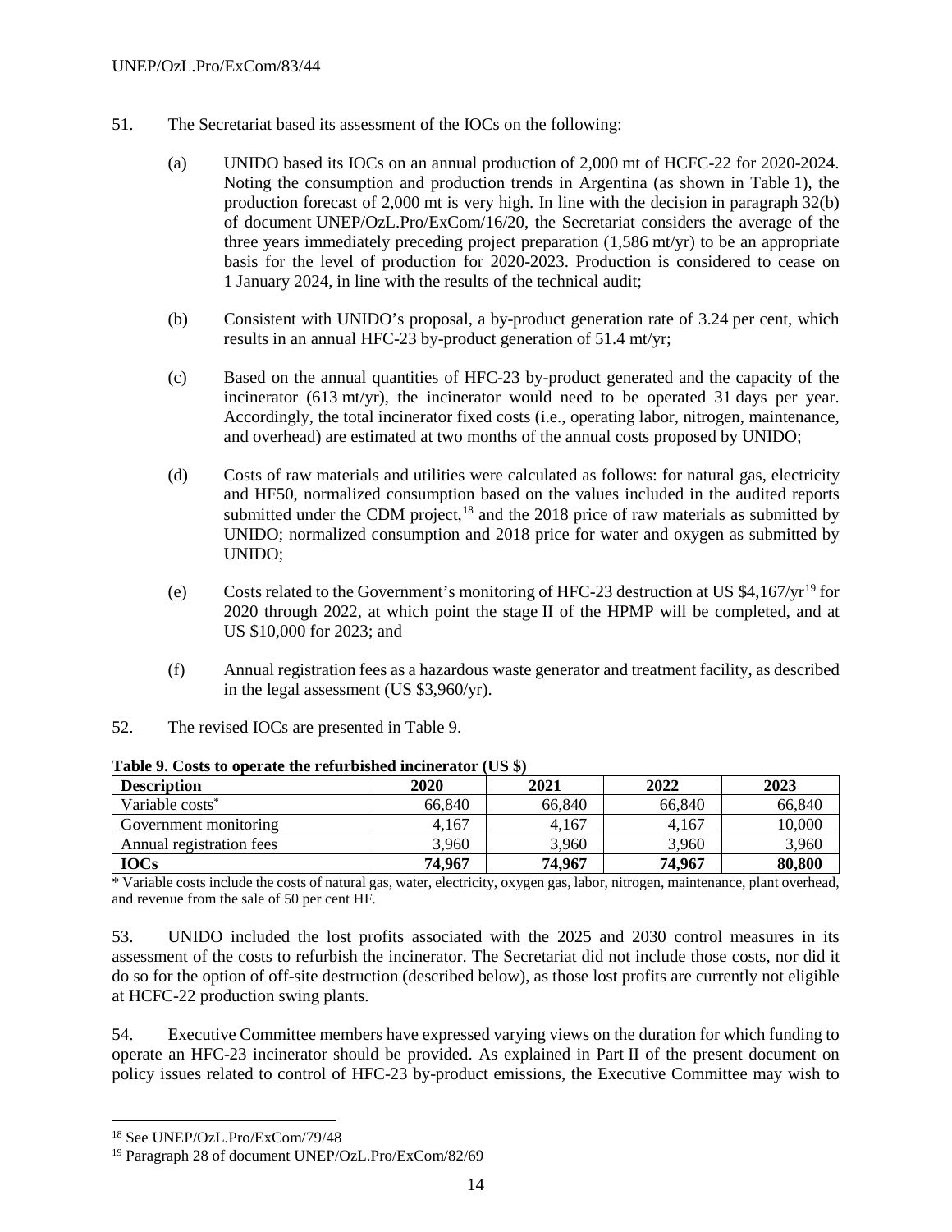51. The Secretariat based its assessment of the IOCs on the following:

(a) UNIDO based its IOCs on an annual production of 2,000 mt of HCFC-22 for 2020-2024. Noting the consumption and production trends in Argentina (as shown in Table 1), the production forecast of 2,000 mt is very high. In line with the decision in paragraph 32(b) of document UNEP/OzL.Pro/ExCom/16/20, the Secretariat considers the average of the three years immediately preceding project preparation (1,586 mt/yr) to be an appropriate basis for the level of production for 2020-2023. Production is considered to cease on 1 January 2024, in line with the results of the technical audit;

(b) Consistent with UNIDO's proposal, a by-product generation rate of 3.24 per cent, which results in an annual HFC-23 by-product generation of 51.4 mt/yr;

(c) Based on the annual quantities of HFC-23 by-product generated and the capacity of the incinerator (613 mt/yr), the incinerator would need to be operated 31 days per year. Accordingly, the total incinerator fixed costs (i.e., operating labor, nitrogen, maintenance, and overhead) are estimated at two months of the annual costs proposed by UNIDO;

(d) Costs of raw materials and utilities were calculated as follows: for natural gas, electricity and HF50, normalized consumption based on the values included in the audited reports submitted under the CDM project,[18] and the 2018 price of raw materials as submitted by UNIDO; normalized consumption and 2018 price for water and oxygen as submitted by UNIDO;

(e) Costs related to the Government's monitoring of HFC-23 destruction at US $4,167/yr[19] for 2020 through 2022, at which point the stage II of the HPMP will be completed, and at US $10,000 for 2023; and

(f) Annual registration fees as a hazardous waste generator and treatment facility, as described in the legal assessment (US $3,960/yr).

52. The revised IOCs are presented in Table 9.

**Table 9. Costs to operate the refurbished incinerator (US $)**

| Description | 2020 | 2021 | 2022 | 2023 |
|---|---|---|---|---|
| Variable costs* | 66,840 | 66,840 | 66,840 | 66,840 |
| Government monitoring | 4,167 | 4,167 | 4,167 | 10,000 |
| Annual registration fees | 3,960 | 3,960 | 3,960 | 3,960 |
| **IOCs** | **74,967** | **74,967** | **74,967** | **80,800** |

\* Variable costs include the costs of natural gas, water, electricity, oxygen gas, labor, nitrogen, maintenance, plant overhead, and revenue from the sale of 50 per cent HF.

53. UNIDO included the lost profits associated with the 2025 and 2030 control measures in its assessment of the costs to refurbish the incinerator. The Secretariat did not include those costs, nor did it do so for the option of off-site destruction (described below), as those lost profits are currently not eligible at HCFC-22 production swing plants.

54. Executive Committee members have expressed varying views on the duration for which funding to operate an HFC-23 incinerator should be provided. As explained in Part II of the present document on policy issues related to control of HFC-23 by-product emissions, the Executive Committee may wish to

[18] See UNEP/OzL.Pro/ExCom/79/48

[19] Paragraph 28 of document UNEP/OzL.Pro/ExCom/82/69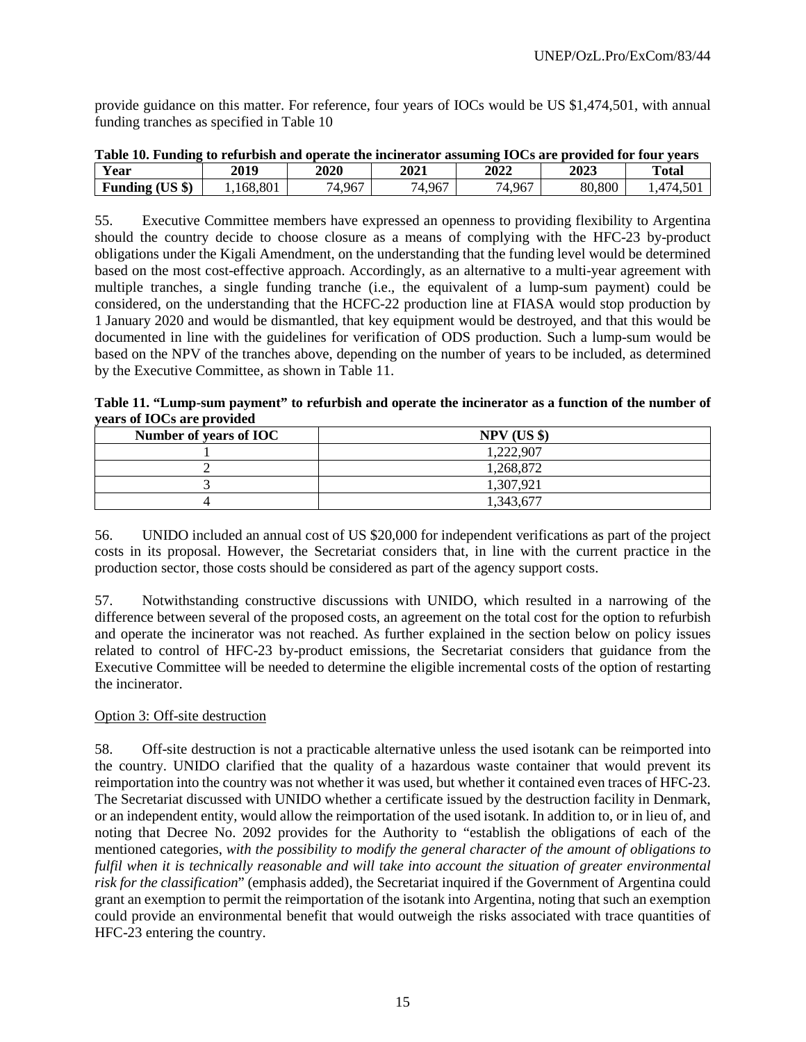provide guidance on this matter. For reference, four years of IOCs would be US $1,474,501, with annual funding tranches as specified in Table 10

**Table 10. Funding to refurbish and operate the incinerator assuming IOCs are provided for four years**

| Year | 2019 | 2020 | 2021 | 2022 | 2023 | Total |
|---|---|---|---|---|---|---|
| Funding (US $) | 1,168,801 | 74,967 | 74,967 | 74,967 | 80,800 | 1,474,501 |

55. Executive Committee members have expressed an openness to providing flexibility to Argentina should the country decide to choose closure as a means of complying with the HFC-23 by-product obligations under the Kigali Amendment, on the understanding that the funding level would be determined based on the most cost-effective approach. Accordingly, as an alternative to a multi-year agreement with multiple tranches, a single funding tranche (i.e., the equivalent of a lump-sum payment) could be considered, on the understanding that the HCFC-22 production line at FIASA would stop production by 1 January 2020 and would be dismantled, that key equipment would be destroyed, and that this would be documented in line with the guidelines for verification of ODS production. Such a lump-sum would be based on the NPV of the tranches above, depending on the number of years to be included, as determined by the Executive Committee, as shown in Table 11.

**Table 11. "Lump-sum payment" to refurbish and operate the incinerator as a function of the number of years of IOCs are provided**

| Number of years of IOC | NPV (US $) |
|---|---|
| 1 | 1,222,907 |
| 2 | 1,268,872 |
| 3 | 1,307,921 |
| 4 | 1,343,677 |

56. UNIDO included an annual cost of US $20,000 for independent verifications as part of the project costs in its proposal. However, the Secretariat considers that, in line with the current practice in the production sector, those costs should be considered as part of the agency support costs.

57. Notwithstanding constructive discussions with UNIDO, which resulted in a narrowing of the difference between several of the proposed costs, an agreement on the total cost for the option to refurbish and operate the incinerator was not reached. As further explained in the section below on policy issues related to control of HFC-23 by-product emissions, the Secretariat considers that guidance from the Executive Committee will be needed to determine the eligible incremental costs of the option of restarting the incinerator.

Option 3: Off-site destruction

58. Off-site destruction is not a practicable alternative unless the used isotank can be reimported into the country. UNIDO clarified that the quality of a hazardous waste container that would prevent its reimportation into the country was not whether it was used, but whether it contained even traces of HFC-23. The Secretariat discussed with UNIDO whether a certificate issued by the destruction facility in Denmark, or an independent entity, would allow the reimportation of the used isotank. In addition to, or in lieu of, and noting that Decree No. 2092 provides for the Authority to "establish the obligations of each of the mentioned categories, *with the possibility to modify the general character of the amount of obligations to fulfil when it is technically reasonable and will take into account the situation of greater environmental risk for the classification*" (emphasis added), the Secretariat inquired if the Government of Argentina could grant an exemption to permit the reimportation of the isotank into Argentina, noting that such an exemption could provide an environmental benefit that would outweigh the risks associated with trace quantities of HFC-23 entering the country.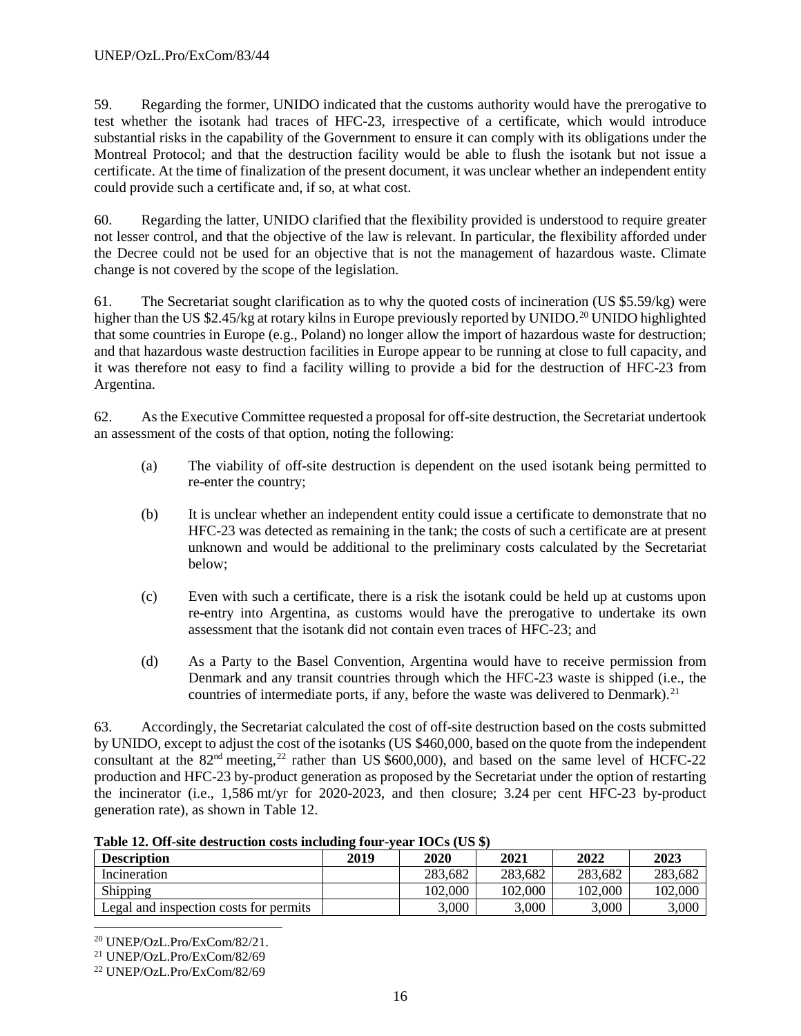59. Regarding the former, UNIDO indicated that the customs authority would have the prerogative to test whether the isotank had traces of HFC-23, irrespective of a certificate, which would introduce substantial risks in the capability of the Government to ensure it can comply with its obligations under the Montreal Protocol; and that the destruction facility would be able to flush the isotank but not issue a certificate. At the time of finalization of the present document, it was unclear whether an independent entity could provide such a certificate and, if so, at what cost.

60. Regarding the latter, UNIDO clarified that the flexibility provided is understood to require greater not lesser control, and that the objective of the law is relevant. In particular, the flexibility afforded under the Decree could not be used for an objective that is not the management of hazardous waste. Climate change is not covered by the scope of the legislation.

61. The Secretariat sought clarification as to why the quoted costs of incineration (US $5.59/kg) were higher than the US $2.45/kg at rotary kilns in Europe previously reported by UNIDO.[20] UNIDO highlighted that some countries in Europe (e.g., Poland) no longer allow the import of hazardous waste for destruction; and that hazardous waste destruction facilities in Europe appear to be running at close to full capacity, and it was therefore not easy to find a facility willing to provide a bid for the destruction of HFC-23 from Argentina.

62. As the Executive Committee requested a proposal for off-site destruction, the Secretariat undertook an assessment of the costs of that option, noting the following:

(a) The viability of off-site destruction is dependent on the used isotank being permitted to re-enter the country;

(b) It is unclear whether an independent entity could issue a certificate to demonstrate that no HFC-23 was detected as remaining in the tank; the costs of such a certificate are at present unknown and would be additional to the preliminary costs calculated by the Secretariat below;

(c) Even with such a certificate, there is a risk the isotank could be held up at customs upon re-entry into Argentina, as customs would have the prerogative to undertake its own assessment that the isotank did not contain even traces of HFC-23; and

(d) As a Party to the Basel Convention, Argentina would have to receive permission from Denmark and any transit countries through which the HFC-23 waste is shipped (i.e., the countries of intermediate ports, if any, before the waste was delivered to Denmark).[21]

63. Accordingly, the Secretariat calculated the cost of off-site destruction based on the costs submitted by UNIDO, except to adjust the cost of the isotanks (US $460,000, based on the quote from the independent consultant at the 82nd meeting,[22] rather than US $600,000), and based on the same level of HCFC-22 production and HFC-23 by-product generation as proposed by the Secretariat under the option of restarting the incinerator (i.e., 1,586 mt/yr for 2020-2023, and then closure; 3.24 per cent HFC-23 by-product generation rate), as shown in Table 12.

**Table 12. Off-site destruction costs including four-year IOCs (US $)**

| Description | 2019 | 2020 | 2021 | 2022 | 2023 |
|---|---|---|---|---|---|
| Incineration | | 283,682 | 283,682 | 283,682 | 283,682 |
| Shipping | | 102,000 | 102,000 | 102,000 | 102,000 |
| Legal and inspection costs for permits | | 3,000 | 3,000 | 3,000 | 3,000 |

[20] UNEP/OzL.Pro/ExCom/82/21.

[21] UNEP/OzL.Pro/ExCom/82/69

[22] UNEP/OzL.Pro/ExCom/82/69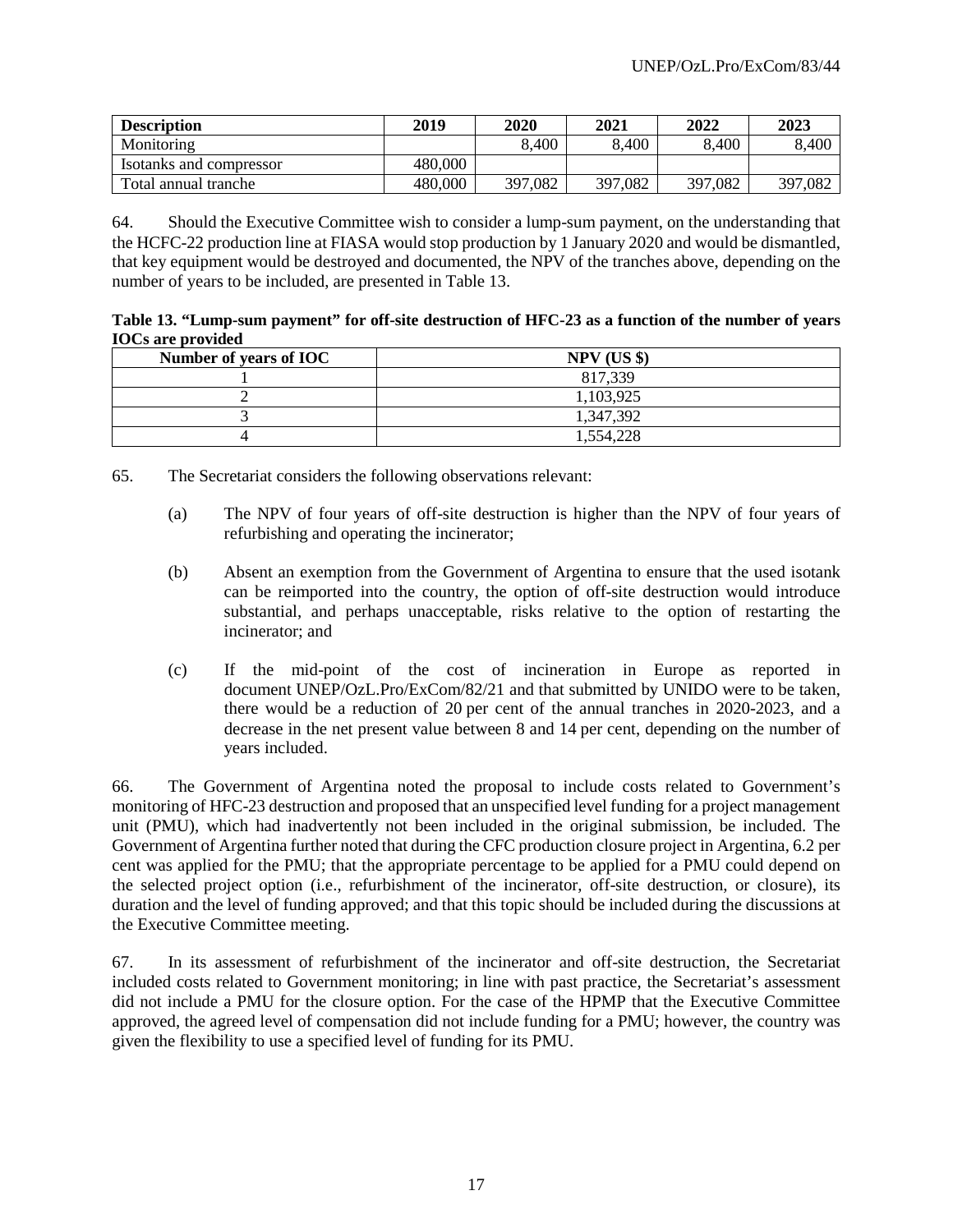| Description | 2019 | 2020 | 2021 | 2022 | 2023 |
|---|---|---|---|---|---|
| Monitoring | | 8,400 | 8,400 | 8,400 | 8,400 |
| Isotanks and compressor | 480,000 | | | | |
| Total annual tranche | 480,000 | 397,082 | 397,082 | 397,082 | 397,082 |

64. Should the Executive Committee wish to consider a lump-sum payment, on the understanding that the HCFC-22 production line at FIASA would stop production by 1 January 2020 and would be dismantled, that key equipment would be destroyed and documented, the NPV of the tranches above, depending on the number of years to be included, are presented in Table 13.

**Table 13. "Lump-sum payment" for off-site destruction of HFC-23 as a function of the number of years IOCs are provided**

| Number of years of IOC | NPV (US $) |
|---|---|
| 1 | 817,339 |
| 2 | 1,103,925 |
| 3 | 1,347,392 |
| 4 | 1,554,228 |

65. The Secretariat considers the following observations relevant:

(a) The NPV of four years of off-site destruction is higher than the NPV of four years of refurbishing and operating the incinerator;

(b) Absent an exemption from the Government of Argentina to ensure that the used isotank can be reimported into the country, the option of off-site destruction would introduce substantial, and perhaps unacceptable, risks relative to the option of restarting the incinerator; and

(c) If the mid-point of the cost of incineration in Europe as reported in document UNEP/OzL.Pro/ExCom/82/21 and that submitted by UNIDO were to be taken, there would be a reduction of 20 per cent of the annual tranches in 2020-2023, and a decrease in the net present value between 8 and 14 per cent, depending on the number of years included.

66. The Government of Argentina noted the proposal to include costs related to Government's monitoring of HFC-23 destruction and proposed that an unspecified level funding for a project management unit (PMU), which had inadvertently not been included in the original submission, be included. The Government of Argentina further noted that during the CFC production closure project in Argentina, 6.2 per cent was applied for the PMU; that the appropriate percentage to be applied for a PMU could depend on the selected project option (i.e., refurbishment of the incinerator, off-site destruction, or closure), its duration and the level of funding approved; and that this topic should be included during the discussions at the Executive Committee meeting.

67. In its assessment of refurbishment of the incinerator and off-site destruction, the Secretariat included costs related to Government monitoring; in line with past practice, the Secretariat's assessment did not include a PMU for the closure option. For the case of the HPMP that the Executive Committee approved, the agreed level of compensation did not include funding for a PMU; however, the country was given the flexibility to use a specified level of funding for its PMU.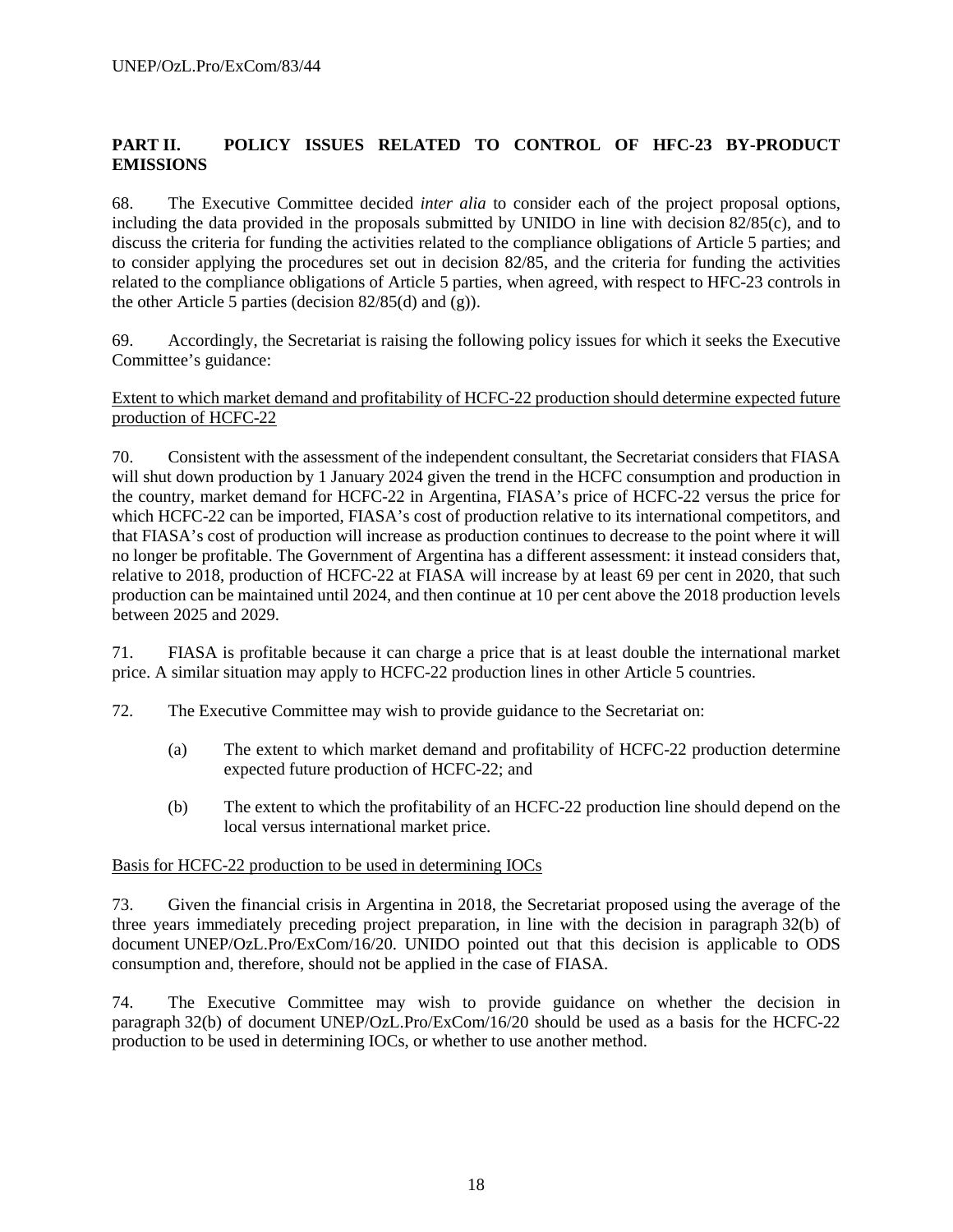## PART II. POLICY ISSUES RELATED TO CONTROL OF HFC-23 BY-PRODUCT EMISSIONS

68. The Executive Committee decided *inter alia* to consider each of the project proposal options, including the data provided in the proposals submitted by UNIDO in line with decision 82/85(c), and to discuss the criteria for funding the activities related to the compliance obligations of Article 5 parties; and to consider applying the procedures set out in decision 82/85, and the criteria for funding the activities related to the compliance obligations of Article 5 parties, when agreed, with respect to HFC-23 controls in the other Article 5 parties (decision 82/85(d) and (g)).

69. Accordingly, the Secretariat is raising the following policy issues for which it seeks the Executive Committee's guidance:

<u>Extent to which market demand and profitability of HCFC-22 production should determine expected future production of HCFC-22</u>

70. Consistent with the assessment of the independent consultant, the Secretariat considers that FIASA will shut down production by 1 January 2024 given the trend in the HCFC consumption and production in the country, market demand for HCFC-22 in Argentina, FIASA's price of HCFC-22 versus the price for which HCFC-22 can be imported, FIASA's cost of production relative to its international competitors, and that FIASA's cost of production will increase as production continues to decrease to the point where it will no longer be profitable. The Government of Argentina has a different assessment: it instead considers that, relative to 2018, production of HCFC-22 at FIASA will increase by at least 69 per cent in 2020, that such production can be maintained until 2024, and then continue at 10 per cent above the 2018 production levels between 2025 and 2029.

71. FIASA is profitable because it can charge a price that is at least double the international market price. A similar situation may apply to HCFC-22 production lines in other Article 5 countries.

72. The Executive Committee may wish to provide guidance to the Secretariat on:

(a) The extent to which market demand and profitability of HCFC-22 production determine expected future production of HCFC-22; and

(b) The extent to which the profitability of an HCFC-22 production line should depend on the local versus international market price.

<u>Basis for HCFC-22 production to be used in determining IOCs</u>

73. Given the financial crisis in Argentina in 2018, the Secretariat proposed using the average of the three years immediately preceding project preparation, in line with the decision in paragraph 32(b) of document UNEP/OzL.Pro/ExCom/16/20. UNIDO pointed out that this decision is applicable to ODS consumption and, therefore, should not be applied in the case of FIASA.

74. The Executive Committee may wish to provide guidance on whether the decision in paragraph 32(b) of document UNEP/OzL.Pro/ExCom/16/20 should be used as a basis for the HCFC-22 production to be used in determining IOCs, or whether to use another method.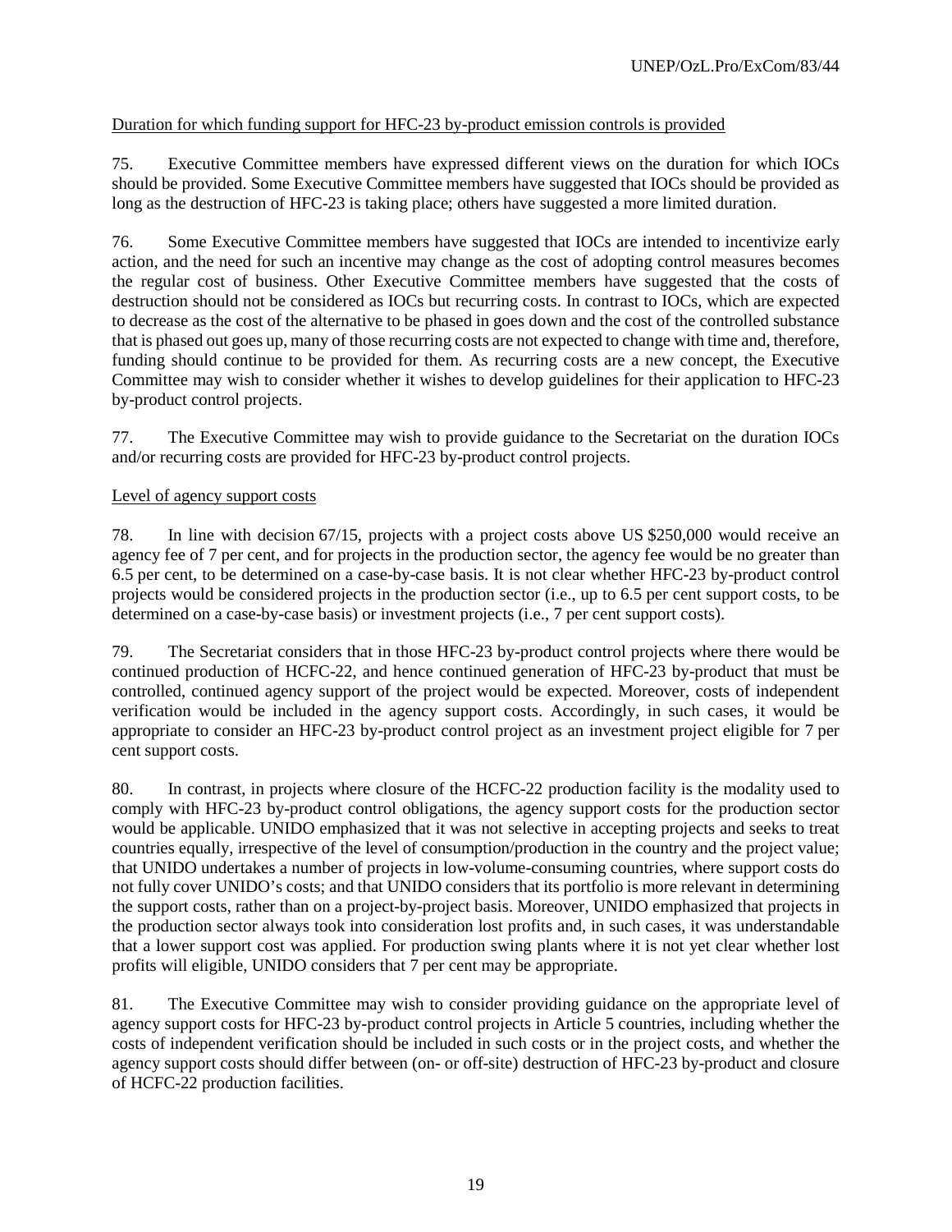Duration for which funding support for HFC-23 by-product emission controls is provided

75. Executive Committee members have expressed different views on the duration for which IOCs should be provided. Some Executive Committee members have suggested that IOCs should be provided as long as the destruction of HFC-23 is taking place; others have suggested a more limited duration.

76. Some Executive Committee members have suggested that IOCs are intended to incentivize early action, and the need for such an incentive may change as the cost of adopting control measures becomes the regular cost of business. Other Executive Committee members have suggested that the costs of destruction should not be considered as IOCs but recurring costs. In contrast to IOCs, which are expected to decrease as the cost of the alternative to be phased in goes down and the cost of the controlled substance that is phased out goes up, many of those recurring costs are not expected to change with time and, therefore, funding should continue to be provided for them. As recurring costs are a new concept, the Executive Committee may wish to consider whether it wishes to develop guidelines for their application to HFC-23 by-product control projects.

77. The Executive Committee may wish to provide guidance to the Secretariat on the duration IOCs and/or recurring costs are provided for HFC-23 by-product control projects.

Level of agency support costs

78. In line with decision 67/15, projects with a project costs above US $250,000 would receive an agency fee of 7 per cent, and for projects in the production sector, the agency fee would be no greater than 6.5 per cent, to be determined on a case-by-case basis. It is not clear whether HFC-23 by-product control projects would be considered projects in the production sector (i.e., up to 6.5 per cent support costs, to be determined on a case-by-case basis) or investment projects (i.e., 7 per cent support costs).

79. The Secretariat considers that in those HFC-23 by-product control projects where there would be continued production of HCFC-22, and hence continued generation of HFC-23 by-product that must be controlled, continued agency support of the project would be expected. Moreover, costs of independent verification would be included in the agency support costs. Accordingly, in such cases, it would be appropriate to consider an HFC-23 by-product control project as an investment project eligible for 7 per cent support costs.

80. In contrast, in projects where closure of the HCFC-22 production facility is the modality used to comply with HFC-23 by-product control obligations, the agency support costs for the production sector would be applicable. UNIDO emphasized that it was not selective in accepting projects and seeks to treat countries equally, irrespective of the level of consumption/production in the country and the project value; that UNIDO undertakes a number of projects in low-volume-consuming countries, where support costs do not fully cover UNIDO's costs; and that UNIDO considers that its portfolio is more relevant in determining the support costs, rather than on a project-by-project basis. Moreover, UNIDO emphasized that projects in the production sector always took into consideration lost profits and, in such cases, it was understandable that a lower support cost was applied. For production swing plants where it is not yet clear whether lost profits will eligible, UNIDO considers that 7 per cent may be appropriate.

81. The Executive Committee may wish to consider providing guidance on the appropriate level of agency support costs for HFC-23 by-product control projects in Article 5 countries, including whether the costs of independent verification should be included in such costs or in the project costs, and whether the agency support costs should differ between (on- or off-site) destruction of HFC-23 by-product and closure of HCFC-22 production facilities.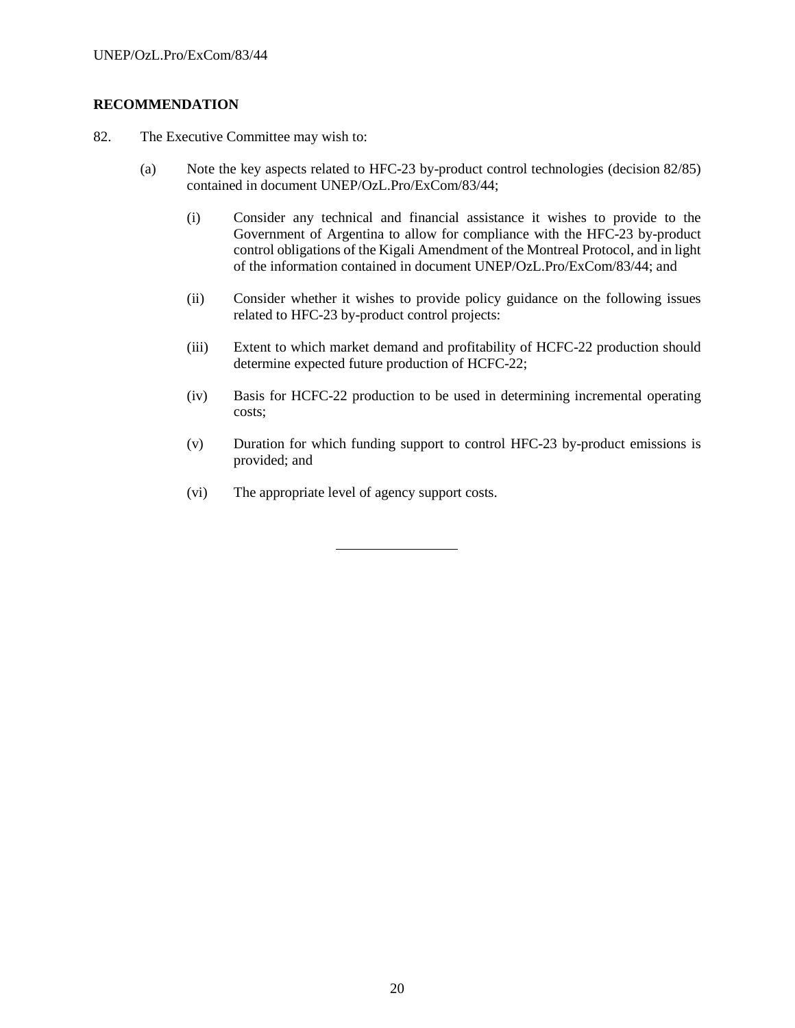## RECOMMENDATION

82. The Executive Committee may wish to:

(a) Note the key aspects related to HFC-23 by-product control technologies (decision 82/85) contained in document UNEP/OzL.Pro/ExCom/83/44;

(i) Consider any technical and financial assistance it wishes to provide to the Government of Argentina to allow for compliance with the HFC-23 by-product control obligations of the Kigali Amendment of the Montreal Protocol, and in light of the information contained in document UNEP/OzL.Pro/ExCom/83/44; and

(ii) Consider whether it wishes to provide policy guidance on the following issues related to HFC-23 by-product control projects:

(iii) Extent to which market demand and profitability of HCFC-22 production should determine expected future production of HCFC-22;

(iv) Basis for HCFC-22 production to be used in determining incremental operating costs;

(v) Duration for which funding support to control HFC-23 by-product emissions is provided; and

(vi) The appropriate level of agency support costs.

---